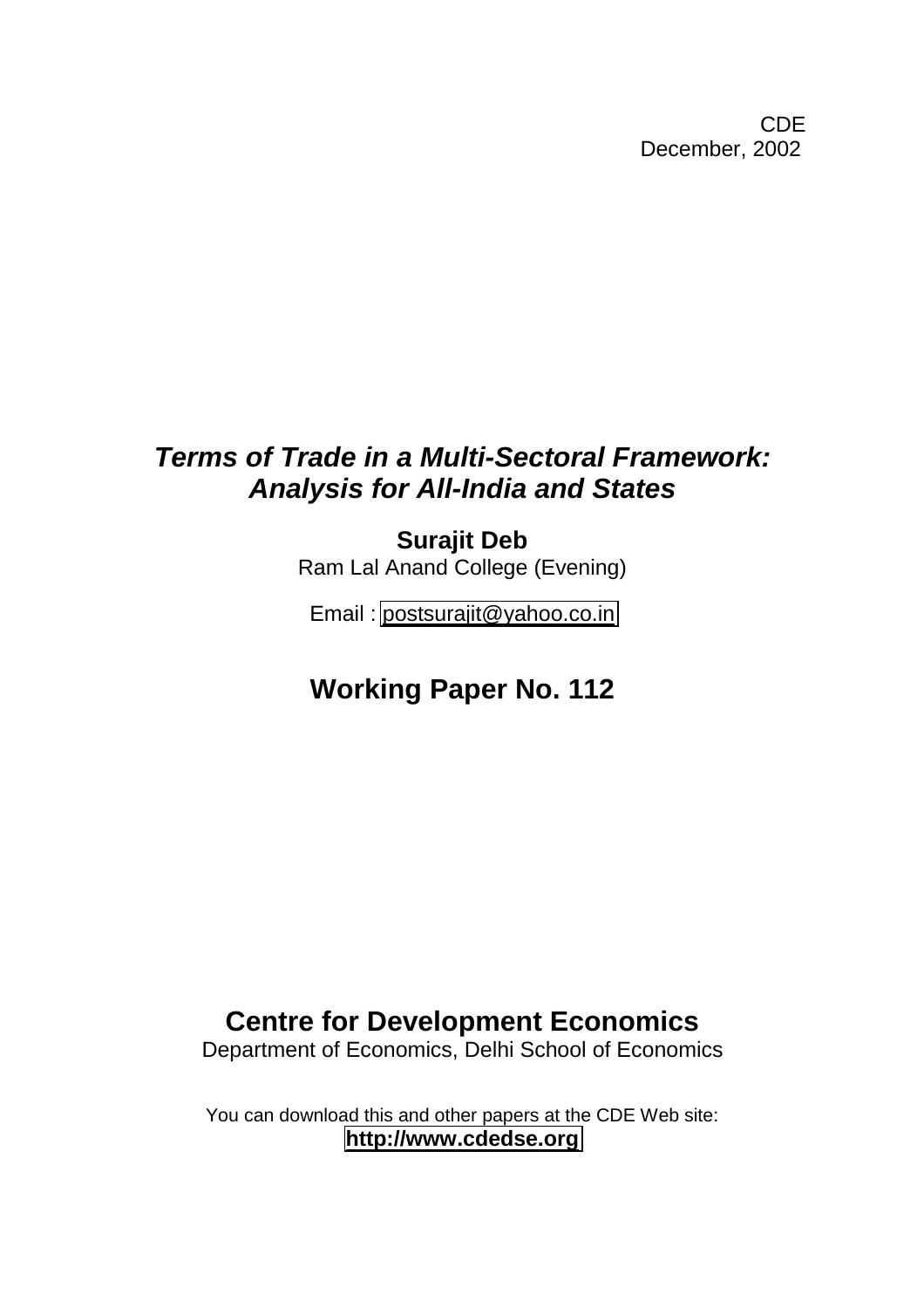CDE
December, 2002

# *Terms of Trade in a Multi-Sectoral Framework: Analysis for All-India and States*

**Surajit Deb**

Ram Lal Anand College (Evening)

Email : postsurajit@yahoo.co.in

## Working Paper No. 112

## Centre for Development Economics

Department of Economics, Delhi School of Economics

You can download this and other papers at the CDE Web site:
**http://www.cdedse.org**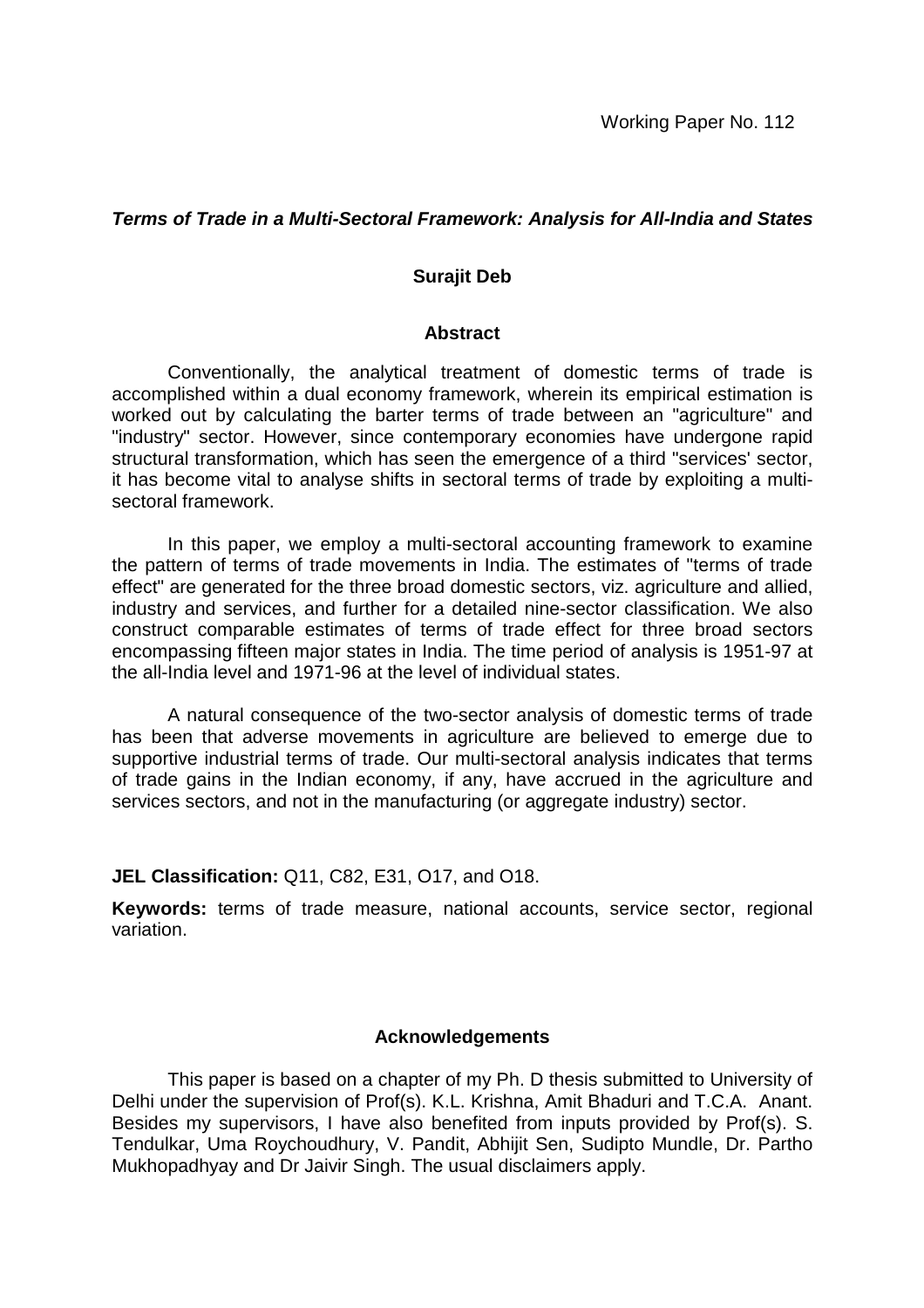Working Paper No. 112

## ***Terms of Trade in a Multi-Sectoral Framework: Analysis for All-India and States***

**Surajit Deb**

### Abstract

Conventionally, the analytical treatment of domestic terms of trade is accomplished within a dual economy framework, wherein its empirical estimation is worked out by calculating the barter terms of trade between an "agriculture" and "industry" sector. However, since contemporary economies have undergone rapid structural transformation, which has seen the emergence of a third "services' sector, it has become vital to analyse shifts in sectoral terms of trade by exploiting a multi-sectoral framework.

In this paper, we employ a multi-sectoral accounting framework to examine the pattern of terms of trade movements in India. The estimates of "terms of trade effect" are generated for the three broad domestic sectors, viz. agriculture and allied, industry and services, and further for a detailed nine-sector classification. We also construct comparable estimates of terms of trade effect for three broad sectors encompassing fifteen major states in India. The time period of analysis is 1951-97 at the all-India level and 1971-96 at the level of individual states.

A natural consequence of the two-sector analysis of domestic terms of trade has been that adverse movements in agriculture are believed to emerge due to supportive industrial terms of trade. Our multi-sectoral analysis indicates that terms of trade gains in the Indian economy, if any, have accrued in the agriculture and services sectors, and not in the manufacturing (or aggregate industry) sector.

**JEL Classification:** Q11, C82, E31, O17, and O18.

**Keywords:** terms of trade measure, national accounts, service sector, regional variation.

### Acknowledgements

This paper is based on a chapter of my Ph. D thesis submitted to University of Delhi under the supervision of Prof(s). K.L. Krishna, Amit Bhaduri and T.C.A. Anant. Besides my supervisors, I have also benefited from inputs provided by Prof(s). S. Tendulkar, Uma Roychoudhury, V. Pandit, Abhijit Sen, Sudipto Mundle, Dr. Partho Mukhopadhyay and Dr Jaivir Singh. The usual disclaimers apply.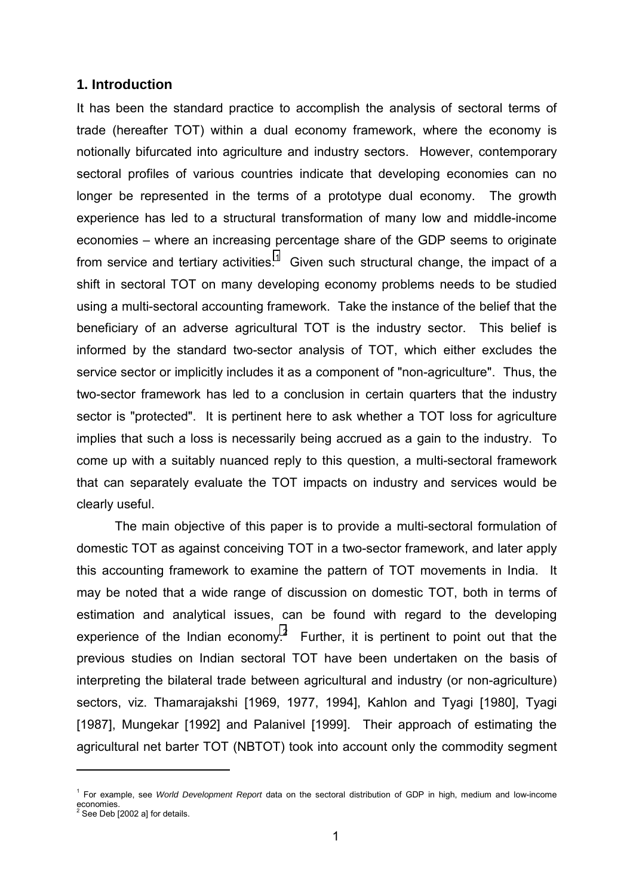## 1. Introduction

It has been the standard practice to accomplish the analysis of sectoral terms of trade (hereafter TOT) within a dual economy framework, where the economy is notionally bifurcated into agriculture and industry sectors. However, contemporary sectoral profiles of various countries indicate that developing economies can no longer be represented in the terms of a prototype dual economy. The growth experience has led to a structural transformation of many low and middle-income economies – where an increasing percentage share of the GDP seems to originate from service and tertiary activities.[1] Given such structural change, the impact of a shift in sectoral TOT on many developing economy problems needs to be studied using a multi-sectoral accounting framework. Take the instance of the belief that the beneficiary of an adverse agricultural TOT is the industry sector. This belief is informed by the standard two-sector analysis of TOT, which either excludes the service sector or implicitly includes it as a component of "non-agriculture". Thus, the two-sector framework has led to a conclusion in certain quarters that the industry sector is "protected". It is pertinent here to ask whether a TOT loss for agriculture implies that such a loss is necessarily being accrued as a gain to the industry. To come up with a suitably nuanced reply to this question, a multi-sectoral framework that can separately evaluate the TOT impacts on industry and services would be clearly useful.

The main objective of this paper is to provide a multi-sectoral formulation of domestic TOT as against conceiving TOT in a two-sector framework, and later apply this accounting framework to examine the pattern of TOT movements in India. It may be noted that a wide range of discussion on domestic TOT, both in terms of estimation and analytical issues, can be found with regard to the developing experience of the Indian economy.[2] Further, it is pertinent to point out that the previous studies on Indian sectoral TOT have been undertaken on the basis of interpreting the bilateral trade between agricultural and industry (or non-agriculture) sectors, viz. Thamarajakshi [1969, 1977, 1994], Kahlon and Tyagi [1980], Tyagi [1987], Mungekar [1992] and Palanivel [1999]. Their approach of estimating the agricultural net barter TOT (NBTOT) took into account only the commodity segment

---

[1] For example, see *World Development Report* data on the sectoral distribution of GDP in high, medium and low-income economies.

[2] See Deb [2002 a] for details.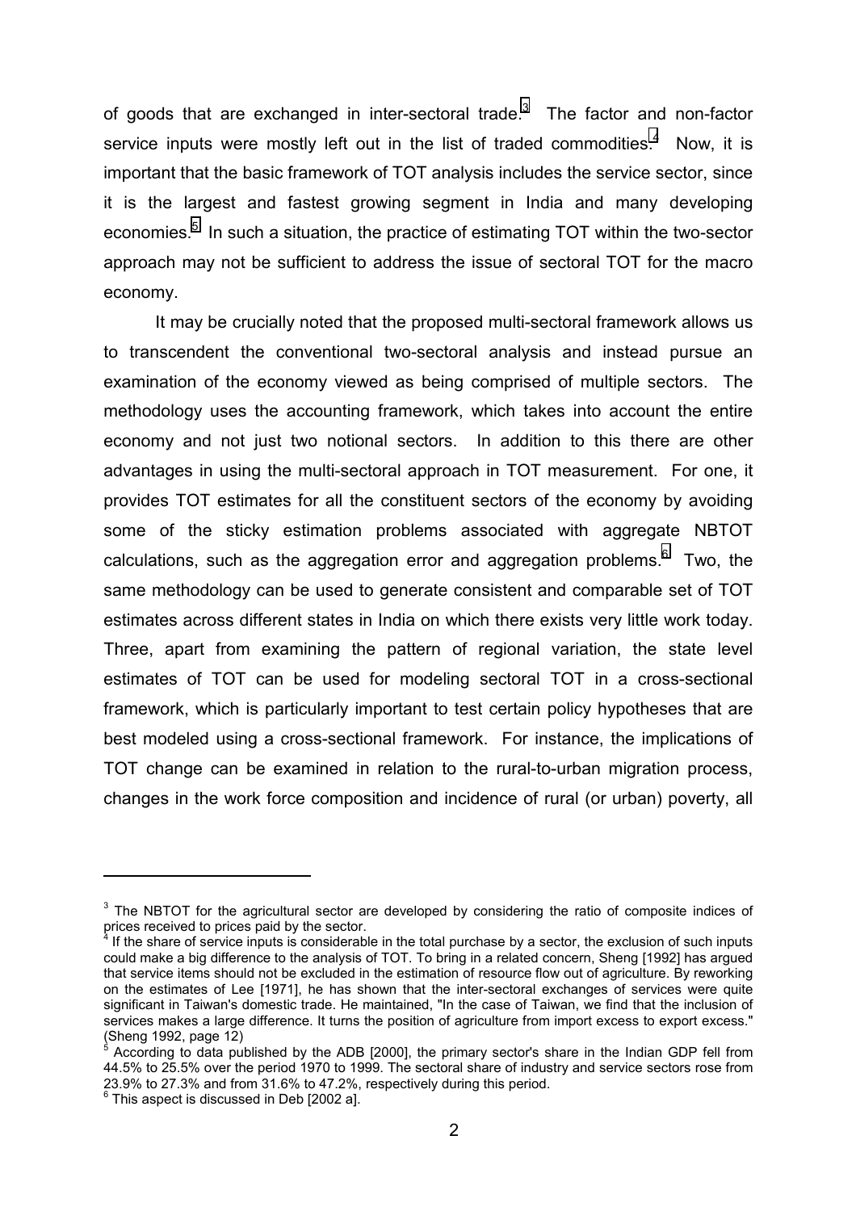of goods that are exchanged in inter-sectoral trade.[3] The factor and non-factor service inputs were mostly left out in the list of traded commodities.[4] Now, it is important that the basic framework of TOT analysis includes the service sector, since it is the largest and fastest growing segment in India and many developing economies.[5] In such a situation, the practice of estimating TOT within the two-sector approach may not be sufficient to address the issue of sectoral TOT for the macro economy.

It may be crucially noted that the proposed multi-sectoral framework allows us to transcendent the conventional two-sectoral analysis and instead pursue an examination of the economy viewed as being comprised of multiple sectors. The methodology uses the accounting framework, which takes into account the entire economy and not just two notional sectors. In addition to this there are other advantages in using the multi-sectoral approach in TOT measurement. For one, it provides TOT estimates for all the constituent sectors of the economy by avoiding some of the sticky estimation problems associated with aggregate NBTOT calculations, such as the aggregation error and aggregation problems.[6] Two, the same methodology can be used to generate consistent and comparable set of TOT estimates across different states in India on which there exists very little work today. Three, apart from examining the pattern of regional variation, the state level estimates of TOT can be used for modeling sectoral TOT in a cross-sectional framework, which is particularly important to test certain policy hypotheses that are best modeled using a cross-sectional framework. For instance, the implications of TOT change can be examined in relation to the rural-to-urban migration process, changes in the work force composition and incidence of rural (or urban) poverty, all

---

[3] The NBTOT for the agricultural sector are developed by considering the ratio of composite indices of prices received to prices paid by the sector.

[4] If the share of service inputs is considerable in the total purchase by a sector, the exclusion of such inputs could make a big difference to the analysis of TOT. To bring in a related concern, Sheng [1992] has argued that service items should not be excluded in the estimation of resource flow out of agriculture. By reworking on the estimates of Lee [1971], he has shown that the inter-sectoral exchanges of services were quite significant in Taiwan's domestic trade. He maintained, "In the case of Taiwan, we find that the inclusion of services makes a large difference. It turns the position of agriculture from import excess to export excess." (Sheng 1992, page 12)

[5] According to data published by the ADB [2000], the primary sector's share in the Indian GDP fell from 44.5% to 25.5% over the period 1970 to 1999. The sectoral share of industry and service sectors rose from 23.9% to 27.3% and from 31.6% to 47.2%, respectively during this period.

[6] This aspect is discussed in Deb [2002 a].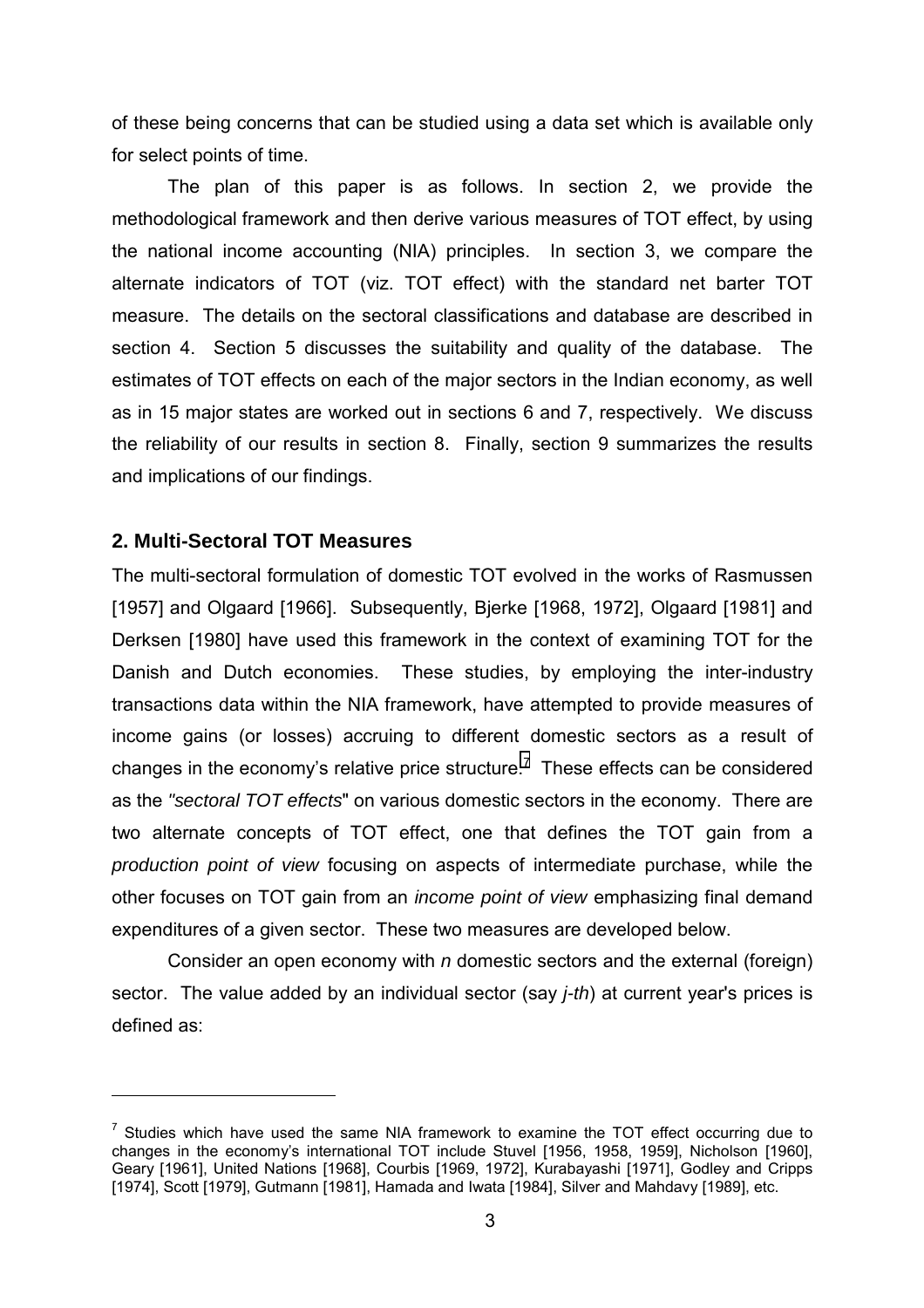of these being concerns that can be studied using a data set which is available only for select points of time.

The plan of this paper is as follows. In section 2, we provide the methodological framework and then derive various measures of TOT effect, by using the national income accounting (NIA) principles. In section 3, we compare the alternate indicators of TOT (viz. TOT effect) with the standard net barter TOT measure. The details on the sectoral classifications and database are described in section 4. Section 5 discusses the suitability and quality of the database. The estimates of TOT effects on each of the major sectors in the Indian economy, as well as in 15 major states are worked out in sections 6 and 7, respectively. We discuss the reliability of our results in section 8. Finally, section 9 summarizes the results and implications of our findings.

## 2. Multi-Sectoral TOT Measures

The multi-sectoral formulation of domestic TOT evolved in the works of Rasmussen [1957] and Olgaard [1966]. Subsequently, Bjerke [1968, 1972], Olgaard [1981] and Derksen [1980] have used this framework in the context of examining TOT for the Danish and Dutch economies. These studies, by employing the inter-industry transactions data within the NIA framework, have attempted to provide measures of income gains (or losses) accruing to different domestic sectors as a result of changes in the economy's relative price structure.[7] These effects can be considered as the *"sectoral TOT effects"* on various domestic sectors in the economy. There are two alternate concepts of TOT effect, one that defines the TOT gain from a *production point of view* focusing on aspects of intermediate purchase, while the other focuses on TOT gain from an *income point of view* emphasizing final demand expenditures of a given sector. These two measures are developed below.

Consider an open economy with *n* domestic sectors and the external (foreign) sector. The value added by an individual sector (say *j-th*) at current year's prices is defined as:

---

[7] Studies which have used the same NIA framework to examine the TOT effect occurring due to changes in the economy's international TOT include Stuvel [1956, 1958, 1959], Nicholson [1960], Geary [1961], United Nations [1968], Courbis [1969, 1972], Kurabayashi [1971], Godley and Cripps [1974], Scott [1979], Gutmann [1981], Hamada and Iwata [1984], Silver and Mahdavy [1989], etc.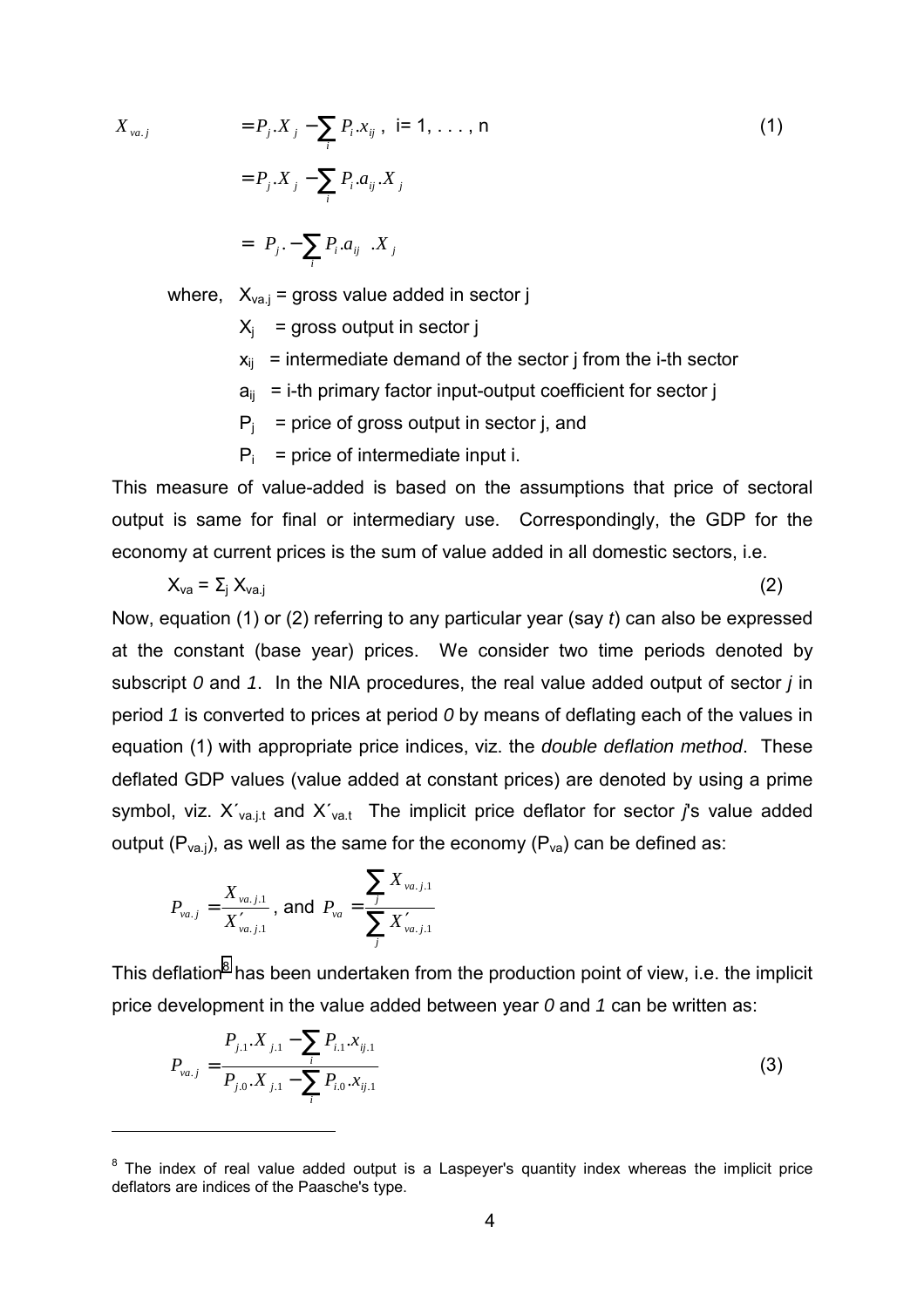$$X_{va.j} = P_j.X_j - \sum_i P_i.x_{ij}\,,\ \text{i= 1, . . . , n} \tag{1}$$

$$= P_j.X_j - \sum_i P_i.a_{ij}.X_j$$

$$= \left( P_j. - \sum_i P_i.a_{ij} \right).X_j$$

where, $X_{va.j}$ = gross value added in sector j

$X_j$ = gross output in sector j

$x_{ij}$ = intermediate demand of the sector j from the i-th sector

$a_{ij}$ = i-th primary factor input-output coefficient for sector j

$P_j$ = price of gross output in sector j, and

$P_i$ = price of intermediate input i.

This measure of value-added is based on the assumptions that price of sectoral output is same for final or intermediary use. Correspondingly, the GDP for the economy at current prices is the sum of value added in all domestic sectors, i.e.

$$X_{va} = \Sigma_j X_{va.j} \tag{2}$$

Now, equation (1) or (2) referring to any particular year (say *t*) can also be expressed at the constant (base year) prices. We consider two time periods denoted by subscript *0* and *1*. In the NIA procedures, the real value added output of sector *j* in period *1* is converted to prices at period *0* by means of deflating each of the values in equation (1) with appropriate price indices, viz. the *double deflation method*. These deflated GDP values (value added at constant prices) are denoted by using a prime symbol, viz. $X'_{va.j.t}$ and $X'_{va.t}$ The implicit price deflator for sector *j*'s value added output ($P_{va.j}$), as well as the same for the economy ($P_{va}$) can be defined as:

$$P_{va.j} = \frac{X_{va.j.1}}{X'_{va.j.1}}\,, \text{ and } P_{va} = \frac{\sum_j X_{va.j.1}}{\sum_j X'_{va.j.1}}$$

This deflation[8] has been undertaken from the production point of view, i.e. the implicit price development in the value added between year *0* and *1* can be written as:

$$P_{va.j} = \frac{P_{j.1}.X_{j.1} - \sum_i P_{i.1}.x_{ij.1}}{P_{j.0}.X_{j.1} - \sum_i P_{i.0}.x_{ij.1}} \tag{3}$$

---

[8] The index of real value added output is a Laspeyer's quantity index whereas the implicit price deflators are indices of the Paasche's type.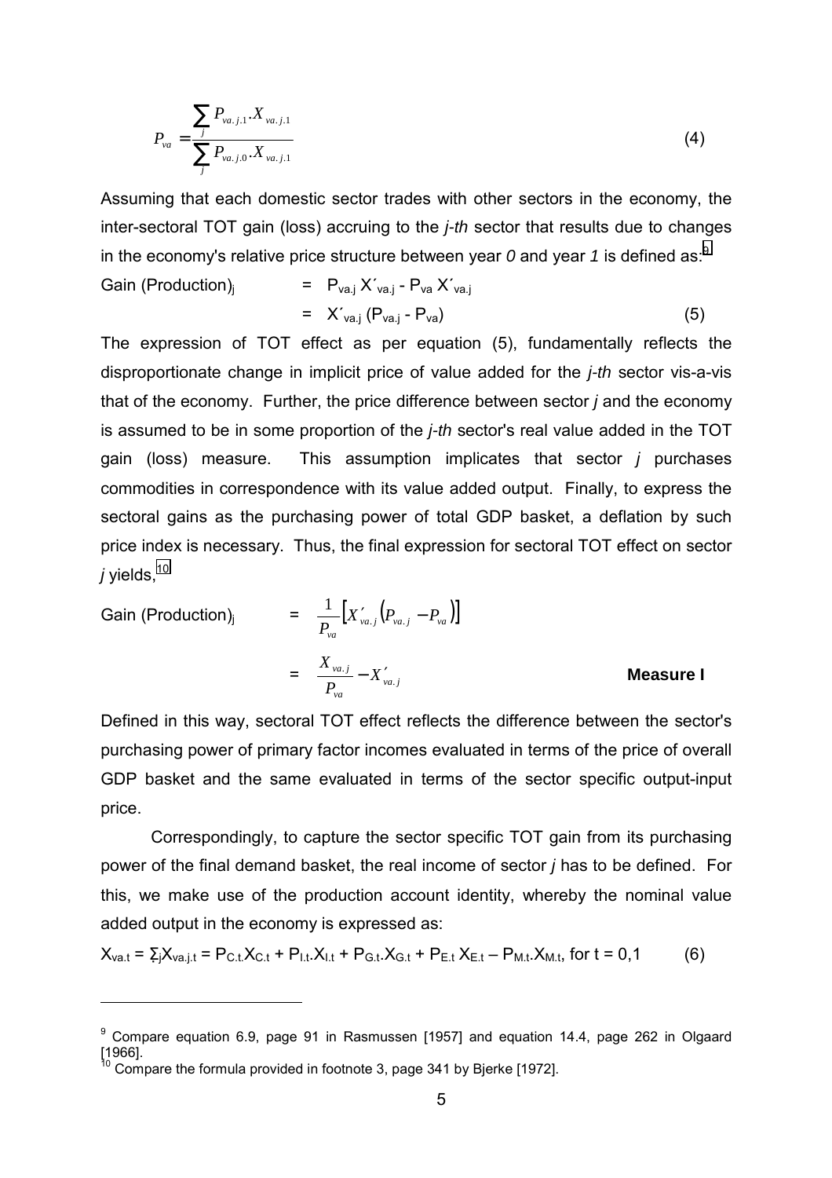$$P_{va} = \frac{\sum_j P_{va.j.1} . X_{va.j.1}}{\sum_j P_{va.j.0} . X_{va.j.1}} \tag{4}$$

Assuming that each domestic sector trades with other sectors in the economy, the inter-sectoral TOT gain (loss) accruing to the *j-th* sector that results due to changes in the economy's relative price structure between year *0* and year *1* is defined as:[9]

$$\begin{aligned} \text{Gain (Production)}_j &= P_{va.j} X'_{va.j} - P_{va} X'_{va.j} \\ &= X'_{va.j} (P_{va.j} - P_{va}) \end{aligned} \tag{5}$$

The expression of TOT effect as per equation (5), fundamentally reflects the disproportionate change in implicit price of value added for the *j-th* sector vis-a-vis that of the economy. Further, the price difference between sector *j* and the economy is assumed to be in some proportion of the *j-th* sector's real value added in the TOT gain (loss) measure. This assumption implicates that sector *j* purchases commodities in correspondence with its value added output. Finally, to express the sectoral gains as the purchasing power of total GDP basket, a deflation by such price index is necessary. Thus, the final expression for sectoral TOT effect on sector *j* yields,[10]

$$\begin{aligned} \text{Gain (Production)}_j &= \frac{1}{P_{va}} \left[ X'_{va.j} \left( P_{va.j} - P_{va} \right) \right] \\ &= \frac{X_{va.j}}{P_{va}} - X'_{va.j} \qquad \textbf{Measure I} \end{aligned}$$

Defined in this way, sectoral TOT effect reflects the difference between the sector's purchasing power of primary factor incomes evaluated in terms of the price of overall GDP basket and the same evaluated in terms of the sector specific output-input price.

Correspondingly, to capture the sector specific TOT gain from its purchasing power of the final demand basket, the real income of sector *j* has to be defined. For this, we make use of the production account identity, whereby the nominal value added output in the economy is expressed as:

$$X_{va.t} = \sum_j X_{va.j.t} = P_{C.t}.X_{C.t} + P_{I.t}.X_{I.t} + P_{G.t}.X_{G.t} + P_{E.t} X_{E.t} - P_{M.t}.X_{M.t}, \text{ for } t = 0,1 \tag{6}$$

---

[9] Compare equation 6.9, page 91 in Rasmussen [1957] and equation 14.4, page 262 in Olgaard [1966].

[10] Compare the formula provided in footnote 3, page 341 by Bjerke [1972].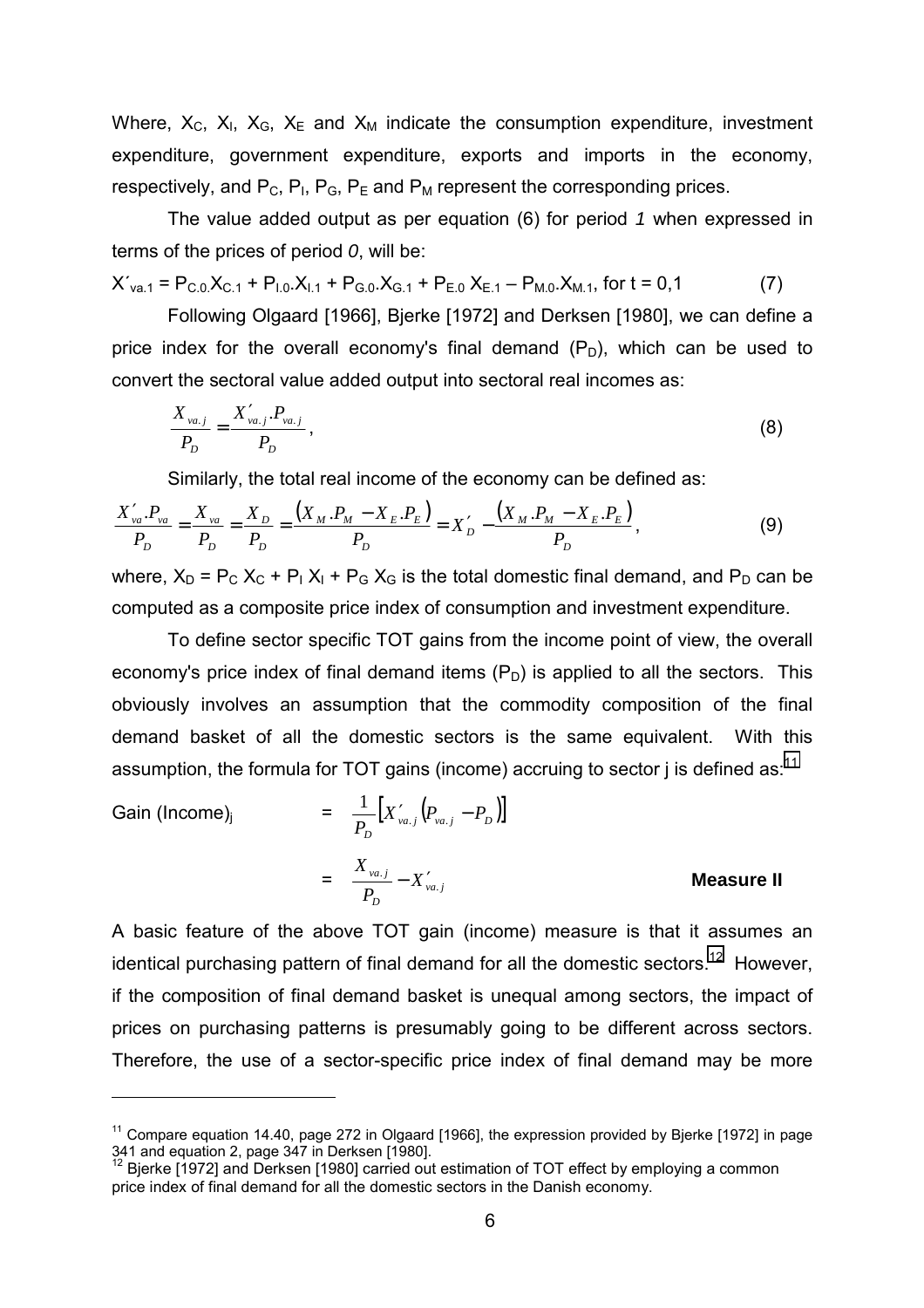Where, $X_C$, $X_I$, $X_G$, $X_E$ and $X_M$ indicate the consumption expenditure, investment expenditure, government expenditure, exports and imports in the economy, respectively, and $P_C$, $P_I$, $P_G$, $P_E$ and $P_M$ represent the corresponding prices.

The value added output as per equation (6) for period *1* when expressed in terms of the prices of period *0*, will be:

$$X'_{va.1} = P_{C.0}.X_{C.1} + P_{I.0}.X_{I.1} + P_{G.0}.X_{G.1} + P_{E.0}\,X_{E.1} - P_{M.0}.X_{M.1}, \text{ for } t = 0,1 \tag{7}$$

Following Olgaard [1966], Bjerke [1972] and Derksen [1980], we can define a price index for the overall economy's final demand ($P_D$), which can be used to convert the sectoral value added output into sectoral real incomes as:

$$\frac{X_{va.j}}{P_D} = \frac{X'_{va.j}.P_{va.j}}{P_D}, \tag{8}$$

Similarly, the total real income of the economy can be defined as:

$$\frac{X'_{va}.P_{va}}{P_D} = \frac{X_{va}}{P_D} = \frac{X_D}{P_D} = \frac{\left(X_M.P_M - X_E.P_E\right)}{P_D} = X'_D - \frac{\left(X_M.P_M - X_E.P_E\right)}{P_D}, \tag{9}$$

where, $X_D = P_C\,X_C + P_I\,X_I + P_G\,X_G$ is the total domestic final demand, and $P_D$ can be computed as a composite price index of consumption and investment expenditure.

To define sector specific TOT gains from the income point of view, the overall economy's price index of final demand items ($P_D$) is applied to all the sectors. This obviously involves an assumption that the commodity composition of the final demand basket of all the domestic sectors is the same equivalent. With this assumption, the formula for TOT gains (income) accruing to sector j is defined as:[11]

$$\text{Gain (Income)}_j = \frac{1}{P_D}\left[X'_{va.j}\left(P_{va.j} - P_D\right)\right]$$

$$= \frac{X_{va.j}}{P_D} - X'_{va.j} \qquad \textbf{Measure II}$$

A basic feature of the above TOT gain (income) measure is that it assumes an identical purchasing pattern of final demand for all the domestic sectors.[12] However, if the composition of final demand basket is unequal among sectors, the impact of prices on purchasing patterns is presumably going to be different across sectors. Therefore, the use of a sector-specific price index of final demand may be more

---

[11] Compare equation 14.40, page 272 in Olgaard [1966], the expression provided by Bjerke [1972] in page 341 and equation 2, page 347 in Derksen [1980].

[12] Bjerke [1972] and Derksen [1980] carried out estimation of TOT effect by employing a common price index of final demand for all the domestic sectors in the Danish economy.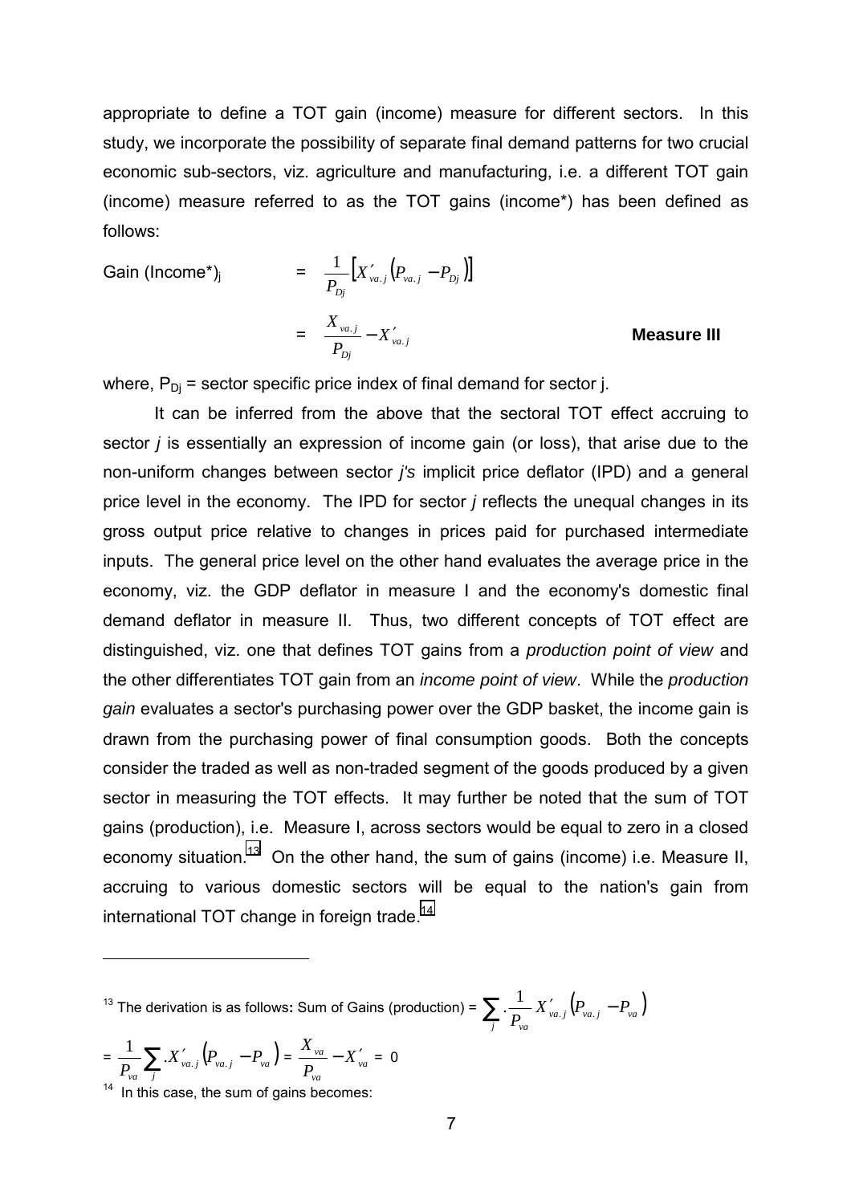appropriate to define a TOT gain (income) measure for different sectors. In this study, we incorporate the possibility of separate final demand patterns for two crucial economic sub-sectors, viz. agriculture and manufacturing, i.e. a different TOT gain (income) measure referred to as the TOT gains (income*) has been defined as follows:

$$\text{Gain (Income*)}_j = \frac{1}{P_{Dj}}\left[X'_{va.j}\left(P_{va.j} - P_{Dj}\right)\right]$$

$$= \frac{X_{va.j}}{P_{Dj}} - X'_{va.j} \qquad \textbf{Measure III}$$

where, $P_{Dj}$ = sector specific price index of final demand for sector j.

It can be inferred from the above that the sectoral TOT effect accruing to sector *j* is essentially an expression of income gain (or loss), that arise due to the non-uniform changes between sector *j's* implicit price deflator (IPD) and a general price level in the economy. The IPD for sector *j* reflects the unequal changes in its gross output price relative to changes in prices paid for purchased intermediate inputs. The general price level on the other hand evaluates the average price in the economy, viz. the GDP deflator in measure I and the economy's domestic final demand deflator in measure II. Thus, two different concepts of TOT effect are distinguished, viz. one that defines TOT gains from a *production point of view* and the other differentiates TOT gain from an *income point of view*. While the *production gain* evaluates a sector's purchasing power over the GDP basket, the income gain is drawn from the purchasing power of final consumption goods. Both the concepts consider the traded as well as non-traded segment of the goods produced by a given sector in measuring the TOT effects. It may further be noted that the sum of TOT gains (production), i.e. Measure I, across sectors would be equal to zero in a closed economy situation.[13] On the other hand, the sum of gains (income) i.e. Measure II, accruing to various domestic sectors will be equal to the nation's gain from international TOT change in foreign trade.[14]

---

[13] The derivation is as follows: Sum of Gains (production) = $\sum_j . \frac{1}{P_{va}} X'_{va.j}\left(P_{va.j} - P_{va}\right)$

$= \frac{1}{P_{va}} \sum_j . X'_{va.j}\left(P_{va.j} - P_{va}\right) = \frac{X_{va}}{P_{va}} - X'_{va} = 0$

[14] In this case, the sum of gains becomes: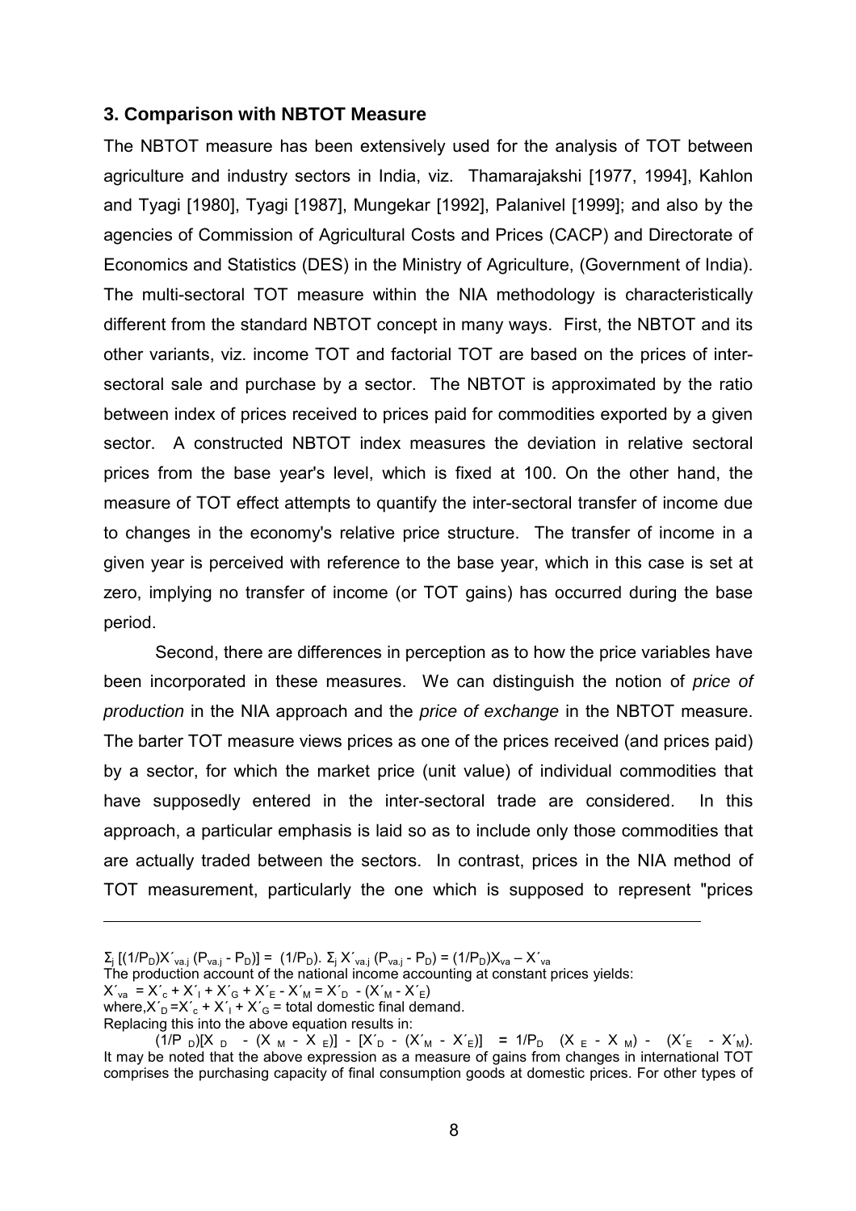## 3. Comparison with NBTOT Measure

The NBTOT measure has been extensively used for the analysis of TOT between agriculture and industry sectors in India, viz. Thamarajakshi [1977, 1994], Kahlon and Tyagi [1980], Tyagi [1987], Mungekar [1992], Palanivel [1999]; and also by the agencies of Commission of Agricultural Costs and Prices (CACP) and Directorate of Economics and Statistics (DES) in the Ministry of Agriculture, (Government of India). The multi-sectoral TOT measure within the NIA methodology is characteristically different from the standard NBTOT concept in many ways. First, the NBTOT and its other variants, viz. income TOT and factorial TOT are based on the prices of inter-sectoral sale and purchase by a sector. The NBTOT is approximated by the ratio between index of prices received to prices paid for commodities exported by a given sector. A constructed NBTOT index measures the deviation in relative sectoral prices from the base year's level, which is fixed at 100. On the other hand, the measure of TOT effect attempts to quantify the inter-sectoral transfer of income due to changes in the economy's relative price structure. The transfer of income in a given year is perceived with reference to the base year, which in this case is set at zero, implying no transfer of income (or TOT gains) has occurred during the base period.

Second, there are differences in perception as to how the price variables have been incorporated in these measures. We can distinguish the notion of *price of production* in the NIA approach and the *price of exchange* in the NBTOT measure. The barter TOT measure views prices as one of the prices received (and prices paid) by a sector, for which the market price (unit value) of individual commodities that have supposedly entered in the inter-sectoral trade are considered. In this approach, a particular emphasis is laid so as to include only those commodities that are actually traded between the sectors. In contrast, prices in the NIA method of TOT measurement, particularly the one which is supposed to represent "prices

---

$\Sigma_j [(1/P_D)X'_{va.j} (P_{va.j} - P_D)] = (1/P_D). \Sigma_j X'_{va.j} (P_{va.j} - P_D) = (1/P_D)X_{va} - X'_{va}$

The production account of the national income accounting at constant prices yields:

$X'_{va} = X'_c + X'_I + X'_G + X'_E - X'_M = X'_D - (X'_M - X'_E)$

where, $X'_D = X'_c + X'_I + X'_G$ = total domestic final demand.

Replacing this into the above equation results in:

$$(1/P_D)[X_D - (X_M - X_E)] - [X'_D - (X'_M - X'_E)] = 1/P_D \quad (X_E - X_M) - (X'_E - X'_M).$$

It may be noted that the above expression as a measure of gains from changes in international TOT comprises the purchasing capacity of final consumption goods at domestic prices. For other types of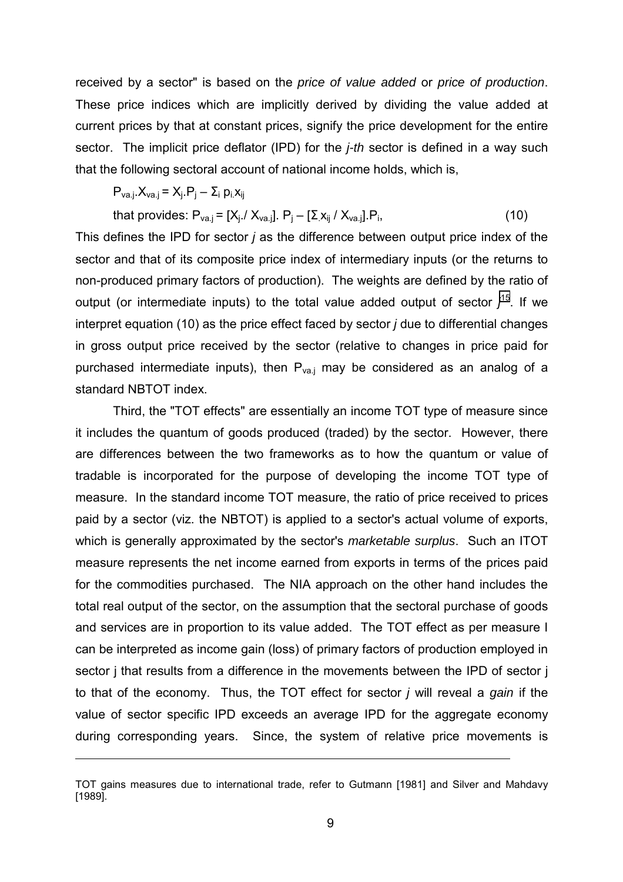received by a sector" is based on the *price of value added* or *price of production*. These price indices which are implicitly derived by dividing the value added at current prices by that at constant prices, signify the price development for the entire sector. The implicit price deflator (IPD) for the *j-th* sector is defined in a way such that the following sectoral account of national income holds, which is,

$$P_{va.j}.X_{va.j} = X_j.P_j - \Sigma_i \, p_i.x_{ij}$$

that provides: $P_{va.j} = [X_j./ X_{va.j}]. \, P_j - [\Sigma_. x_{ij} / X_{va.j}].P_i$, (10)

This defines the IPD for sector *j* as the difference between output price index of the sector and that of its composite price index of intermediary inputs (or the returns to non-produced primary factors of production). The weights are defined by the ratio of output (or intermediate inputs) to the total value added output of sector *j*[15]. If we interpret equation (10) as the price effect faced by sector *j* due to differential changes in gross output price received by the sector (relative to changes in price paid for purchased intermediate inputs), then $P_{va.j}$ may be considered as an analog of a standard NBTOT index.

Third, the "TOT effects" are essentially an income TOT type of measure since it includes the quantum of goods produced (traded) by the sector. However, there are differences between the two frameworks as to how the quantum or value of tradable is incorporated for the purpose of developing the income TOT type of measure. In the standard income TOT measure, the ratio of price received to prices paid by a sector (viz. the NBTOT) is applied to a sector's actual volume of exports, which is generally approximated by the sector's *marketable surplus*. Such an ITOT measure represents the net income earned from exports in terms of the prices paid for the commodities purchased. The NIA approach on the other hand includes the total real output of the sector, on the assumption that the sectoral purchase of goods and services are in proportion to its value added. The TOT effect as per measure I can be interpreted as income gain (loss) of primary factors of production employed in sector j that results from a difference in the movements between the IPD of sector j to that of the economy. Thus, the TOT effect for sector *j* will reveal a *gain* if the value of sector specific IPD exceeds an average IPD for the aggregate economy during corresponding years. Since, the system of relative price movements is

---

TOT gains measures due to international trade, refer to Gutmann [1981] and Silver and Mahdavy [1989].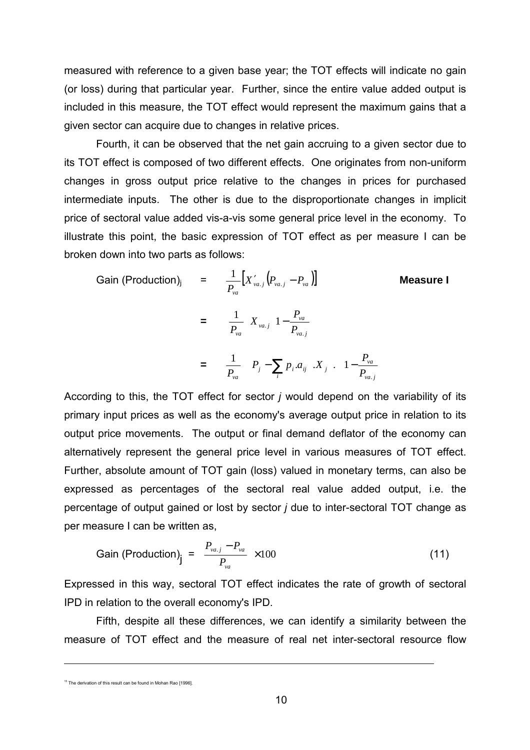measured with reference to a given base year; the TOT effects will indicate no gain (or loss) during that particular year. Further, since the entire value added output is included in this measure, the TOT effect would represent the maximum gains that a given sector can acquire due to changes in relative prices.

Fourth, it can be observed that the net gain accruing to a given sector due to its TOT effect is composed of two different effects. One originates from non-uniform changes in gross output price relative to the changes in prices for purchased intermediate inputs. The other is due to the disproportionate changes in implicit price of sectoral value added vis-a-vis some general price level in the economy. To illustrate this point, the basic expression of TOT effect as per measure I can be broken down into two parts as follows:

$$\text{Gain (Production)}_j \;=\; \frac{1}{P_{va}}\left[X'_{va.j}\left(P_{va.j} - P_{va}\right)\right] \qquad \textbf{Measure I}$$

$$= \frac{1}{P_{va}}\; X_{va.j}\left(1 - \frac{P_{va}}{P_{va.j}}\right)$$

$$= \frac{1}{P_{va}}\left(P_j - \sum_i p_i . a_{ij}\right) . X_j \;.\; \left(1 - \frac{P_{va}}{P_{va.j}}\right)$$

According to this, the TOT effect for sector *j* would depend on the variability of its primary input prices as well as the economy's average output price in relation to its output price movements. The output or final demand deflator of the economy can alternatively represent the general price level in various measures of TOT effect. Further, absolute amount of TOT gain (loss) valued in monetary terms, can also be expressed as percentages of the sectoral real value added output, i.e. the percentage of output gained or lost by sector *j* due to inter-sectoral TOT change as per measure I can be written as,

$$\text{Gain (Production)}_j = \frac{P_{va.j} - P_{va}}{P_{va}} \times 100 \qquad (11)$$

Expressed in this way, sectoral TOT effect indicates the rate of growth of sectoral IPD in relation to the overall economy's IPD.

Fifth, despite all these differences, we can identify a similarity between the measure of TOT effect and the measure of real net inter-sectoral resource flow

---

[15] The derivation of this result can be found in Mohan Rao [1996].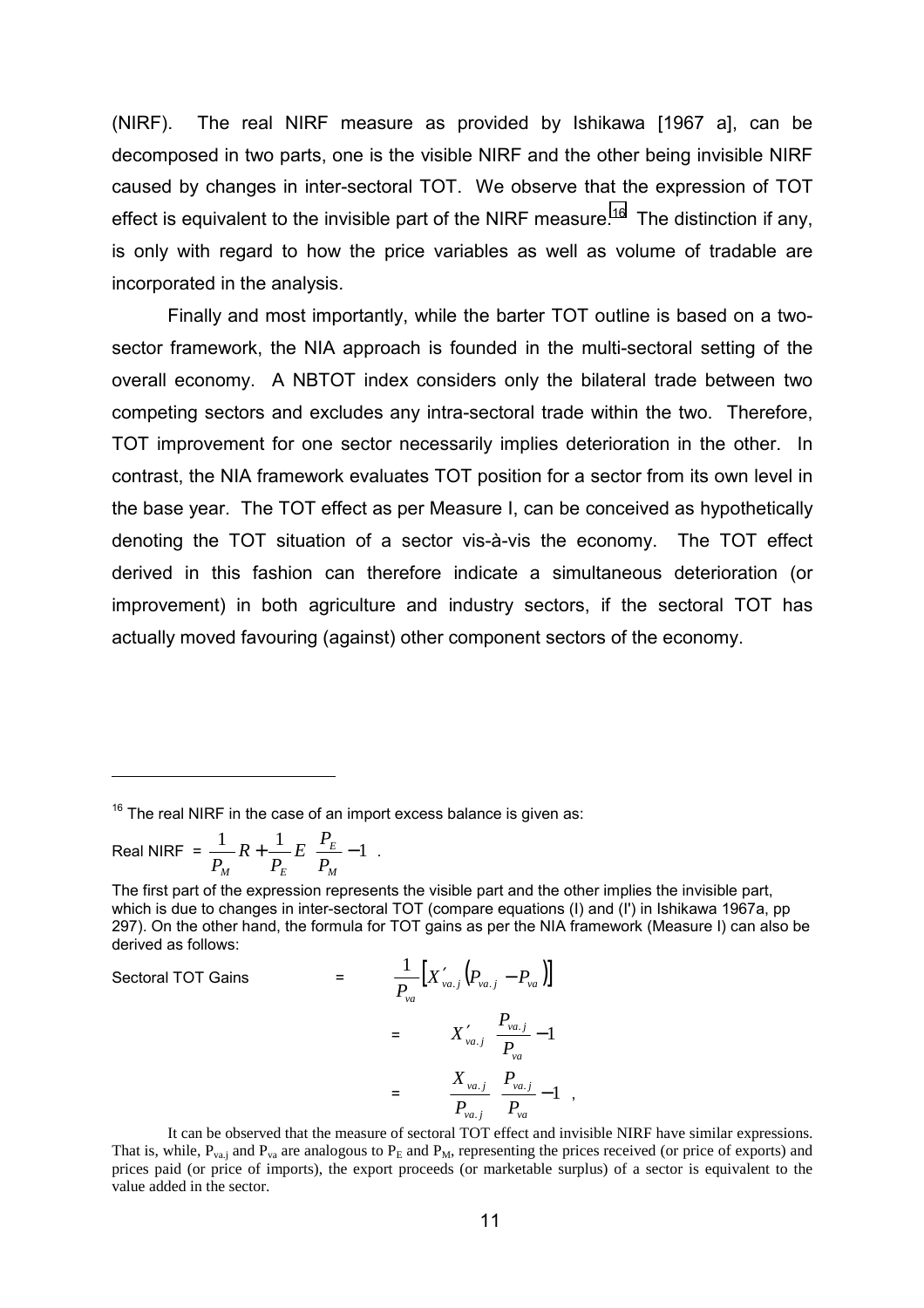(NIRF). The real NIRF measure as provided by Ishikawa [1967 a], can be decomposed in two parts, one is the visible NIRF and the other being invisible NIRF caused by changes in inter-sectoral TOT. We observe that the expression of TOT effect is equivalent to the invisible part of the NIRF measure.[16] The distinction if any, is only with regard to how the price variables as well as volume of tradable are incorporated in the analysis.

Finally and most importantly, while the barter TOT outline is based on a two-sector framework, the NIA approach is founded in the multi-sectoral setting of the overall economy. A NBTOT index considers only the bilateral trade between two competing sectors and excludes any intra-sectoral trade within the two. Therefore, TOT improvement for one sector necessarily implies deterioration in the other. In contrast, the NIA framework evaluates TOT position for a sector from its own level in the base year. The TOT effect as per Measure I, can be conceived as hypothetically denoting the TOT situation of a sector vis-à-vis the economy. The TOT effect derived in this fashion can therefore indicate a simultaneous deterioration (or improvement) in both agriculture and industry sectors, if the sectoral TOT has actually moved favouring (against) other component sectors of the economy.

---

[16] The real NIRF in the case of an import excess balance is given as:

$$\text{Real NIRF} = \frac{1}{P_M} R + \frac{1}{P_E} E \left( \frac{P_E}{P_M} - 1 \right) .$$

The first part of the expression represents the visible part and the other implies the invisible part, which is due to changes in inter-sectoral TOT (compare equations (I) and (I') in Ishikawa 1967a, pp 297). On the other hand, the formula for TOT gains as per the NIA framework (Measure I) can also be derived as follows:

$$\text{Sectoral TOT Gains} = \frac{1}{P_{va}} \left[ X'_{va.j} \left( P_{va.j} - P_{va} \right) \right]$$

$$= X'_{va.j} \left( \frac{P_{va.j}}{P_{va}} - 1 \right)$$

$$= \frac{X_{va.j}}{P_{va.j}} \left( \frac{P_{va.j}}{P_{va}} - 1 \right) ,$$

It can be observed that the measure of sectoral TOT effect and invisible NIRF have similar expressions. That is, while, $P_{va.j}$ and $P_{va}$ are analogous to $P_E$ and $P_M$, representing the prices received (or price of exports) and prices paid (or price of imports), the export proceeds (or marketable surplus) of a sector is equivalent to the value added in the sector.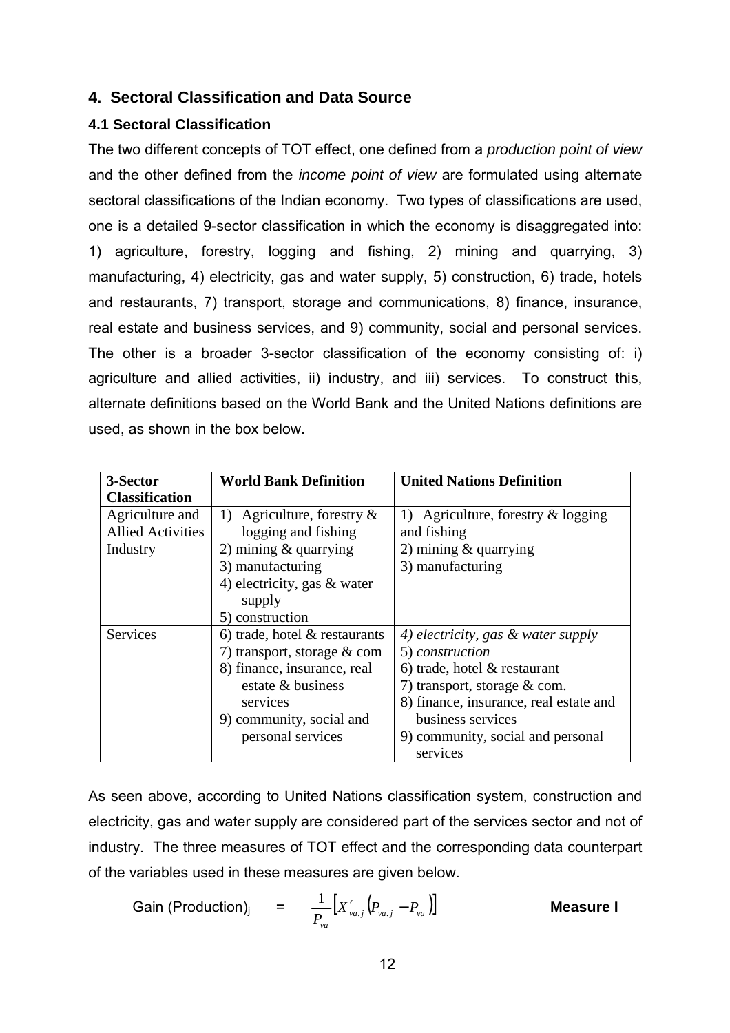## 4. Sectoral Classification and Data Source

### 4.1 Sectoral Classification

The two different concepts of TOT effect, one defined from a *production point of view* and the other defined from the *income point of view* are formulated using alternate sectoral classifications of the Indian economy. Two types of classifications are used, one is a detailed 9-sector classification in which the economy is disaggregated into: 1) agriculture, forestry, logging and fishing, 2) mining and quarrying, 3) manufacturing, 4) electricity, gas and water supply, 5) construction, 6) trade, hotels and restaurants, 7) transport, storage and communications, 8) finance, insurance, real estate and business services, and 9) community, social and personal services. The other is a broader 3-sector classification of the economy consisting of: i) agriculture and allied activities, ii) industry, and iii) services. To construct this, alternate definitions based on the World Bank and the United Nations definitions are used, as shown in the box below.

| **3-Sector Classification** | **World Bank Definition** | **United Nations Definition** |
|---|---|---|
| Agriculture and Allied Activities | 1) Agriculture, forestry & logging and fishing | 1) Agriculture, forestry & logging and fishing |
| Industry | 2) mining & quarrying<br>3) manufacturing<br>4) electricity, gas & water supply<br>5) construction | 2) mining & quarrying<br>3) manufacturing |
| Services | 6) trade, hotel & restaurants<br>7) transport, storage & com<br>8) finance, insurance, real estate & business services<br>9) community, social and personal services | *4) electricity, gas & water supply*<br>5) *construction*<br>6) trade, hotel & restaurant<br>7) transport, storage & com.<br>8) finance, insurance, real estate and business services<br>9) community, social and personal services |

As seen above, according to United Nations classification system, construction and electricity, gas and water supply are considered part of the services sector and not of industry. The three measures of TOT effect and the corresponding data counterpart of the variables used in these measures are given below.

$$\text{Gain (Production)}_j = \frac{1}{P_{va}}\left[X'_{va.j}\left(P_{va.j} - P_{va}\right)\right] \qquad \textbf{Measure I}$$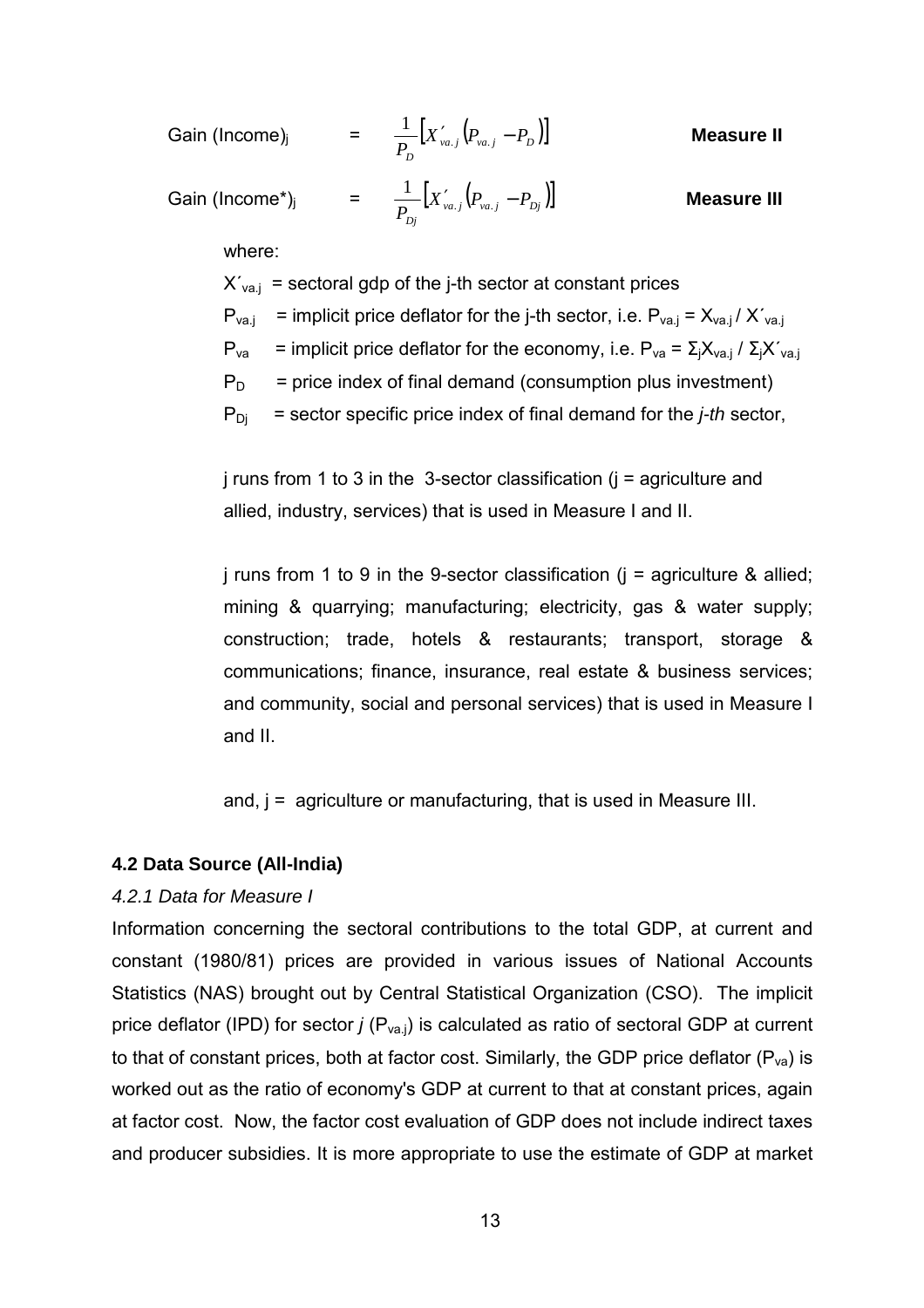$$\text{Gain (Income)}_j = \frac{1}{P_D}\left[X'_{va.j}\left(P_{va.j} - P_D\right)\right] \qquad \textbf{Measure II}$$

$$\text{Gain (Income*)}_j = \frac{1}{P_{Dj}}\left[X'_{va.j}\left(P_{va.j} - P_{Dj}\right)\right] \qquad \textbf{Measure III}$$

where:

$X'_{va.j}$ = sectoral gdp of the j-th sector at constant prices

$P_{va.j}$ = implicit price deflator for the j-th sector, i.e. $P_{va.j} = X_{va.j} / X'_{va.j}$

$P_{va}$ = implicit price deflator for the economy, i.e. $P_{va} = \Sigma_j X_{va.j} / \Sigma_j X'_{va.j}$

$P_D$ = price index of final demand (consumption plus investment)

$P_{Dj}$ = sector specific price index of final demand for the *j-th* sector,

j runs from 1 to 3 in the 3-sector classification (j = agriculture and allied, industry, services) that is used in Measure I and II.

j runs from 1 to 9 in the 9-sector classification (j = agriculture & allied; mining & quarrying; manufacturing; electricity, gas & water supply; construction; trade, hotels & restaurants; transport, storage & communications; finance, insurance, real estate & business services; and community, social and personal services) that is used in Measure I and II.

and, j = agriculture or manufacturing, that is used in Measure III.

### 4.2 Data Source (All-India)

#### *4.2.1 Data for Measure I*

Information concerning the sectoral contributions to the total GDP, at current and constant (1980/81) prices are provided in various issues of National Accounts Statistics (NAS) brought out by Central Statistical Organization (CSO). The implicit price deflator (IPD) for sector *j* ($P_{va.j}$) is calculated as ratio of sectoral GDP at current to that of constant prices, both at factor cost. Similarly, the GDP price deflator ($P_{va}$) is worked out as the ratio of economy's GDP at current to that at constant prices, again at factor cost. Now, the factor cost evaluation of GDP does not include indirect taxes and producer subsidies. It is more appropriate to use the estimate of GDP at market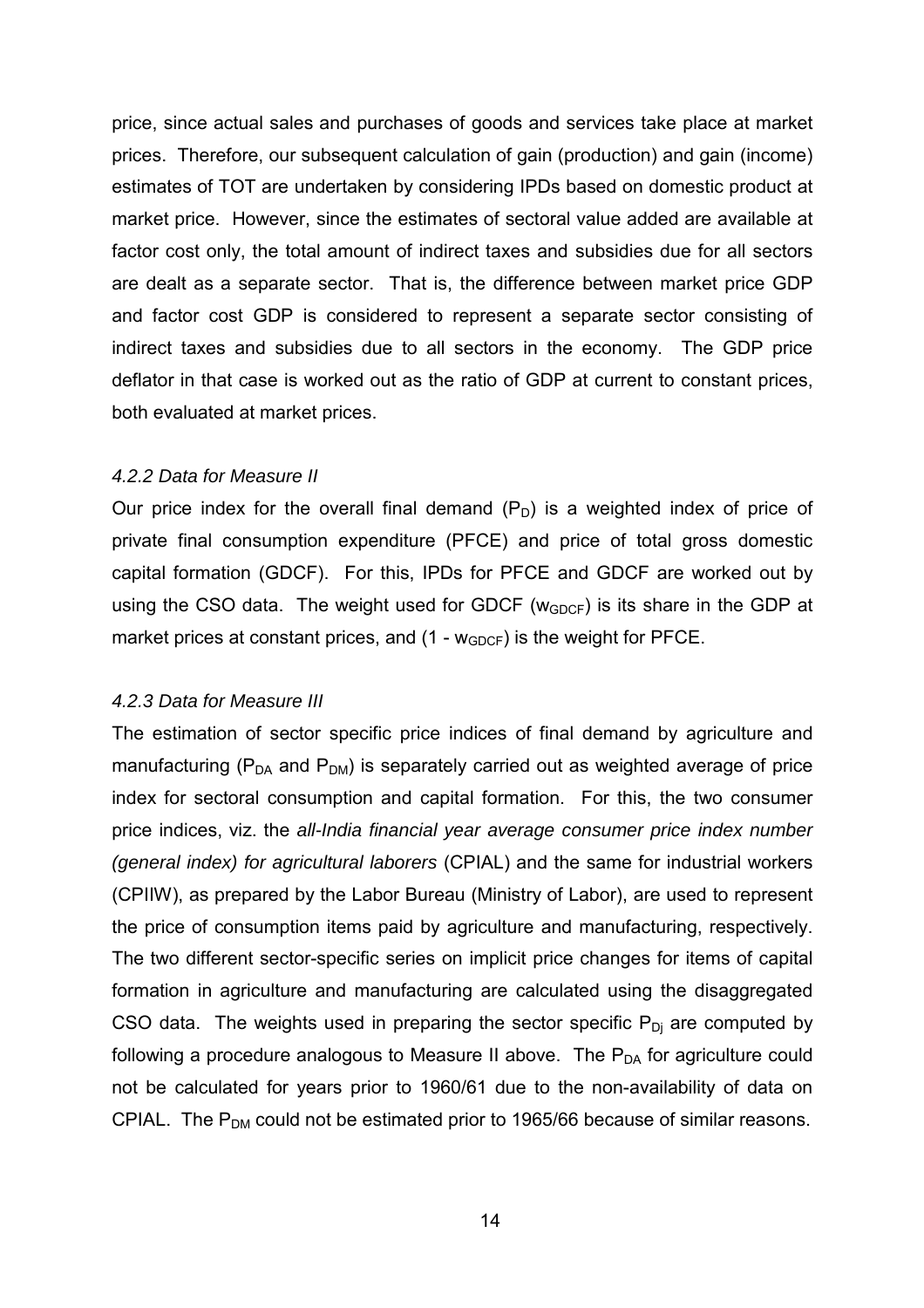price, since actual sales and purchases of goods and services take place at market prices. Therefore, our subsequent calculation of gain (production) and gain (income) estimates of TOT are undertaken by considering IPDs based on domestic product at market price. However, since the estimates of sectoral value added are available at factor cost only, the total amount of indirect taxes and subsidies due for all sectors are dealt as a separate sector. That is, the difference between market price GDP and factor cost GDP is considered to represent a separate sector consisting of indirect taxes and subsidies due to all sectors in the economy. The GDP price deflator in that case is worked out as the ratio of GDP at current to constant prices, both evaluated at market prices.

#### *4.2.2 Data for Measure II*

Our price index for the overall final demand ($P_D$) is a weighted index of price of private final consumption expenditure (PFCE) and price of total gross domestic capital formation (GDCF). For this, IPDs for PFCE and GDCF are worked out by using the CSO data. The weight used for GDCF ($w_{GDCF}$) is its share in the GDP at market prices at constant prices, and ($1 - w_{GDCF}$) is the weight for PFCE.

#### *4.2.3 Data for Measure III*

The estimation of sector specific price indices of final demand by agriculture and manufacturing ($P_{DA}$ and $P_{DM}$) is separately carried out as weighted average of price index for sectoral consumption and capital formation. For this, the two consumer price indices, viz. the *all-India financial year average consumer price index number (general index) for agricultural laborers* (CPIAL) and the same for industrial workers (CPIIW), as prepared by the Labor Bureau (Ministry of Labor), are used to represent the price of consumption items paid by agriculture and manufacturing, respectively. The two different sector-specific series on implicit price changes for items of capital formation in agriculture and manufacturing are calculated using the disaggregated CSO data. The weights used in preparing the sector specific $P_{Dj}$ are computed by following a procedure analogous to Measure II above. The $P_{DA}$ for agriculture could not be calculated for years prior to 1960/61 due to the non-availability of data on CPIAL. The $P_{DM}$ could not be estimated prior to 1965/66 because of similar reasons.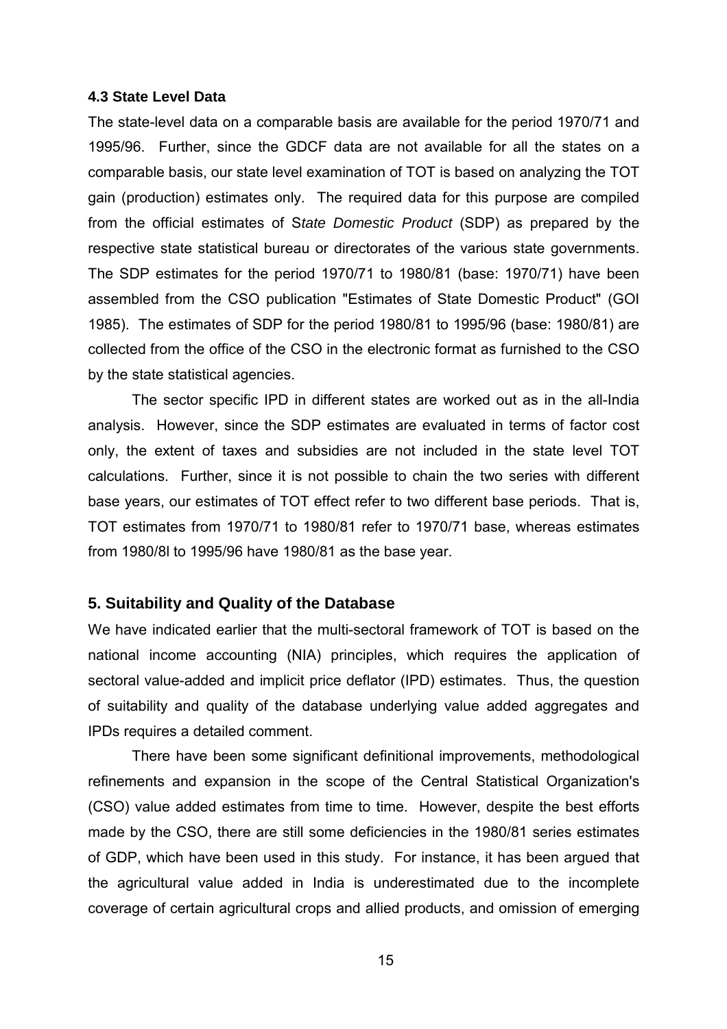### 4.3 State Level Data

The state-level data on a comparable basis are available for the period 1970/71 and 1995/96. Further, since the GDCF data are not available for all the states on a comparable basis, our state level examination of TOT is based on analyzing the TOT gain (production) estimates only. The required data for this purpose are compiled from the official estimates of S*tate Domestic Product* (SDP) as prepared by the respective state statistical bureau or directorates of the various state governments. The SDP estimates for the period 1970/71 to 1980/81 (base: 1970/71) have been assembled from the CSO publication "Estimates of State Domestic Product" (GOI 1985). The estimates of SDP for the period 1980/81 to 1995/96 (base: 1980/81) are collected from the office of the CSO in the electronic format as furnished to the CSO by the state statistical agencies.

The sector specific IPD in different states are worked out as in the all-India analysis. However, since the SDP estimates are evaluated in terms of factor cost only, the extent of taxes and subsidies are not included in the state level TOT calculations. Further, since it is not possible to chain the two series with different base years, our estimates of TOT effect refer to two different base periods. That is, TOT estimates from 1970/71 to 1980/81 refer to 1970/71 base, whereas estimates from 1980/8l to 1995/96 have 1980/81 as the base year.

## 5. Suitability and Quality of the Database

We have indicated earlier that the multi-sectoral framework of TOT is based on the national income accounting (NIA) principles, which requires the application of sectoral value-added and implicit price deflator (IPD) estimates. Thus, the question of suitability and quality of the database underlying value added aggregates and IPDs requires a detailed comment.

There have been some significant definitional improvements, methodological refinements and expansion in the scope of the Central Statistical Organization's (CSO) value added estimates from time to time. However, despite the best efforts made by the CSO, there are still some deficiencies in the 1980/81 series estimates of GDP, which have been used in this study. For instance, it has been argued that the agricultural value added in India is underestimated due to the incomplete coverage of certain agricultural crops and allied products, and omission of emerging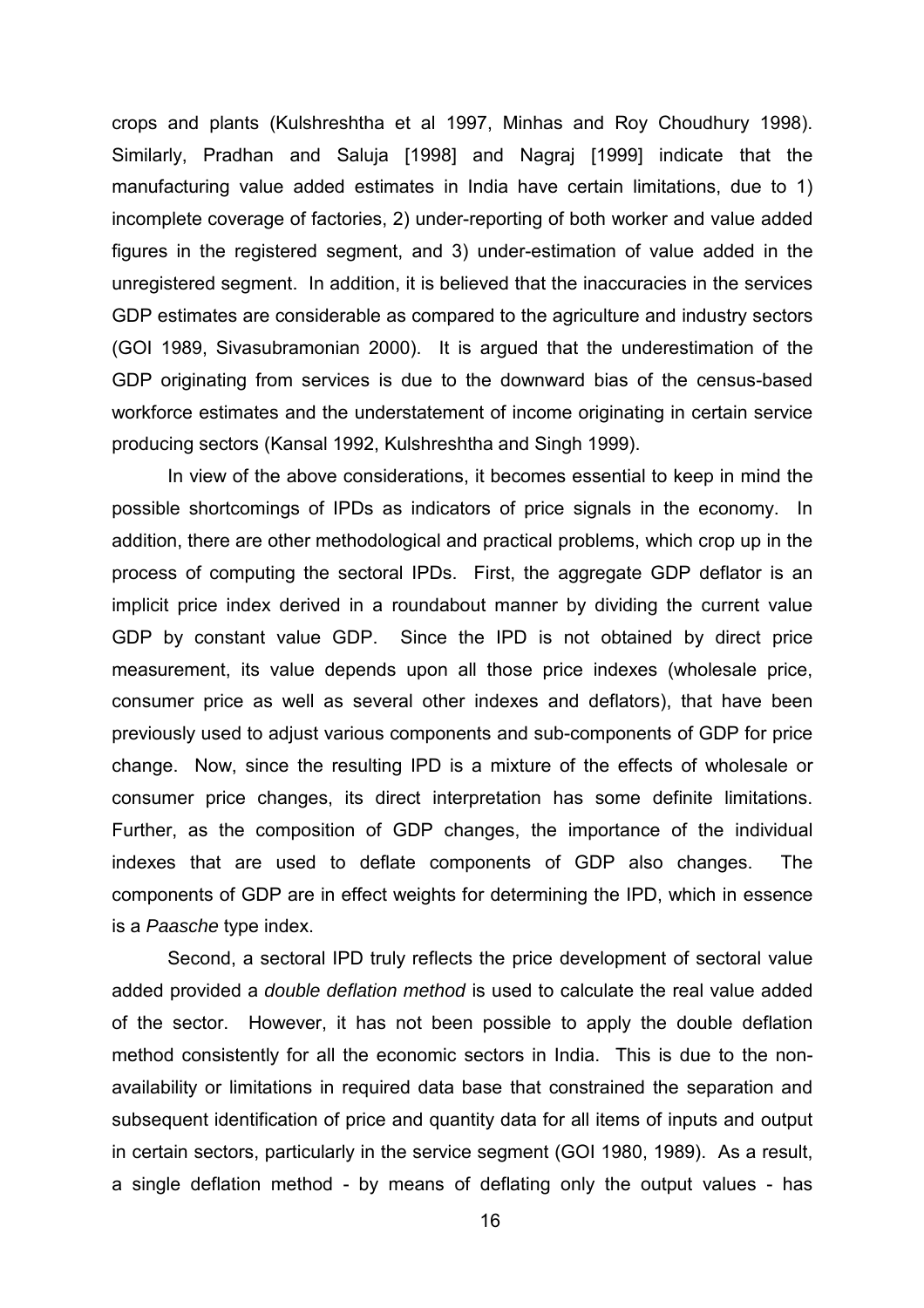crops and plants (Kulshreshtha et al 1997, Minhas and Roy Choudhury 1998). Similarly, Pradhan and Saluja [1998] and Nagraj [1999] indicate that the manufacturing value added estimates in India have certain limitations, due to 1) incomplete coverage of factories, 2) under-reporting of both worker and value added figures in the registered segment, and 3) under-estimation of value added in the unregistered segment. In addition, it is believed that the inaccuracies in the services GDP estimates are considerable as compared to the agriculture and industry sectors (GOI 1989, Sivasubramonian 2000). It is argued that the underestimation of the GDP originating from services is due to the downward bias of the census-based workforce estimates and the understatement of income originating in certain service producing sectors (Kansal 1992, Kulshreshtha and Singh 1999).

In view of the above considerations, it becomes essential to keep in mind the possible shortcomings of IPDs as indicators of price signals in the economy. In addition, there are other methodological and practical problems, which crop up in the process of computing the sectoral IPDs. First, the aggregate GDP deflator is an implicit price index derived in a roundabout manner by dividing the current value GDP by constant value GDP. Since the IPD is not obtained by direct price measurement, its value depends upon all those price indexes (wholesale price, consumer price as well as several other indexes and deflators), that have been previously used to adjust various components and sub-components of GDP for price change. Now, since the resulting IPD is a mixture of the effects of wholesale or consumer price changes, its direct interpretation has some definite limitations. Further, as the composition of GDP changes, the importance of the individual indexes that are used to deflate components of GDP also changes. The components of GDP are in effect weights for determining the IPD, which in essence is a *Paasche* type index.

Second, a sectoral IPD truly reflects the price development of sectoral value added provided a *double deflation method* is used to calculate the real value added of the sector. However, it has not been possible to apply the double deflation method consistently for all the economic sectors in India. This is due to the non-availability or limitations in required data base that constrained the separation and subsequent identification of price and quantity data for all items of inputs and output in certain sectors, particularly in the service segment (GOI 1980, 1989). As a result, a single deflation method - by means of deflating only the output values - has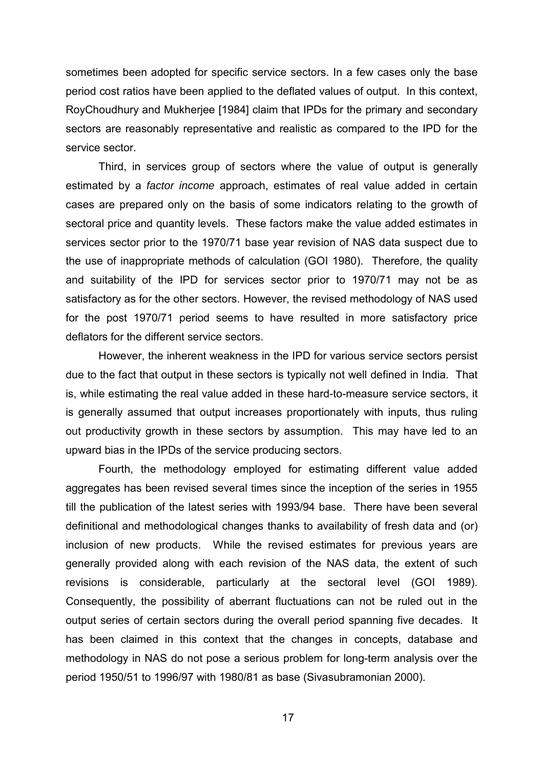sometimes been adopted for specific service sectors. In a few cases only the base period cost ratios have been applied to the deflated values of output. In this context, RoyChoudhury and Mukherjee [1984] claim that IPDs for the primary and secondary sectors are reasonably representative and realistic as compared to the IPD for the service sector.

Third, in services group of sectors where the value of output is generally estimated by a *factor income* approach, estimates of real value added in certain cases are prepared only on the basis of some indicators relating to the growth of sectoral price and quantity levels. These factors make the value added estimates in services sector prior to the 1970/71 base year revision of NAS data suspect due to the use of inappropriate methods of calculation (GOI 1980). Therefore, the quality and suitability of the IPD for services sector prior to 1970/71 may not be as satisfactory as for the other sectors. However, the revised methodology of NAS used for the post 1970/71 period seems to have resulted in more satisfactory price deflators for the different service sectors.

However, the inherent weakness in the IPD for various service sectors persist due to the fact that output in these sectors is typically not well defined in India. That is, while estimating the real value added in these hard-to-measure service sectors, it is generally assumed that output increases proportionately with inputs, thus ruling out productivity growth in these sectors by assumption. This may have led to an upward bias in the IPDs of the service producing sectors.

Fourth, the methodology employed for estimating different value added aggregates has been revised several times since the inception of the series in 1955 till the publication of the latest series with 1993/94 base. There have been several definitional and methodological changes thanks to availability of fresh data and (or) inclusion of new products. While the revised estimates for previous years are generally provided along with each revision of the NAS data, the extent of such revisions is considerable, particularly at the sectoral level (GOI 1989). Consequently, the possibility of aberrant fluctuations can not be ruled out in the output series of certain sectors during the overall period spanning five decades. It has been claimed in this context that the changes in concepts, database and methodology in NAS do not pose a serious problem for long-term analysis over the period 1950/51 to 1996/97 with 1980/81 as base (Sivasubramonian 2000).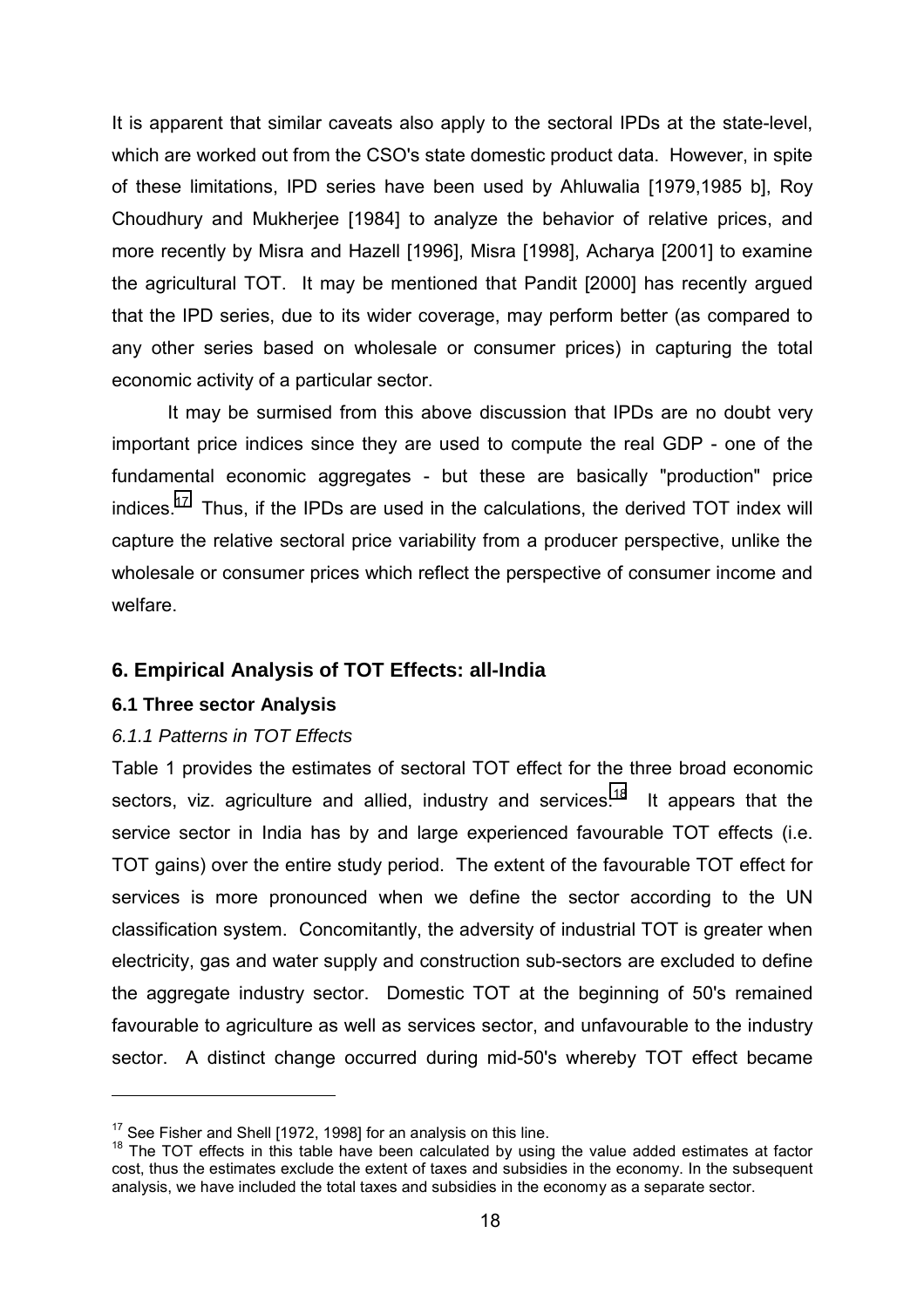It is apparent that similar caveats also apply to the sectoral IPDs at the state-level, which are worked out from the CSO's state domestic product data. However, in spite of these limitations, IPD series have been used by Ahluwalia [1979,1985 b], Roy Choudhury and Mukherjee [1984] to analyze the behavior of relative prices, and more recently by Misra and Hazell [1996], Misra [1998], Acharya [2001] to examine the agricultural TOT. It may be mentioned that Pandit [2000] has recently argued that the IPD series, due to its wider coverage, may perform better (as compared to any other series based on wholesale or consumer prices) in capturing the total economic activity of a particular sector.

It may be surmised from this above discussion that IPDs are no doubt very important price indices since they are used to compute the real GDP - one of the fundamental economic aggregates - but these are basically "production" price indices.[17] Thus, if the IPDs are used in the calculations, the derived TOT index will capture the relative sectoral price variability from a producer perspective, unlike the wholesale or consumer prices which reflect the perspective of consumer income and welfare.

## 6. Empirical Analysis of TOT Effects: all-India

### 6.1 Three sector Analysis

#### *6.1.1 Patterns in TOT Effects*

Table 1 provides the estimates of sectoral TOT effect for the three broad economic sectors, viz. agriculture and allied, industry and services.[18] It appears that the service sector in India has by and large experienced favourable TOT effects (i.e. TOT gains) over the entire study period. The extent of the favourable TOT effect for services is more pronounced when we define the sector according to the UN classification system. Concomitantly, the adversity of industrial TOT is greater when electricity, gas and water supply and construction sub-sectors are excluded to define the aggregate industry sector. Domestic TOT at the beginning of 50's remained favourable to agriculture as well as services sector, and unfavourable to the industry sector. A distinct change occurred during mid-50's whereby TOT effect became

---

[17] See Fisher and Shell [1972, 1998] for an analysis on this line.

[18] The TOT effects in this table have been calculated by using the value added estimates at factor cost, thus the estimates exclude the extent of taxes and subsidies in the economy. In the subsequent analysis, we have included the total taxes and subsidies in the economy as a separate sector.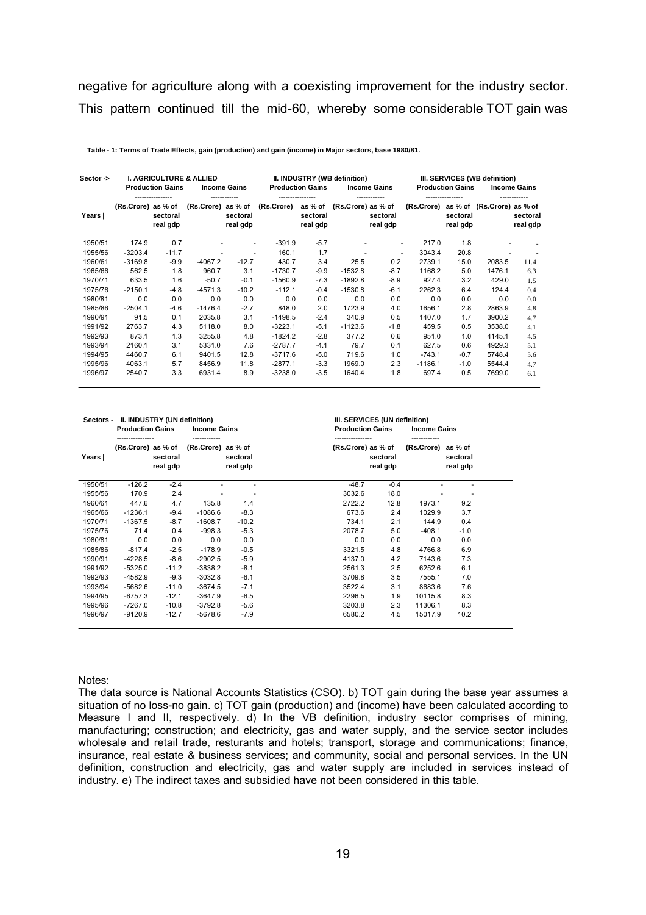negative for agriculture along with a coexisting improvement for the industry sector. This pattern continued till the mid-60, whereby some considerable TOT gain was

**Table - 1: Terms of Trade Effects, gain (production) and gain (income) in Major sectors, base 1980/81.**

| Sector -> | I. AGRICULTURE & ALLIED | | | | II. INDUSTRY (WB definition) | | | | III. SERVICES (WB definition) | | | |
|---|---|---|---|---|---|---|---|---|---|---|---|---|
| | Production Gains | | Income Gains | | Production Gains | | Income Gains | | Production Gains | | Income Gains | |
| Years \| | (Rs.Crore) | as % of sectoral real gdp | (Rs.Crore) | as % of sectoral real gdp | (Rs.Crore) | as % of sectoral real gdp | (Rs.Crore) | as % of sectoral real gdp | (Rs.Crore) | as % of sectoral real gdp | (Rs.Crore) | as % of sectoral real gdp |
| 1950/51 | 174.9 | 0.7 | - | - | -391.9 | -5.7 | - | - | 217.0 | 1.8 | - | - |
| 1955/56 | -3203.4 | -11.7 | - | - | 160.1 | 1.7 | - | - | 3043.4 | 20.8 | - | - |
| 1960/61 | -3169.8 | -9.9 | -4067.2 | -12.7 | 430.7 | 3.4 | 25.5 | 0.2 | 2739.1 | 15.0 | 2083.5 | 11.4 |
| 1965/66 | 562.5 | 1.8 | 960.7 | 3.1 | -1730.7 | -9.9 | -1532.8 | -8.7 | 1168.2 | 5.0 | 1476.1 | 6.3 |
| 1970/71 | 633.5 | 1.6 | -50.7 | -0.1 | -1560.9 | -7.3 | -1892.8 | -8.9 | 927.4 | 3.2 | 429.0 | 1.5 |
| 1975/76 | -2150.1 | -4.8 | -4571.3 | -10.2 | -112.1 | -0.4 | -1530.8 | -6.1 | 2262.3 | 6.4 | 124.4 | 0.4 |
| 1980/81 | 0.0 | 0.0 | 0.0 | 0.0 | 0.0 | 0.0 | 0.0 | 0.0 | 0.0 | 0.0 | 0.0 | 0.0 |
| 1985/86 | -2504.1 | -4.6 | -1476.4 | -2.7 | 848.0 | 2.0 | 1723.9 | 4.0 | 1656.1 | 2.8 | 2863.9 | 4.8 |
| 1990/91 | 91.5 | 0.1 | 2035.8 | 3.1 | -1498.5 | -2.4 | 340.9 | 0.5 | 1407.0 | 1.7 | 3900.2 | 4.7 |
| 1991/92 | 2763.7 | 4.3 | 5118.0 | 8.0 | -3223.1 | -5.1 | -1123.6 | -1.8 | 459.5 | 0.5 | 3538.0 | 4.1 |
| 1992/93 | 873.1 | 1.3 | 3255.8 | 4.8 | -1824.2 | -2.8 | 377.2 | 0.6 | 951.0 | 1.0 | 4145.1 | 4.5 |
| 1993/94 | 2160.1 | 3.1 | 5331.0 | 7.6 | -2787.7 | -4.1 | 79.7 | 0.1 | 627.5 | 0.6 | 4929.3 | 5.1 |
| 1994/95 | 4460.7 | 6.1 | 9401.5 | 12.8 | -3717.6 | -5.0 | 719.6 | 1.0 | -743.1 | -0.7 | 5748.4 | 5.6 |
| 1995/96 | 4063.1 | 5.7 | 8456.9 | 11.8 | -2877.1 | -3.3 | 1969.0 | 2.3 | -1186.1 | -1.0 | 5544.4 | 4.7 |
| 1996/97 | 2540.7 | 3.3 | 6931.4 | 8.9 | -3238.0 | -3.5 | 1640.4 | 1.8 | 697.4 | 0.5 | 7699.0 | 6.1 |

| Sectors - | II. INDUSTRY (UN definition) | | | | III. SERVICES (UN definition) | | | |
|---|---|---|---|---|---|---|---|---|
| | Production Gains | | Income Gains | | Production Gains | | Income Gains | |
| Years \| | (Rs.Crore) | as % of sectoral real gdp | (Rs.Crore) | as % of sectoral real gdp | (Rs.Crore) | as % of sectoral real gdp | (Rs.Crore) | as % of sectoral real gdp |
| 1950/51 | -126.2 | -2.4 | - | - | -48.7 | -0.4 | - | - |
| 1955/56 | 170.9 | 2.4 | - | - | 3032.6 | 18.0 | - | - |
| 1960/61 | 447.6 | 4.7 | 135.8 | 1.4 | 2722.2 | 12.8 | 1973.1 | 9.2 |
| 1965/66 | -1236.1 | -9.4 | -1086.6 | -8.3 | 673.6 | 2.4 | 1029.9 | 3.7 |
| 1970/71 | -1367.5 | -8.7 | -1608.7 | -10.2 | 734.1 | 2.1 | 144.9 | 0.4 |
| 1975/76 | 71.4 | 0.4 | -998.3 | -5.3 | 2078.7 | 5.0 | -408.1 | -1.0 |
| 1980/81 | 0.0 | 0.0 | 0.0 | 0.0 | 0.0 | 0.0 | 0.0 | 0.0 |
| 1985/86 | -817.4 | -2.5 | -178.9 | -0.5 | 3321.5 | 4.8 | 4766.8 | 6.9 |
| 1990/91 | -4228.5 | -8.6 | -2902.5 | -5.9 | 4137.0 | 4.2 | 7143.6 | 7.3 |
| 1991/92 | -5325.0 | -11.2 | -3838.2 | -8.1 | 2561.3 | 2.5 | 6252.6 | 6.1 |
| 1992/93 | -4582.9 | -9.3 | -3032.8 | -6.1 | 3709.8 | 3.5 | 7555.1 | 7.0 |
| 1993/94 | -5682.6 | -11.0 | -3674.5 | -7.1 | 3522.4 | 3.1 | 8683.6 | 7.6 |
| 1994/95 | -6757.3 | -12.1 | -3647.9 | -6.5 | 2296.5 | 1.9 | 10115.8 | 8.3 |
| 1995/96 | -7267.0 | -10.8 | -3792.8 | -5.6 | 3203.8 | 2.3 | 11306.1 | 8.3 |
| 1996/97 | -9120.9 | -12.7 | -5678.6 | -7.9 | 6580.2 | 4.5 | 15017.9 | 10.2 |

Notes:
The data source is National Accounts Statistics (CSO). b) TOT gain during the base year assumes a situation of no loss-no gain. c) TOT gain (production) and (income) have been calculated according to Measure I and II, respectively. d) In the VB definition, industry sector comprises of mining, manufacturing; construction; and electricity, gas and water supply, and the service sector includes wholesale and retail trade, resturants and hotels; transport, storage and communications; finance, insurance, real estate & business services; and community, social and personal services. In the UN definition, construction and electricity, gas and water supply are included in services instead of industry. e) The indirect taxes and subsidied have not been considered in this table.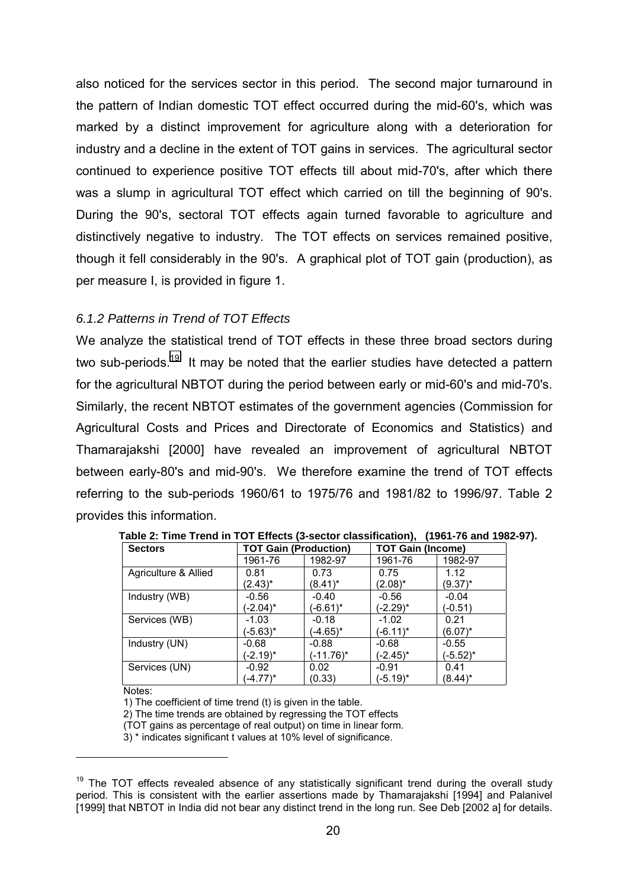also noticed for the services sector in this period. The second major turnaround in the pattern of Indian domestic TOT effect occurred during the mid-60's, which was marked by a distinct improvement for agriculture along with a deterioration for industry and a decline in the extent of TOT gains in services. The agricultural sector continued to experience positive TOT effects till about mid-70's, after which there was a slump in agricultural TOT effect which carried on till the beginning of 90's. During the 90's, sectoral TOT effects again turned favorable to agriculture and distinctively negative to industry. The TOT effects on services remained positive, though it fell considerably in the 90's. A graphical plot of TOT gain (production), as per measure I, is provided in figure 1.

### *6.1.2 Patterns in Trend of TOT Effects*

We analyze the statistical trend of TOT effects in these three broad sectors during two sub-periods.[19] It may be noted that the earlier studies have detected a pattern for the agricultural NBTOT during the period between early or mid-60's and mid-70's. Similarly, the recent NBTOT estimates of the government agencies (Commission for Agricultural Costs and Prices and Directorate of Economics and Statistics) and Thamarajakshi [2000] have revealed an improvement of agricultural NBTOT between early-80's and mid-90's. We therefore examine the trend of TOT effects referring to the sub-periods 1960/61 to 1975/76 and 1981/82 to 1996/97. Table 2 provides this information.

**Table 2: Time Trend in TOT Effects (3-sector classification), (1961-76 and 1982-97).**

| Sectors | TOT Gain (Production) | | TOT Gain (Income) | |
|---|---|---|---|---|
| | 1961-76 | 1982-97 | 1961-76 | 1982-97 |
| Agriculture & Allied | 0.81 (2.43)* | 0.73 (8.41)* | 0.75 (2.08)* | 1.12 (9.37)* |
| Industry (WB) | -0.56 (-2.04)* | -0.40 (-6.61)* | -0.56 (-2.29)* | -0.04 (-0.51) |
| Services (WB) | -1.03 (-5.63)* | -0.18 (-4.65)* | -1.02 (-6.11)* | 0.21 (6.07)* |
| Industry (UN) | -0.68 (-2.19)* | -0.88 (-11.76)* | -0.68 (-2.45)* | -0.55 (-5.52)* |
| Services (UN) | -0.92 (-4.77)* | 0.02 (0.33) | -0.91 (-5.19)* | 0.41 (8.44)* |

Notes:
1) The coefficient of time trend (t) is given in the table.
2) The time trends are obtained by regressing the TOT effects (TOT gains as percentage of real output) on time in linear form.
3) * indicates significant t values at 10% level of significance.

---

[19] The TOT effects revealed absence of any statistically significant trend during the overall study period. This is consistent with the earlier assertions made by Thamarajakshi [1994] and Palanivel [1999] that NBTOT in India did not bear any distinct trend in the long run. See Deb [2002 a] for details.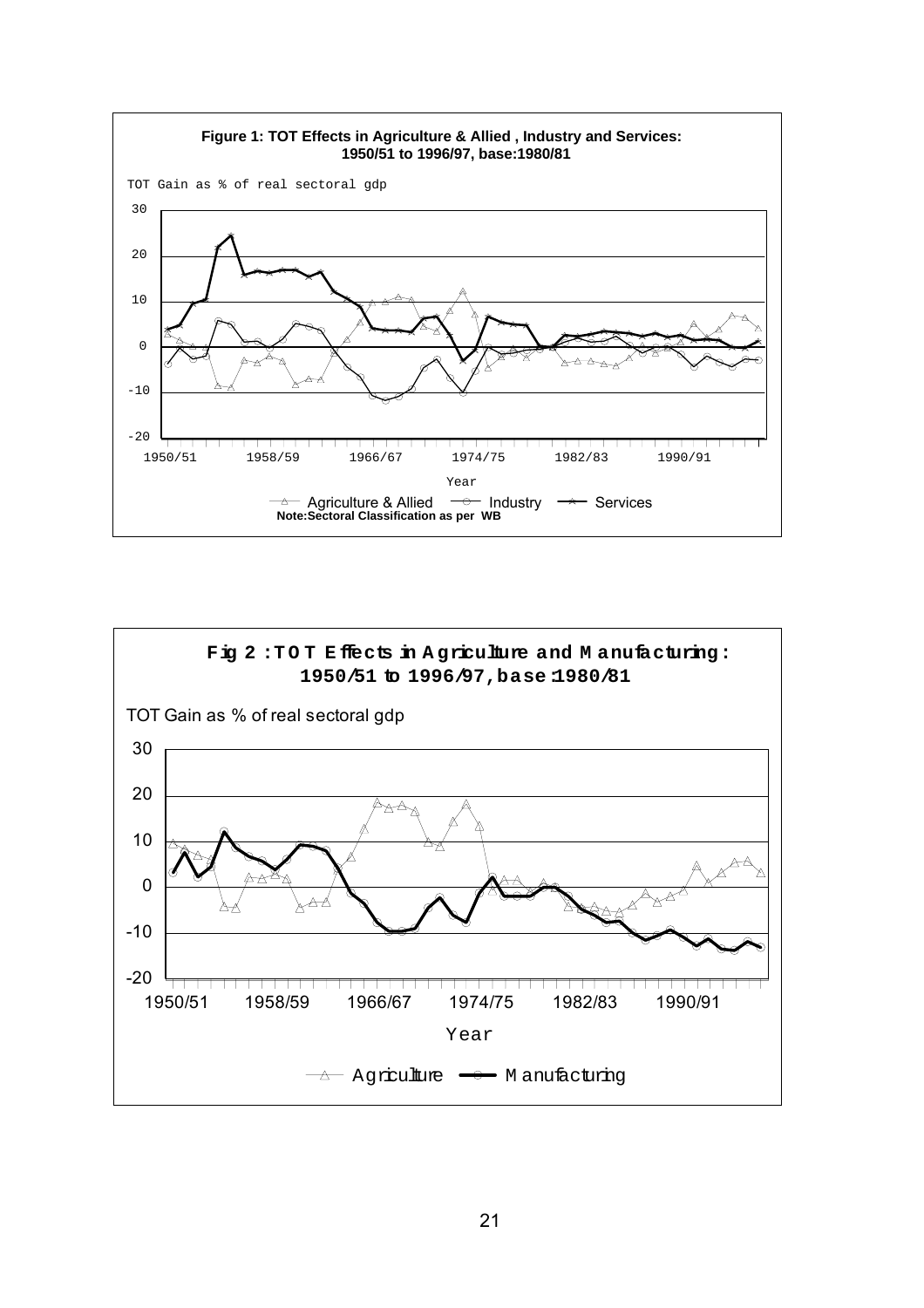**Figure 1: TOT Effects in Agriculture & Allied , Industry and Services: 1950/51 to 1996/97, base:1980/81**

TOT Gain as % of real sectoral gdp

Year

Agriculture & Allied — Industry — Services

Note:Sectoral Classification as per WB

**Fig 2 : TOT Effects in Agriculture and Manufacturing : 1950/51 to 1996/97, base:1980/81**

TOT Gain as % of real sectoral gdp

Year

Agriculture — Manufacturing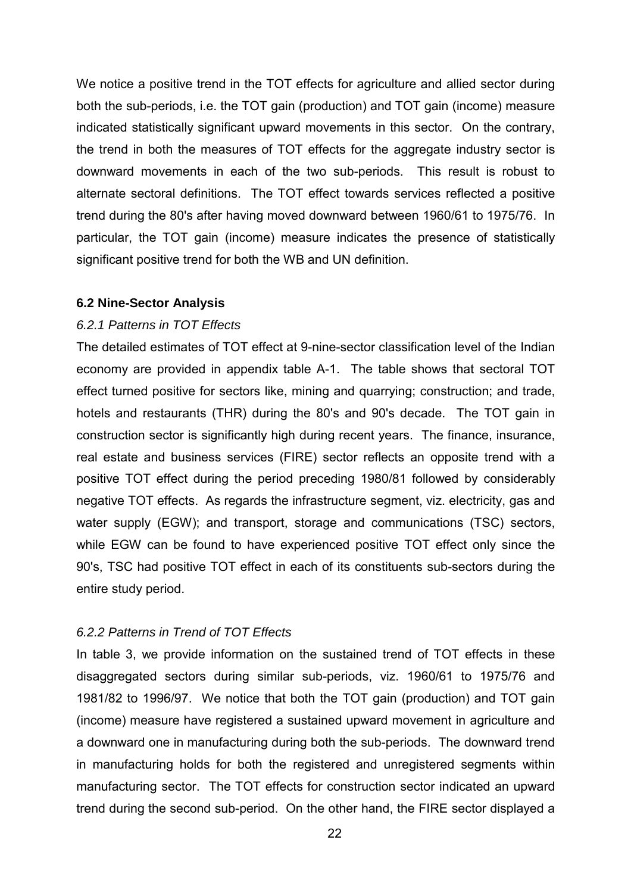We notice a positive trend in the TOT effects for agriculture and allied sector during both the sub-periods, i.e. the TOT gain (production) and TOT gain (income) measure indicated statistically significant upward movements in this sector. On the contrary, the trend in both the measures of TOT effects for the aggregate industry sector is downward movements in each of the two sub-periods. This result is robust to alternate sectoral definitions. The TOT effect towards services reflected a positive trend during the 80's after having moved downward between 1960/61 to 1975/76. In particular, the TOT gain (income) measure indicates the presence of statistically significant positive trend for both the WB and UN definition.

### 6.2 Nine-Sector Analysis

*6.2.1 Patterns in TOT Effects*

The detailed estimates of TOT effect at 9-nine-sector classification level of the Indian economy are provided in appendix table A-1. The table shows that sectoral TOT effect turned positive for sectors like, mining and quarrying; construction; and trade, hotels and restaurants (THR) during the 80's and 90's decade. The TOT gain in construction sector is significantly high during recent years. The finance, insurance, real estate and business services (FIRE) sector reflects an opposite trend with a positive TOT effect during the period preceding 1980/81 followed by considerably negative TOT effects. As regards the infrastructure segment, viz. electricity, gas and water supply (EGW); and transport, storage and communications (TSC) sectors, while EGW can be found to have experienced positive TOT effect only since the 90's, TSC had positive TOT effect in each of its constituents sub-sectors during the entire study period.

*6.2.2 Patterns in Trend of TOT Effects*

In table 3, we provide information on the sustained trend of TOT effects in these disaggregated sectors during similar sub-periods, viz. 1960/61 to 1975/76 and 1981/82 to 1996/97. We notice that both the TOT gain (production) and TOT gain (income) measure have registered a sustained upward movement in agriculture and a downward one in manufacturing during both the sub-periods. The downward trend in manufacturing holds for both the registered and unregistered segments within manufacturing sector. The TOT effects for construction sector indicated an upward trend during the second sub-period. On the other hand, the FIRE sector displayed a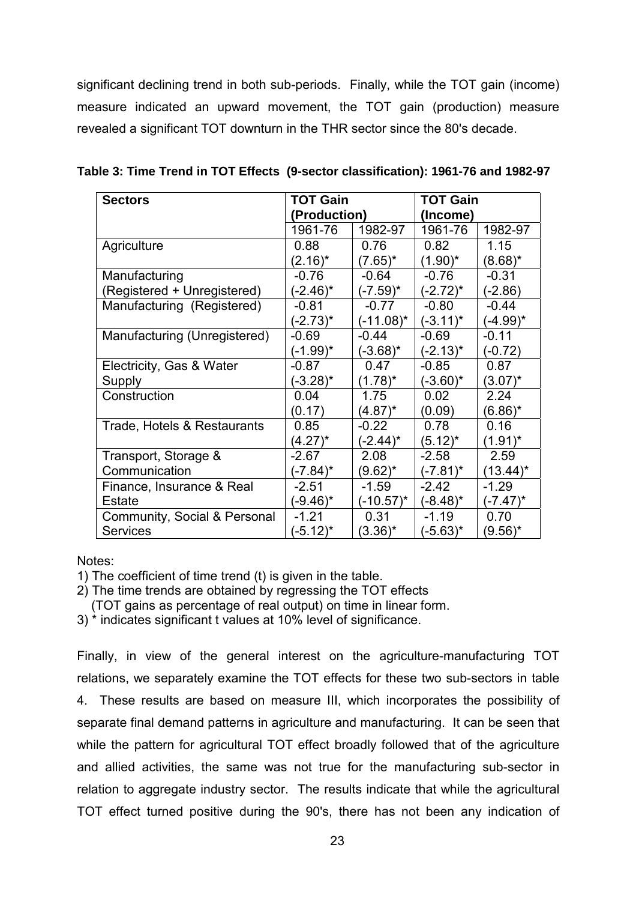significant declining trend in both sub-periods. Finally, while the TOT gain (income) measure indicated an upward movement, the TOT gain (production) measure revealed a significant TOT downturn in the THR sector since the 80's decade.

**Table 3: Time Trend in TOT Effects (9-sector classification): 1961-76 and 1982-97**

| Sectors | TOT Gain (Production) | | TOT Gain (Income) | |
|---|---|---|---|---|
| | 1961-76 | 1982-97 | 1961-76 | 1982-97 |
| Agriculture | 0.88 (2.16)* | 0.76 (7.65)* | 0.82 (1.90)* | 1.15 (8.68)* |
| Manufacturing (Registered + Unregistered) | -0.76 (-2.46)* | -0.64 (-7.59)* | -0.76 (-2.72)* | -0.31 (-2.86) |
| Manufacturing (Registered) | -0.81 (-2.73)* | -0.77 (-11.08)* | -0.80 (-3.11)* | -0.44 (-4.99)* |
| Manufacturing (Unregistered) | -0.69 (-1.99)* | -0.44 (-3.68)* | -0.69 (-2.13)* | -0.11 (-0.72) |
| Electricity, Gas & Water Supply | -0.87 (-3.28)* | 0.47 (1.78)* | -0.85 (-3.60)* | 0.87 (3.07)* |
| Construction | 0.04 (0.17) | 1.75 (4.87)* | 0.02 (0.09) | 2.24 (6.86)* |
| Trade, Hotels & Restaurants | 0.85 (4.27)* | -0.22 (-2.44)* | 0.78 (5.12)* | 0.16 (1.91)* |
| Transport, Storage & Communication | -2.67 (-7.84)* | 2.08 (9.62)* | -2.58 (-7.81)* | 2.59 (13.44)* |
| Finance, Insurance & Real Estate | -2.51 (-9.46)* | -1.59 (-10.57)* | -2.42 (-8.48)* | -1.29 (-7.47)* |
| Community, Social & Personal Services | -1.21 (-5.12)* | 0.31 (3.36)* | -1.19 (-5.63)* | 0.70 (9.56)* |

Notes:

1) The coefficient of time trend (t) is given in the table.
2) The time trends are obtained by regressing the TOT effects (TOT gains as percentage of real output) on time in linear form.
3) * indicates significant t values at 10% level of significance.

Finally, in view of the general interest on the agriculture-manufacturing TOT relations, we separately examine the TOT effects for these two sub-sectors in table 4. These results are based on measure III, which incorporates the possibility of separate final demand patterns in agriculture and manufacturing. It can be seen that while the pattern for agricultural TOT effect broadly followed that of the agriculture and allied activities, the same was not true for the manufacturing sub-sector in relation to aggregate industry sector. The results indicate that while the agricultural TOT effect turned positive during the 90's, there has not been any indication of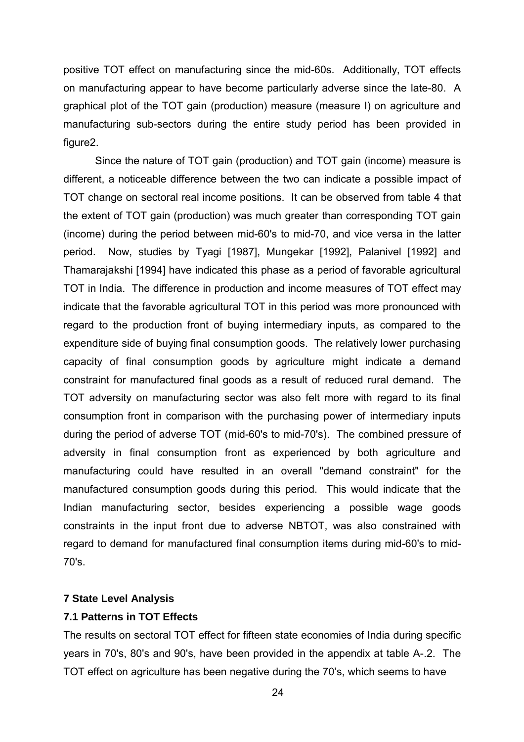positive TOT effect on manufacturing since the mid-60s. Additionally, TOT effects on manufacturing appear to have become particularly adverse since the late-80. A graphical plot of the TOT gain (production) measure (measure I) on agriculture and manufacturing sub-sectors during the entire study period has been provided in figure2.

Since the nature of TOT gain (production) and TOT gain (income) measure is different, a noticeable difference between the two can indicate a possible impact of TOT change on sectoral real income positions. It can be observed from table 4 that the extent of TOT gain (production) was much greater than corresponding TOT gain (income) during the period between mid-60's to mid-70, and vice versa in the latter period. Now, studies by Tyagi [1987], Mungekar [1992], Palanivel [1992] and Thamarajakshi [1994] have indicated this phase as a period of favorable agricultural TOT in India. The difference in production and income measures of TOT effect may indicate that the favorable agricultural TOT in this period was more pronounced with regard to the production front of buying intermediary inputs, as compared to the expenditure side of buying final consumption goods. The relatively lower purchasing capacity of final consumption goods by agriculture might indicate a demand constraint for manufactured final goods as a result of reduced rural demand. The TOT adversity on manufacturing sector was also felt more with regard to its final consumption front in comparison with the purchasing power of intermediary inputs during the period of adverse TOT (mid-60's to mid-70's). The combined pressure of adversity in final consumption front as experienced by both agriculture and manufacturing could have resulted in an overall "demand constraint" for the manufactured consumption goods during this period. This would indicate that the Indian manufacturing sector, besides experiencing a possible wage goods constraints in the input front due to adverse NBTOT, was also constrained with regard to demand for manufactured final consumption items during mid-60's to mid-70's.

## 7 State Level Analysis

### 7.1 Patterns in TOT Effects

The results on sectoral TOT effect for fifteen state economies of India during specific years in 70's, 80's and 90's, have been provided in the appendix at table A-.2. The TOT effect on agriculture has been negative during the 70's, which seems to have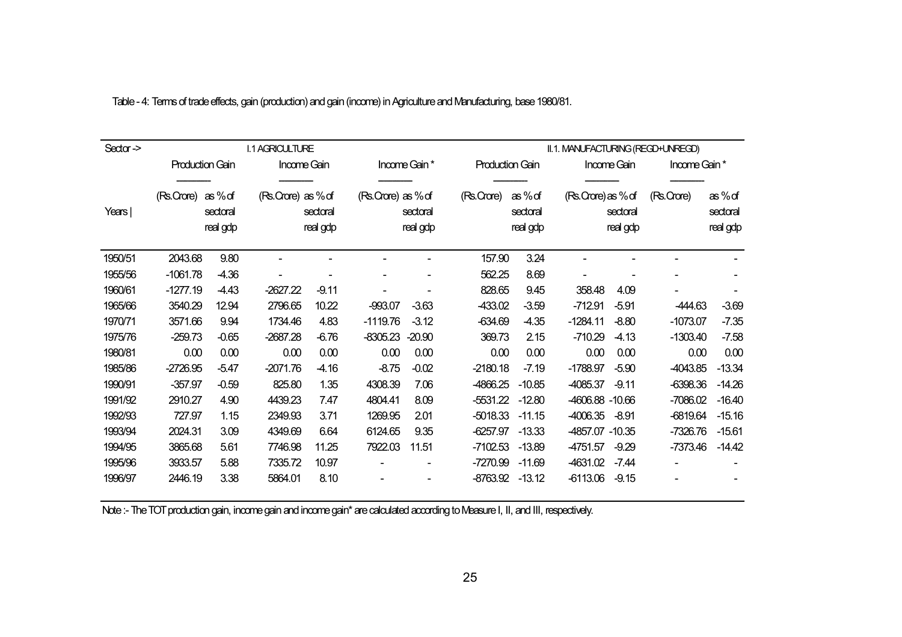Table - 4: Terms of trade effects, gain (production) and gain (income) in Agriculture and Manufacturing, base 1980/81.

| Sector -> | I.1 AGRICULTURE | | | | | | II.1. MANUFACTURING (REGD+UNREGD) | | | | | |
|---|---|---|---|---|---|---|---|---|---|---|---|---|
| | Production Gain | | Income Gain | | Income Gain * | | Production Gain | | Income Gain | | Income Gain * | |
| Years \| | (Rs.Crore) | as % of sectoral real gdp | (Rs.Crore) | as % of sectoral real gdp | (Rs.Crore) | as % of sectoral real gdp | (Rs.Crore) | as % of sectoral real gdp | (Rs.Crore) | as % of sectoral real gdp | (Rs.Crore) | as % of sectoral real gdp |
| 1950/51 | 2043.68 | 9.80 | - | - | - | - | 157.90 | 3.24 | - | - | - | - |
| 1955/56 | -1061.78 | -4.36 | - | - | - | - | 562.25 | 8.69 | - | - | - | - |
| 1960/61 | -1277.19 | -4.43 | -2627.22 | -9.11 | - | - | 828.65 | 9.45 | 358.48 | 4.09 | - | - |
| 1965/66 | 3540.29 | 12.94 | 2796.65 | 10.22 | -993.07 | -3.63 | -433.02 | -3.59 | -712.91 | -5.91 | -444.63 | -3.69 |
| 1970/71 | 3571.66 | 9.94 | 1734.46 | 4.83 | -1119.76 | -3.12 | -634.69 | -4.35 | -1284.11 | -8.80 | -1073.07 | -7.35 |
| 1975/76 | -259.73 | -0.65 | -2687.28 | -6.76 | -8305.23 | -20.90 | 369.73 | 2.15 | -710.29 | -4.13 | -1303.40 | -7.58 |
| 1980/81 | 0.00 | 0.00 | 0.00 | 0.00 | 0.00 | 0.00 | 0.00 | 0.00 | 0.00 | 0.00 | 0.00 | 0.00 |
| 1985/86 | -2726.95 | -5.47 | -2071.76 | -4.16 | -8.75 | -0.02 | -2180.18 | -7.19 | -1788.97 | -5.90 | -4043.85 | -13.34 |
| 1990/91 | -357.97 | -0.59 | 825.80 | 1.35 | 4308.39 | 7.06 | -4866.25 | -10.85 | -4085.37 | -9.11 | -6398.36 | -14.26 |
| 1991/92 | 2910.27 | 4.90 | 4439.23 | 7.47 | 4804.41 | 8.09 | -5531.22 | -12.80 | -4606.88 | -10.66 | -7086.02 | -16.40 |
| 1992/93 | 727.97 | 1.15 | 2349.93 | 3.71 | 1269.95 | 2.01 | -5018.33 | -11.15 | -4006.35 | -8.91 | -6819.64 | -15.16 |
| 1993/94 | 2024.31 | 3.09 | 4349.69 | 6.64 | 6124.65 | 9.35 | -6257.97 | -13.33 | -4857.07 | -10.35 | -7326.76 | -15.61 |
| 1994/95 | 3865.68 | 5.61 | 7746.98 | 11.25 | 7922.03 | 11.51 | -7102.53 | -13.89 | -4751.57 | -9.29 | -7373.46 | -14.42 |
| 1995/96 | 3933.57 | 5.88 | 7335.72 | 10.97 | - | - | -7270.99 | -11.69 | -4631.02 | -7.44 | - | - |
| 1996/97 | 2446.19 | 3.38 | 5864.01 | 8.10 | - | - | -8763.92 | -13.12 | -6113.06 | -9.15 | - | - |

Note :- The TOT production gain, income gain and income gain* are calculated according to Measure I, II, and III, respectively.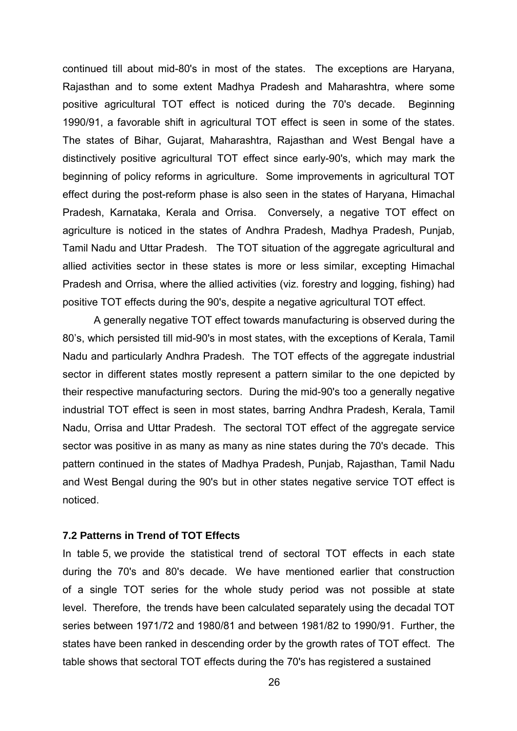continued till about mid-80's in most of the states. The exceptions are Haryana, Rajasthan and to some extent Madhya Pradesh and Maharashtra, where some positive agricultural TOT effect is noticed during the 70's decade. Beginning 1990/91, a favorable shift in agricultural TOT effect is seen in some of the states. The states of Bihar, Gujarat, Maharashtra, Rajasthan and West Bengal have a distinctively positive agricultural TOT effect since early-90's, which may mark the beginning of policy reforms in agriculture. Some improvements in agricultural TOT effect during the post-reform phase is also seen in the states of Haryana, Himachal Pradesh, Karnataka, Kerala and Orrisa. Conversely, a negative TOT effect on agriculture is noticed in the states of Andhra Pradesh, Madhya Pradesh, Punjab, Tamil Nadu and Uttar Pradesh. The TOT situation of the aggregate agricultural and allied activities sector in these states is more or less similar, excepting Himachal Pradesh and Orrisa, where the allied activities (viz. forestry and logging, fishing) had positive TOT effects during the 90's, despite a negative agricultural TOT effect.

A generally negative TOT effect towards manufacturing is observed during the 80's, which persisted till mid-90's in most states, with the exceptions of Kerala, Tamil Nadu and particularly Andhra Pradesh. The TOT effects of the aggregate industrial sector in different states mostly represent a pattern similar to the one depicted by their respective manufacturing sectors. During the mid-90's too a generally negative industrial TOT effect is seen in most states, barring Andhra Pradesh, Kerala, Tamil Nadu, Orrisa and Uttar Pradesh. The sectoral TOT effect of the aggregate service sector was positive in as many as many as nine states during the 70's decade. This pattern continued in the states of Madhya Pradesh, Punjab, Rajasthan, Tamil Nadu and West Bengal during the 90's but in other states negative service TOT effect is noticed.

### 7.2 Patterns in Trend of TOT Effects

In table 5, we provide the statistical trend of sectoral TOT effects in each state during the 70's and 80's decade. We have mentioned earlier that construction of a single TOT series for the whole study period was not possible at state level. Therefore, the trends have been calculated separately using the decadal TOT series between 1971/72 and 1980/81 and between 1981/82 to 1990/91. Further, the states have been ranked in descending order by the growth rates of TOT effect. The table shows that sectoral TOT effects during the 70's has registered a sustained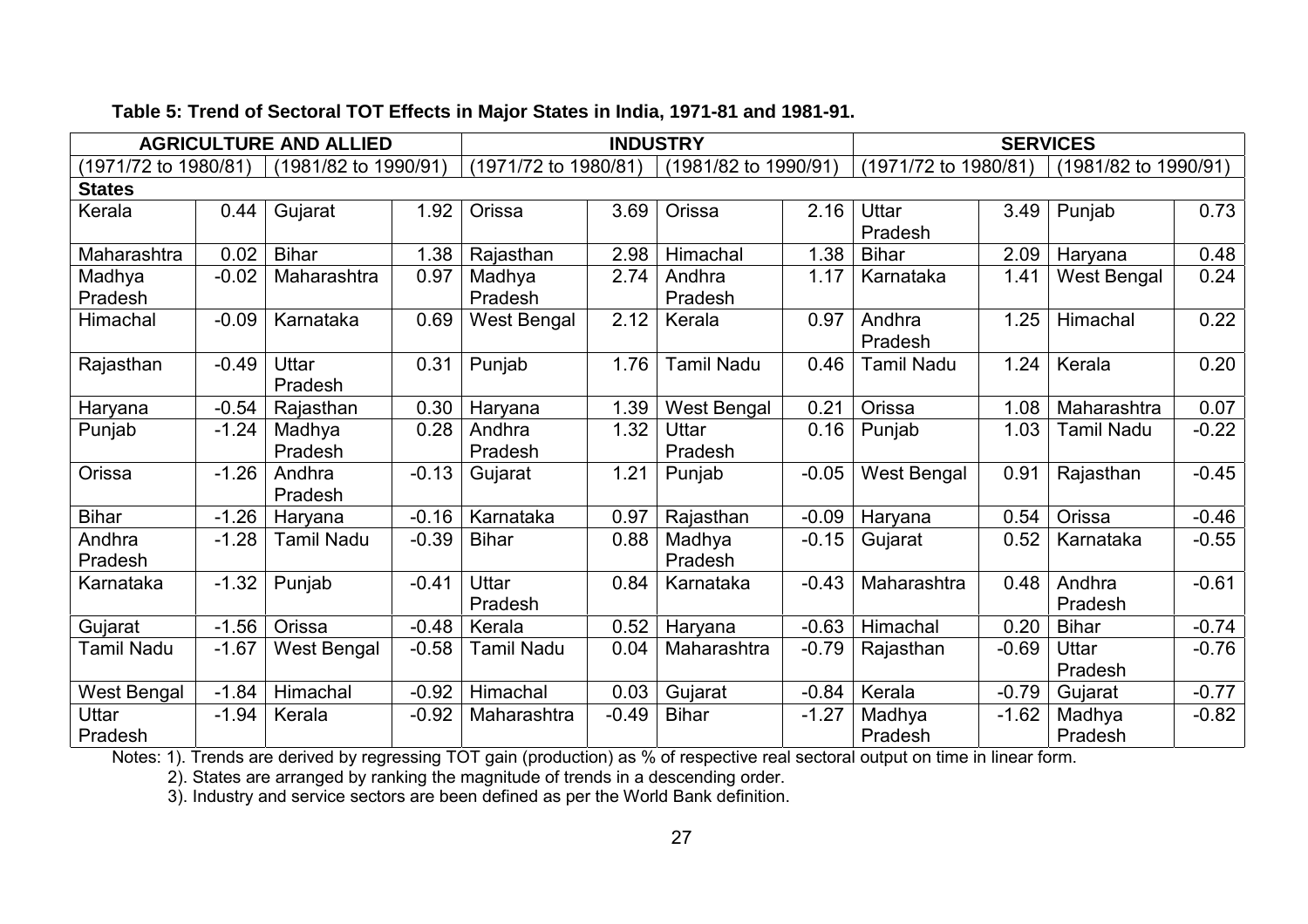**Table 5: Trend of Sectoral TOT Effects in Major States in India, 1971-81 and 1981-91.**

| AGRICULTURE AND ALLIED | | | | INDUSTRY | | | | SERVICES | | | |
|---|---|---|---|---|---|---|---|---|---|---|---|
| (1971/72 to 1980/81) | | (1981/82 to 1990/91) | | (1971/72 to 1980/81) | | (1981/82 to 1990/91) | | (1971/72 to 1980/81) | | (1981/82 to 1990/91) | |
| **States** | | | | | | | | | | | |
| Kerala | 0.44 | Gujarat | 1.92 | Orissa | 3.69 | Orissa | 2.16 | Uttar Pradesh | 3.49 | Punjab | 0.73 |
| Maharashtra | 0.02 | Bihar | 1.38 | Rajasthan | 2.98 | Himachal | 1.38 | Bihar | 2.09 | Haryana | 0.48 |
| Madhya Pradesh | -0.02 | Maharashtra | 0.97 | Madhya Pradesh | 2.74 | Andhra Pradesh | 1.17 | Karnataka | 1.41 | West Bengal | 0.24 |
| Himachal | -0.09 | Karnataka | 0.69 | West Bengal | 2.12 | Kerala | 0.97 | Andhra Pradesh | 1.25 | Himachal | 0.22 |
| Rajasthan | -0.49 | Uttar Pradesh | 0.31 | Punjab | 1.76 | Tamil Nadu | 0.46 | Tamil Nadu | 1.24 | Kerala | 0.20 |
| Haryana | -0.54 | Rajasthan | 0.30 | Haryana | 1.39 | West Bengal | 0.21 | Orissa | 1.08 | Maharashtra | 0.07 |
| Punjab | -1.24 | Madhya Pradesh | 0.28 | Andhra Pradesh | 1.32 | Uttar Pradesh | 0.16 | Punjab | 1.03 | Tamil Nadu | -0.22 |
| Orissa | -1.26 | Andhra Pradesh | -0.13 | Gujarat | 1.21 | Punjab | -0.05 | West Bengal | 0.91 | Rajasthan | -0.45 |
| Bihar | -1.26 | Haryana | -0.16 | Karnataka | 0.97 | Rajasthan | -0.09 | Haryana | 0.54 | Orissa | -0.46 |
| Andhra Pradesh | -1.28 | Tamil Nadu | -0.39 | Bihar | 0.88 | Madhya Pradesh | -0.15 | Gujarat | 0.52 | Karnataka | -0.55 |
| Karnataka | -1.32 | Punjab | -0.41 | Uttar Pradesh | 0.84 | Karnataka | -0.43 | Maharashtra | 0.48 | Andhra Pradesh | -0.61 |
| Gujarat | -1.56 | Orissa | -0.48 | Kerala | 0.52 | Haryana | -0.63 | Himachal | 0.20 | Bihar | -0.74 |
| Tamil Nadu | -1.67 | West Bengal | -0.58 | Tamil Nadu | 0.04 | Maharashtra | -0.79 | Rajasthan | -0.69 | Uttar Pradesh | -0.76 |
| West Bengal | -1.84 | Himachal | -0.92 | Himachal | 0.03 | Gujarat | -0.84 | Kerala | -0.79 | Gujarat | -0.77 |
| Uttar Pradesh | -1.94 | Kerala | -0.92 | Maharashtra | -0.49 | Bihar | -1.27 | Madhya Pradesh | -1.62 | Madhya Pradesh | -0.82 |

Notes: 1). Trends are derived by regressing TOT gain (production) as % of respective real sectoral output on time in linear form.

2). States are arranged by ranking the magnitude of trends in a descending order.

3). Industry and service sectors are been defined as per the World Bank definition.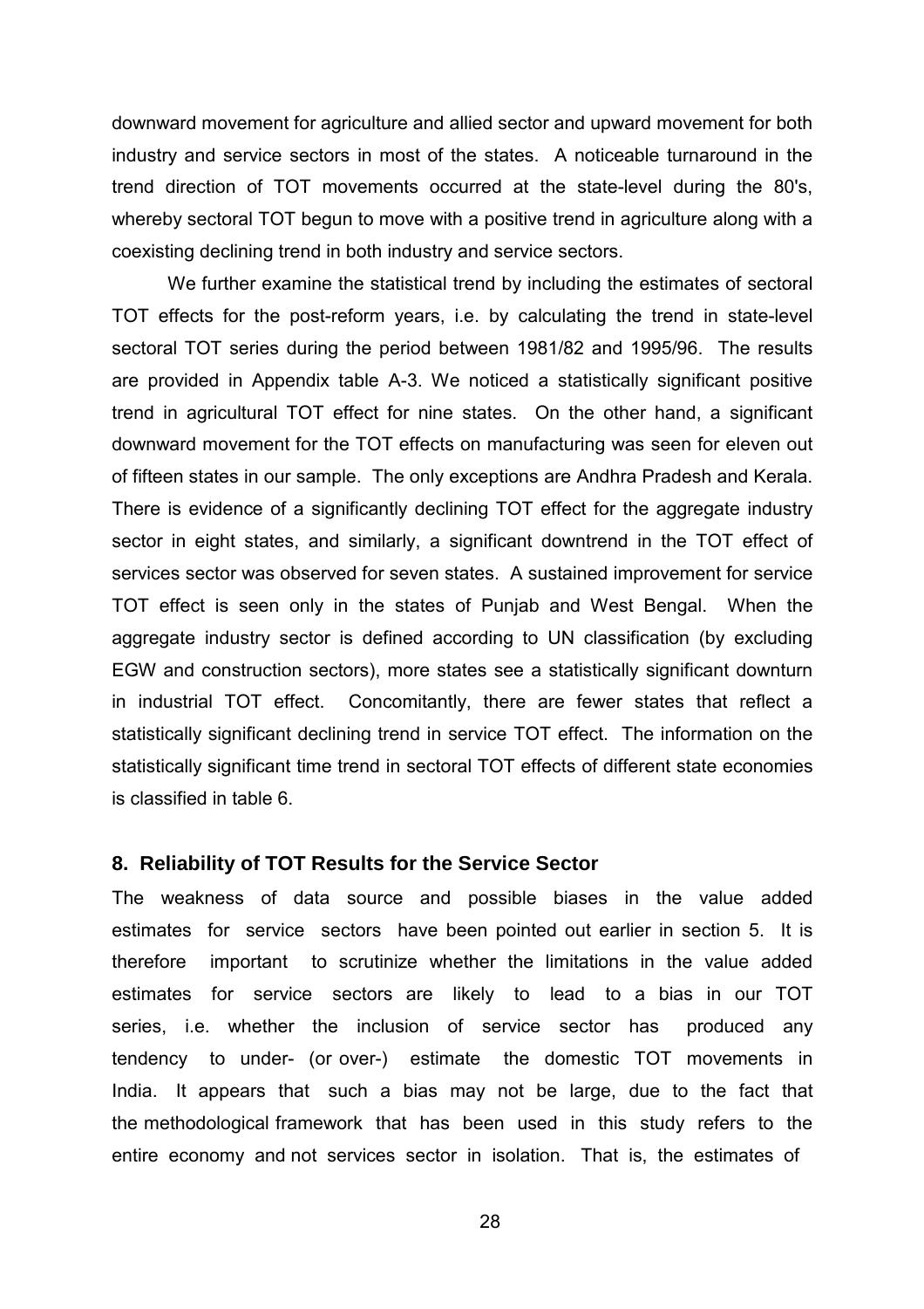downward movement for agriculture and allied sector and upward movement for both industry and service sectors in most of the states. A noticeable turnaround in the trend direction of TOT movements occurred at the state-level during the 80's, whereby sectoral TOT begun to move with a positive trend in agriculture along with a coexisting declining trend in both industry and service sectors.

We further examine the statistical trend by including the estimates of sectoral TOT effects for the post-reform years, i.e. by calculating the trend in state-level sectoral TOT series during the period between 1981/82 and 1995/96. The results are provided in Appendix table A-3. We noticed a statistically significant positive trend in agricultural TOT effect for nine states. On the other hand, a significant downward movement for the TOT effects on manufacturing was seen for eleven out of fifteen states in our sample. The only exceptions are Andhra Pradesh and Kerala. There is evidence of a significantly declining TOT effect for the aggregate industry sector in eight states, and similarly, a significant downtrend in the TOT effect of services sector was observed for seven states. A sustained improvement for service TOT effect is seen only in the states of Punjab and West Bengal. When the aggregate industry sector is defined according to UN classification (by excluding EGW and construction sectors), more states see a statistically significant downturn in industrial TOT effect. Concomitantly, there are fewer states that reflect a statistically significant declining trend in service TOT effect. The information on the statistically significant time trend in sectoral TOT effects of different state economies is classified in table 6.

## 8. Reliability of TOT Results for the Service Sector

The weakness of data source and possible biases in the value added estimates for service sectors have been pointed out earlier in section 5. It is therefore important to scrutinize whether the limitations in the value added estimates for service sectors are likely to lead to a bias in our TOT series, i.e. whether the inclusion of service sector has produced any tendency to under- (or over-) estimate the domestic TOT movements in India. It appears that such a bias may not be large, due to the fact that the methodological framework that has been used in this study refers to the entire economy and not services sector in isolation. That is, the estimates of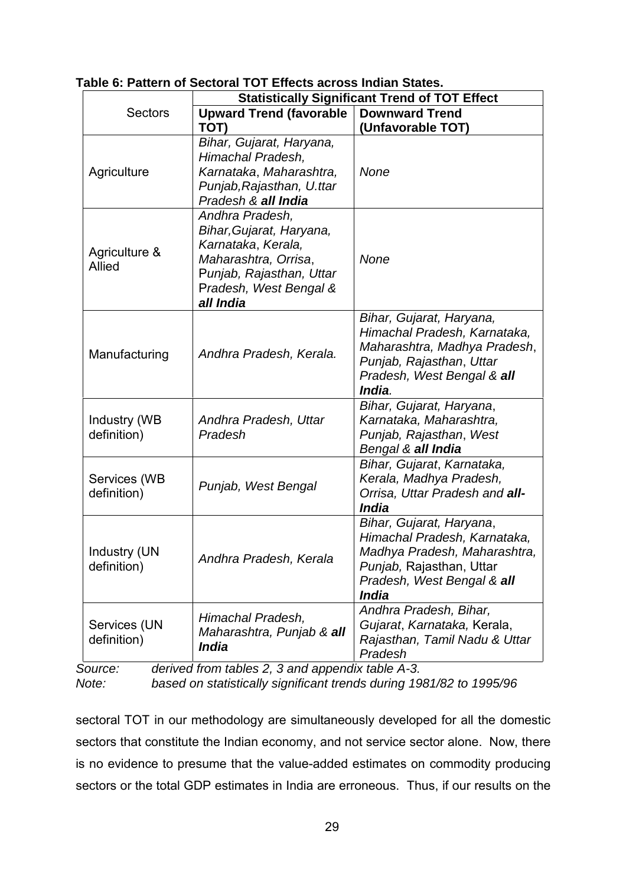**Table 6: Pattern of Sectoral TOT Effects across Indian States.**

| Sectors | Statistically Significant Trend of TOT Effect | |
|---|---|---|
| | **Upward Trend (favorable TOT)** | **Downward Trend (Unfavorable TOT)** |
| Agriculture | *Bihar, Gujarat, Haryana, Himachal Pradesh, Karnataka, Maharashtra, Punjab, Rajasthan, U.ttar Pradesh & **all India*** | *None* |
| Agriculture & Allied | *Andhra Pradesh, Bihar, Gujarat, Haryana, Karnataka, Kerala, Maharashtra, Orrisa, Punjab, Rajasthan, Uttar Pradesh, West Bengal & **all India*** | *None* |
| Manufacturing | *Andhra Pradesh, Kerala.* | *Bihar, Gujarat, Haryana, Himachal Pradesh, Karnataka, Maharashtra, Madhya Pradesh, Punjab, Rajasthan, Uttar Pradesh, West Bengal & **all India**.* |
| Industry (WB definition) | *Andhra Pradesh, Uttar Pradesh* | *Bihar, Gujarat, Haryana, Karnataka, Maharashtra, Punjab, Rajasthan, West Bengal & **all India*** |
| Services (WB definition) | *Punjab, West Bengal* | *Bihar, Gujarat, Karnataka, Kerala, Madhya Pradesh, Orrisa, Uttar Pradesh and **all-India*** |
| Industry (UN definition) | *Andhra Pradesh, Kerala* | *Bihar, Gujarat, Haryana, Himachal Pradesh, Karnataka, Madhya Pradesh, Maharashtra, Punjab,* Rajasthan, Uttar Pradesh, West Bengal & **all India*** |
| Services (UN definition) | *Himachal Pradesh, Maharashtra, Punjab & **all India*** | *Andhra Pradesh, Bihar, Gujarat, Karnataka,* Kerala, *Rajasthan, Tamil Nadu & Uttar Pradesh* |

*Source:* *derived from tables 2, 3 and appendix table A-3.*
*Note:* *based on statistically significant trends during 1981/82 to 1995/96*

sectoral TOT in our methodology are simultaneously developed for all the domestic sectors that constitute the Indian economy, and not service sector alone. Now, there is no evidence to presume that the value-added estimates on commodity producing sectors or the total GDP estimates in India are erroneous. Thus, if our results on the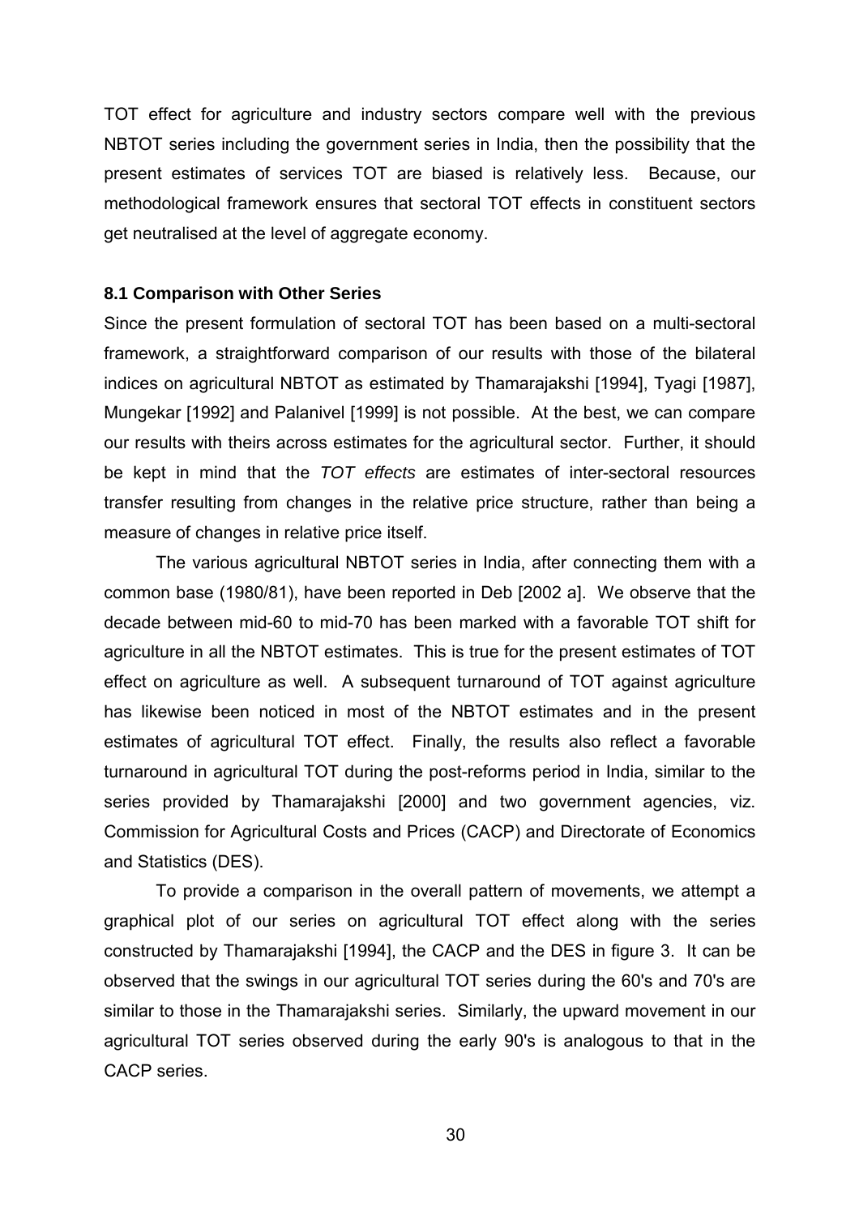TOT effect for agriculture and industry sectors compare well with the previous NBTOT series including the government series in India, then the possibility that the present estimates of services TOT are biased is relatively less. Because, our methodological framework ensures that sectoral TOT effects in constituent sectors get neutralised at the level of aggregate economy.

### 8.1 Comparison with Other Series

Since the present formulation of sectoral TOT has been based on a multi-sectoral framework, a straightforward comparison of our results with those of the bilateral indices on agricultural NBTOT as estimated by Thamarajakshi [1994], Tyagi [1987], Mungekar [1992] and Palanivel [1999] is not possible. At the best, we can compare our results with theirs across estimates for the agricultural sector. Further, it should be kept in mind that the *TOT effects* are estimates of inter-sectoral resources transfer resulting from changes in the relative price structure, rather than being a measure of changes in relative price itself.

The various agricultural NBTOT series in India, after connecting them with a common base (1980/81), have been reported in Deb [2002 a]. We observe that the decade between mid-60 to mid-70 has been marked with a favorable TOT shift for agriculture in all the NBTOT estimates. This is true for the present estimates of TOT effect on agriculture as well. A subsequent turnaround of TOT against agriculture has likewise been noticed in most of the NBTOT estimates and in the present estimates of agricultural TOT effect. Finally, the results also reflect a favorable turnaround in agricultural TOT during the post-reforms period in India, similar to the series provided by Thamarajakshi [2000] and two government agencies, viz. Commission for Agricultural Costs and Prices (CACP) and Directorate of Economics and Statistics (DES).

To provide a comparison in the overall pattern of movements, we attempt a graphical plot of our series on agricultural TOT effect along with the series constructed by Thamarajakshi [1994], the CACP and the DES in figure 3. It can be observed that the swings in our agricultural TOT series during the 60's and 70's are similar to those in the Thamarajakshi series. Similarly, the upward movement in our agricultural TOT series observed during the early 90's is analogous to that in the CACP series.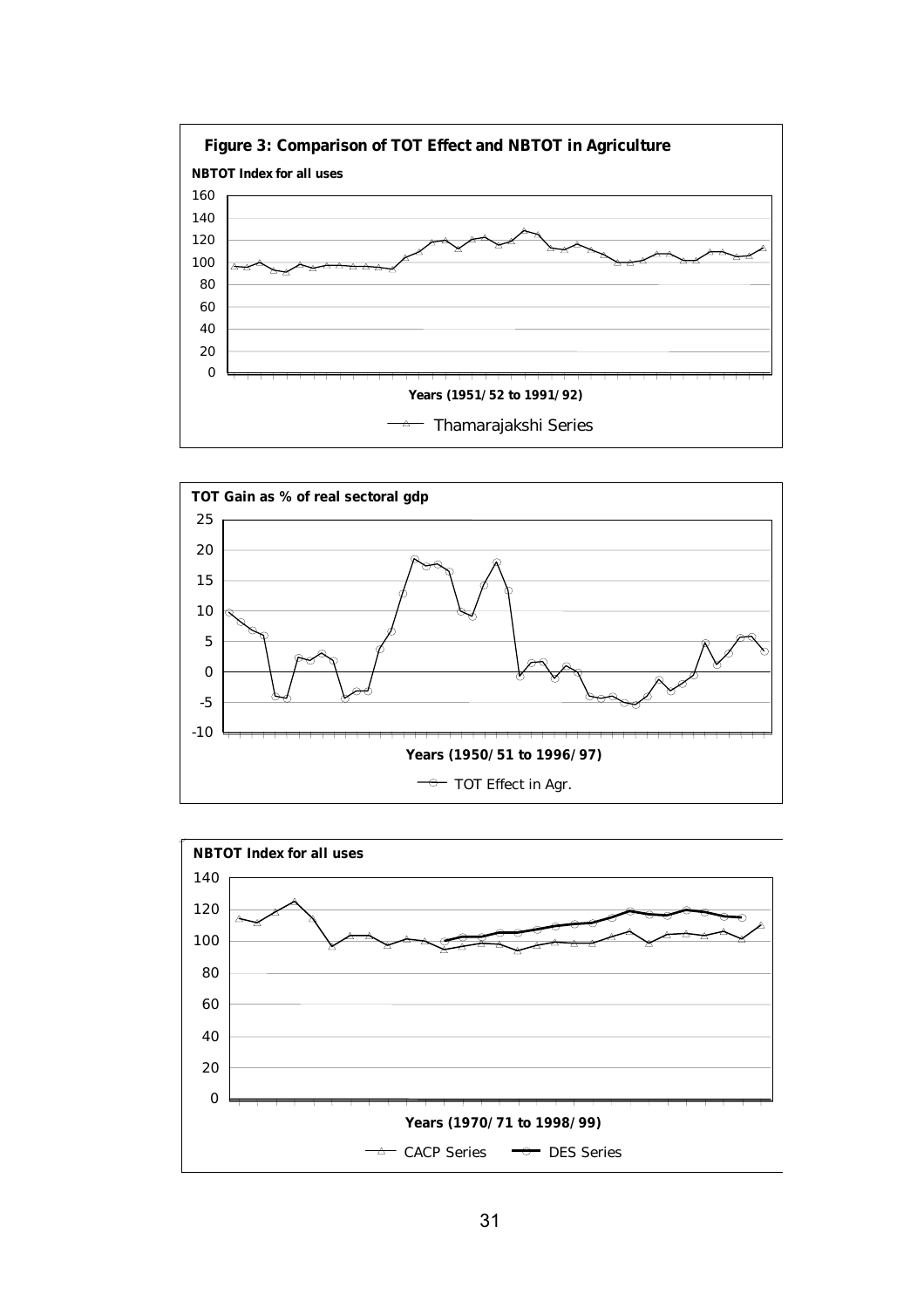**Figure 3: Comparison of TOT Effect and NBTOT in Agriculture**

**NBTOT Index for all uses**

160
140
120
100
80
60
40
20
0

**Years (1951/52 to 1991/92)**

Thamarajakshi Series

**TOT Gain as % of real sectoral gdp**

25
20
15
10
5
0
-5
-10

**Years (1950/51 to 1996/97)**

TOT Effect in Agr.

**NBTOT Index for all uses**

140
120
100
80
60
40
20
0

**Years (1970/71 to 1998/99)**

CACP Series DES Series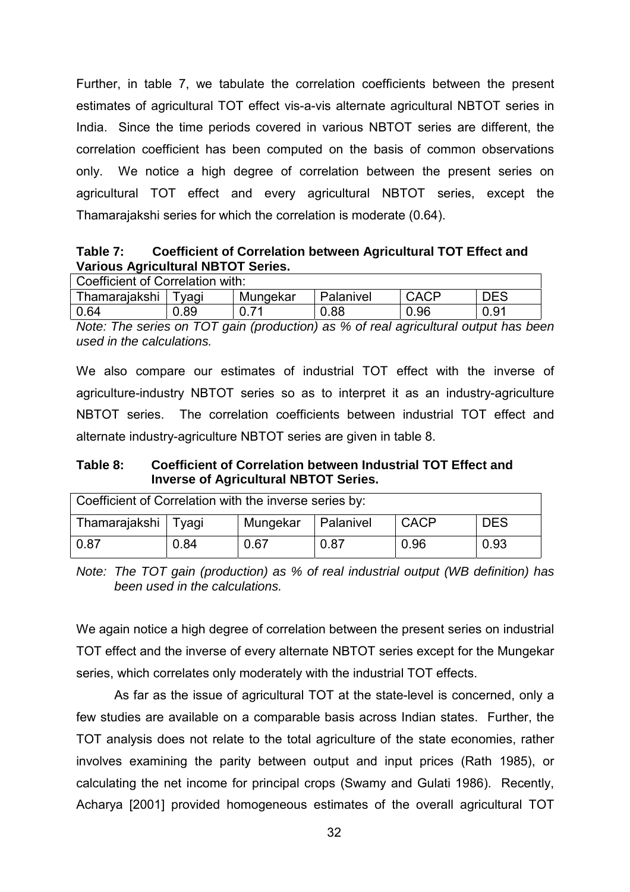Further, in table 7, we tabulate the correlation coefficients between the present estimates of agricultural TOT effect vis-a-vis alternate agricultural NBTOT series in India. Since the time periods covered in various NBTOT series are different, the correlation coefficient has been computed on the basis of common observations only. We notice a high degree of correlation between the present series on agricultural TOT effect and every agricultural NBTOT series, except the Thamarajakshi series for which the correlation is moderate (0.64).

**Table 7: Coefficient of Correlation between Agricultural TOT Effect and Various Agricultural NBTOT Series.**

| Coefficient of Correlation with: | | | | | |
|---|---|---|---|---|---|
| Thamarajakshi | Tyagi | Mungekar | Palanivel | CACP | DES |
| 0.64 | 0.89 | 0.71 | 0.88 | 0.96 | 0.91 |

*Note: The series on TOT gain (production) as % of real agricultural output has been used in the calculations.*

We also compare our estimates of industrial TOT effect with the inverse of agriculture-industry NBTOT series so as to interpret it as an industry-agriculture NBTOT series. The correlation coefficients between industrial TOT effect and alternate industry-agriculture NBTOT series are given in table 8.

**Table 8: Coefficient of Correlation between Industrial TOT Effect and Inverse of Agricultural NBTOT Series.**

| Coefficient of Correlation with the inverse series by: | | | | | |
|---|---|---|---|---|---|
| Thamarajakshi | Tyagi | Mungekar | Palanivel | CACP | DES |
| 0.87 | 0.84 | 0.67 | 0.87 | 0.96 | 0.93 |

*Note: The TOT gain (production) as % of real industrial output (WB definition) has been used in the calculations.*

We again notice a high degree of correlation between the present series on industrial TOT effect and the inverse of every alternate NBTOT series except for the Mungekar series, which correlates only moderately with the industrial TOT effects.

As far as the issue of agricultural TOT at the state-level is concerned, only a few studies are available on a comparable basis across Indian states. Further, the TOT analysis does not relate to the total agriculture of the state economies, rather involves examining the parity between output and input prices (Rath 1985), or calculating the net income for principal crops (Swamy and Gulati 1986). Recently, Acharya [2001] provided homogeneous estimates of the overall agricultural TOT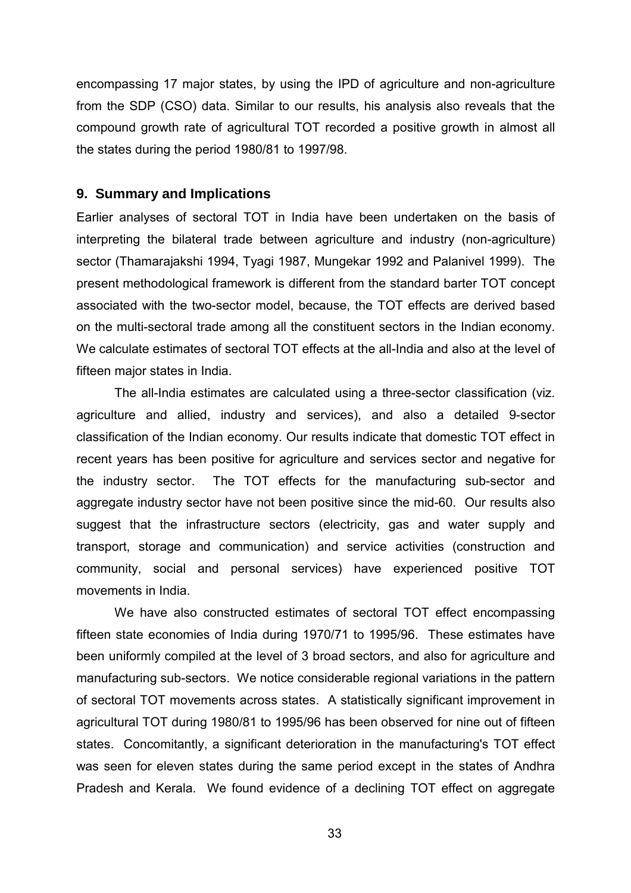encompassing 17 major states, by using the IPD of agriculture and non-agriculture from the SDP (CSO) data. Similar to our results, his analysis also reveals that the compound growth rate of agricultural TOT recorded a positive growth in almost all the states during the period 1980/81 to 1997/98.

## 9. Summary and Implications

Earlier analyses of sectoral TOT in India have been undertaken on the basis of interpreting the bilateral trade between agriculture and industry (non-agriculture) sector (Thamarajakshi 1994, Tyagi 1987, Mungekar 1992 and Palanivel 1999). The present methodological framework is different from the standard barter TOT concept associated with the two-sector model, because, the TOT effects are derived based on the multi-sectoral trade among all the constituent sectors in the Indian economy. We calculate estimates of sectoral TOT effects at the all-India and also at the level of fifteen major states in India.

The all-India estimates are calculated using a three-sector classification (viz. agriculture and allied, industry and services), and also a detailed 9-sector classification of the Indian economy. Our results indicate that domestic TOT effect in recent years has been positive for agriculture and services sector and negative for the industry sector. The TOT effects for the manufacturing sub-sector and aggregate industry sector have not been positive since the mid-60. Our results also suggest that the infrastructure sectors (electricity, gas and water supply and transport, storage and communication) and service activities (construction and community, social and personal services) have experienced positive TOT movements in India.

We have also constructed estimates of sectoral TOT effect encompassing fifteen state economies of India during 1970/71 to 1995/96. These estimates have been uniformly compiled at the level of 3 broad sectors, and also for agriculture and manufacturing sub-sectors. We notice considerable regional variations in the pattern of sectoral TOT movements across states. A statistically significant improvement in agricultural TOT during 1980/81 to 1995/96 has been observed for nine out of fifteen states. Concomitantly, a significant deterioration in the manufacturing's TOT effect was seen for eleven states during the same period except in the states of Andhra Pradesh and Kerala. We found evidence of a declining TOT effect on aggregate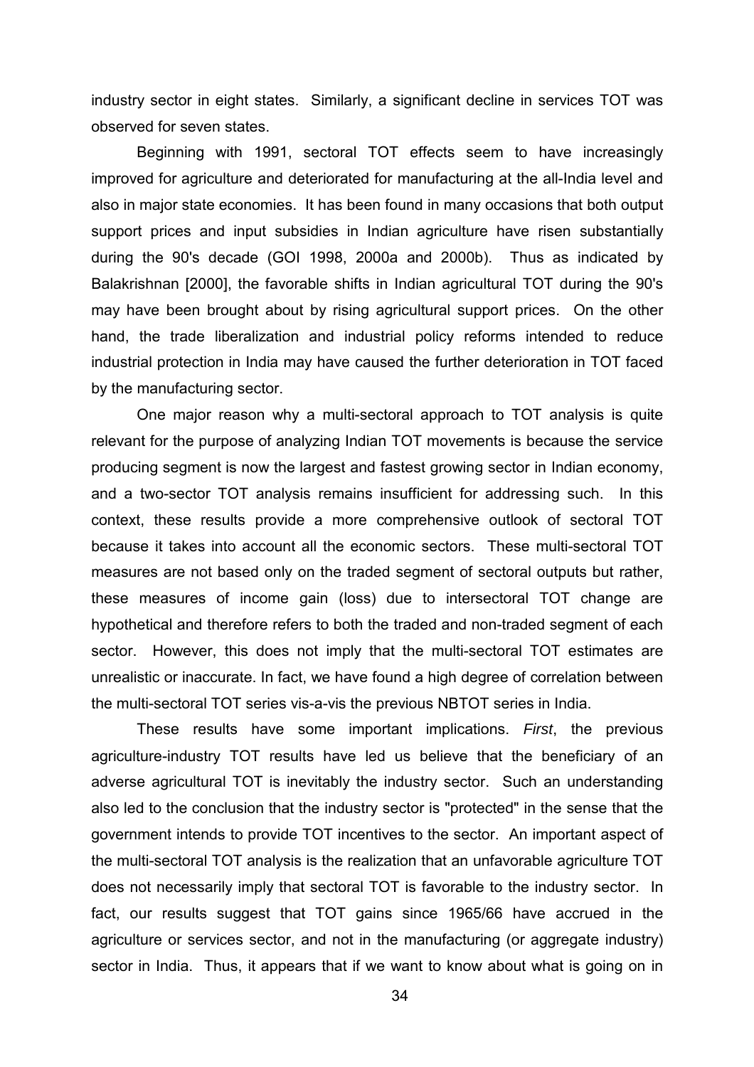industry sector in eight states. Similarly, a significant decline in services TOT was observed for seven states.

Beginning with 1991, sectoral TOT effects seem to have increasingly improved for agriculture and deteriorated for manufacturing at the all-India level and also in major state economies. It has been found in many occasions that both output support prices and input subsidies in Indian agriculture have risen substantially during the 90's decade (GOI 1998, 2000a and 2000b). Thus as indicated by Balakrishnan [2000], the favorable shifts in Indian agricultural TOT during the 90's may have been brought about by rising agricultural support prices. On the other hand, the trade liberalization and industrial policy reforms intended to reduce industrial protection in India may have caused the further deterioration in TOT faced by the manufacturing sector.

One major reason why a multi-sectoral approach to TOT analysis is quite relevant for the purpose of analyzing Indian TOT movements is because the service producing segment is now the largest and fastest growing sector in Indian economy, and a two-sector TOT analysis remains insufficient for addressing such. In this context, these results provide a more comprehensive outlook of sectoral TOT because it takes into account all the economic sectors. These multi-sectoral TOT measures are not based only on the traded segment of sectoral outputs but rather, these measures of income gain (loss) due to intersectoral TOT change are hypothetical and therefore refers to both the traded and non-traded segment of each sector. However, this does not imply that the multi-sectoral TOT estimates are unrealistic or inaccurate. In fact, we have found a high degree of correlation between the multi-sectoral TOT series vis-a-vis the previous NBTOT series in India.

These results have some important implications. *First*, the previous agriculture-industry TOT results have led us believe that the beneficiary of an adverse agricultural TOT is inevitably the industry sector. Such an understanding also led to the conclusion that the industry sector is "protected" in the sense that the government intends to provide TOT incentives to the sector. An important aspect of the multi-sectoral TOT analysis is the realization that an unfavorable agriculture TOT does not necessarily imply that sectoral TOT is favorable to the industry sector. In fact, our results suggest that TOT gains since 1965/66 have accrued in the agriculture or services sector, and not in the manufacturing (or aggregate industry) sector in India. Thus, it appears that if we want to know about what is going on in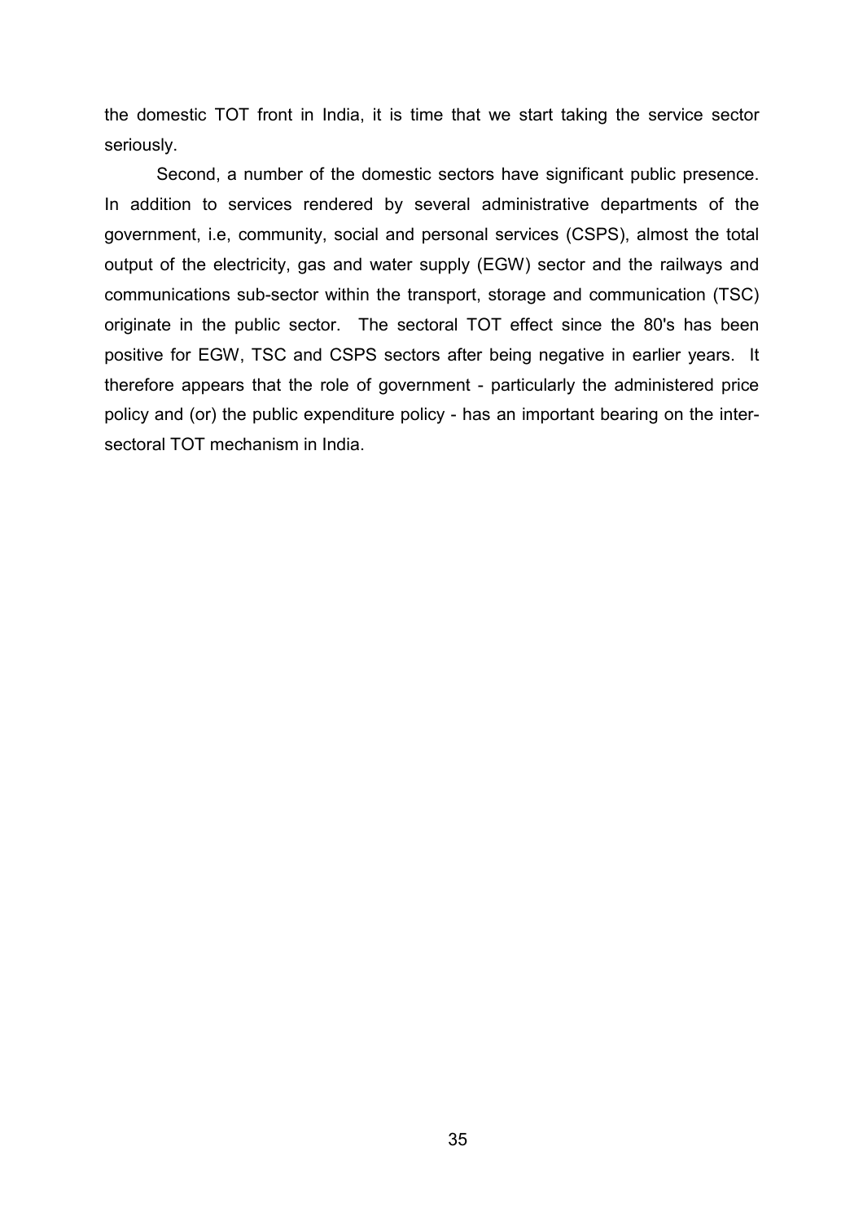the domestic TOT front in India, it is time that we start taking the service sector seriously.

Second, a number of the domestic sectors have significant public presence. In addition to services rendered by several administrative departments of the government, i.e, community, social and personal services (CSPS), almost the total output of the electricity, gas and water supply (EGW) sector and the railways and communications sub-sector within the transport, storage and communication (TSC) originate in the public sector. The sectoral TOT effect since the 80's has been positive for EGW, TSC and CSPS sectors after being negative in earlier years. It therefore appears that the role of government - particularly the administered price policy and (or) the public expenditure policy - has an important bearing on the inter-sectoral TOT mechanism in India.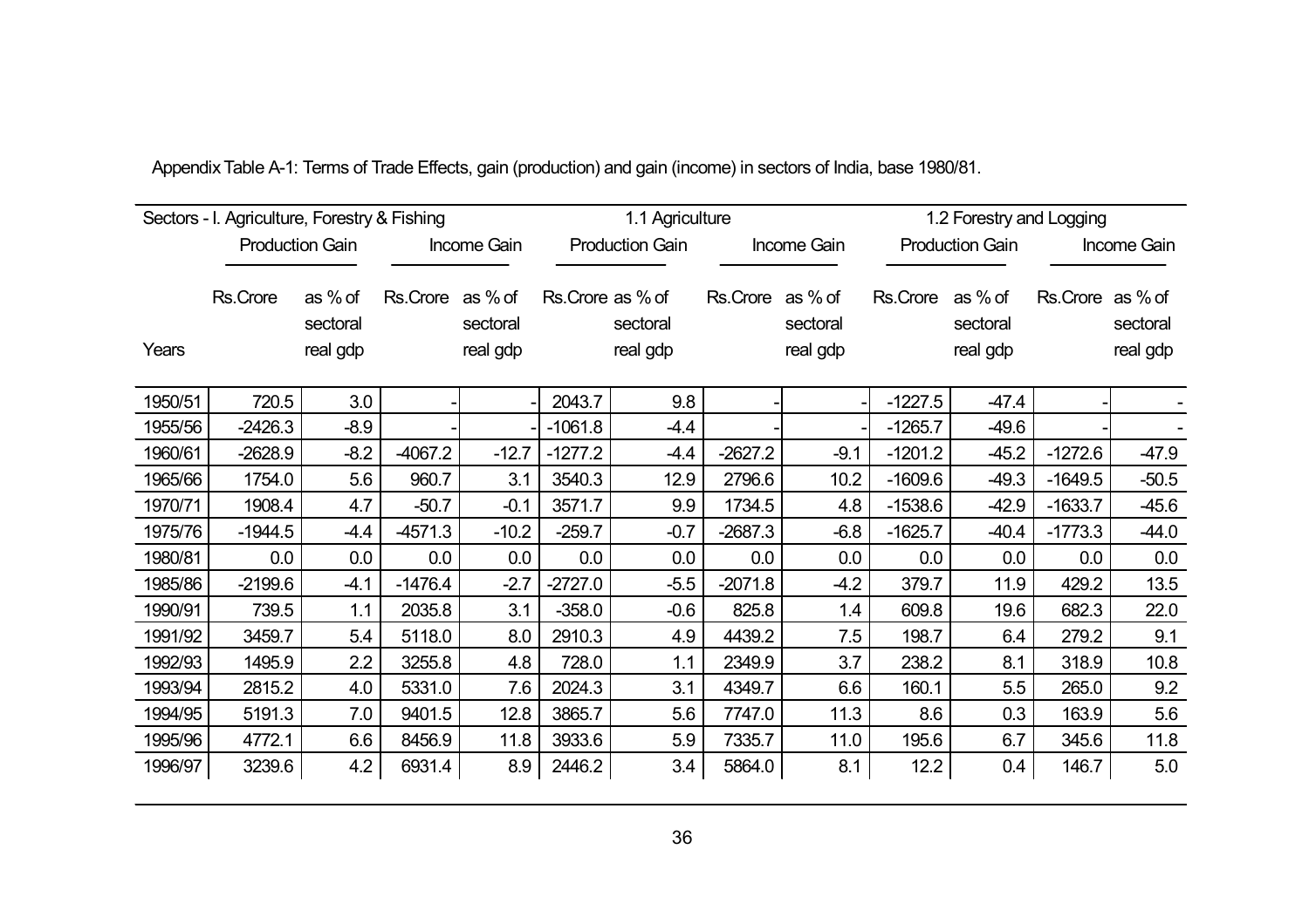Appendix Table A-1: Terms of Trade Effects, gain (production) and gain (income) in sectors of India, base 1980/81.

| | Sectors - I. Agriculture, Forestry & Fishing | | | | 1.1 Agriculture | | | | 1.2 Forestry and Logging | | | |
|---|---|---|---|---|---|---|---|---|---|---|---|---|
| | Production Gain | | Income Gain | | Production Gain | | Income Gain | | Production Gain | | Income Gain | |
| Years | Rs.Crore | as % of sectoral real gdp | Rs.Crore | as % of sectoral real gdp | Rs.Crore | as % of sectoral real gdp | Rs.Crore | as % of sectoral real gdp | Rs.Crore | as % of sectoral real gdp | Rs.Crore | as % of sectoral real gdp |
| 1950/51 | 720.5 | 3.0 | - | - | 2043.7 | 9.8 | - | - | -1227.5 | -47.4 | - | - |
| 1955/56 | -2426.3 | -8.9 | - | - | -1061.8 | -4.4 | - | - | -1265.7 | -49.6 | - | - |
| 1960/61 | -2628.9 | -8.2 | -4067.2 | -12.7 | -1277.2 | -4.4 | -2627.2 | -9.1 | -1201.2 | -45.2 | -1272.6 | -47.9 |
| 1965/66 | 1754.0 | 5.6 | 960.7 | 3.1 | 3540.3 | 12.9 | 2796.6 | 10.2 | -1609.6 | -49.3 | -1649.5 | -50.5 |
| 1970/71 | 1908.4 | 4.7 | -50.7 | -0.1 | 3571.7 | 9.9 | 1734.5 | 4.8 | -1538.6 | -42.9 | -1633.7 | -45.6 |
| 1975/76 | -1944.5 | -4.4 | -4571.3 | -10.2 | -259.7 | -0.7 | -2687.3 | -6.8 | -1625.7 | -40.4 | -1773.3 | -44.0 |
| 1980/81 | 0.0 | 0.0 | 0.0 | 0.0 | 0.0 | 0.0 | 0.0 | 0.0 | 0.0 | 0.0 | 0.0 | 0.0 |
| 1985/86 | -2199.6 | -4.1 | -1476.4 | -2.7 | -2727.0 | -5.5 | -2071.8 | -4.2 | 379.7 | 11.9 | 429.2 | 13.5 |
| 1990/91 | 739.5 | 1.1 | 2035.8 | 3.1 | -358.0 | -0.6 | 825.8 | 1.4 | 609.8 | 19.6 | 682.3 | 22.0 |
| 1991/92 | 3459.7 | 5.4 | 5118.0 | 8.0 | 2910.3 | 4.9 | 4439.2 | 7.5 | 198.7 | 6.4 | 279.2 | 9.1 |
| 1992/93 | 1495.9 | 2.2 | 3255.8 | 4.8 | 728.0 | 1.1 | 2349.9 | 3.7 | 238.2 | 8.1 | 318.9 | 10.8 |
| 1993/94 | 2815.2 | 4.0 | 5331.0 | 7.6 | 2024.3 | 3.1 | 4349.7 | 6.6 | 160.1 | 5.5 | 265.0 | 9.2 |
| 1994/95 | 5191.3 | 7.0 | 9401.5 | 12.8 | 3865.7 | 5.6 | 7747.0 | 11.3 | 8.6 | 0.3 | 163.9 | 5.6 |
| 1995/96 | 4772.1 | 6.6 | 8456.9 | 11.8 | 3933.6 | 5.9 | 7335.7 | 11.0 | 195.6 | 6.7 | 345.6 | 11.8 |
| 1996/97 | 3239.6 | 4.2 | 6931.4 | 8.9 | 2446.2 | 3.4 | 5864.0 | 8.1 | 12.2 | 0.4 | 146.7 | 5.0 |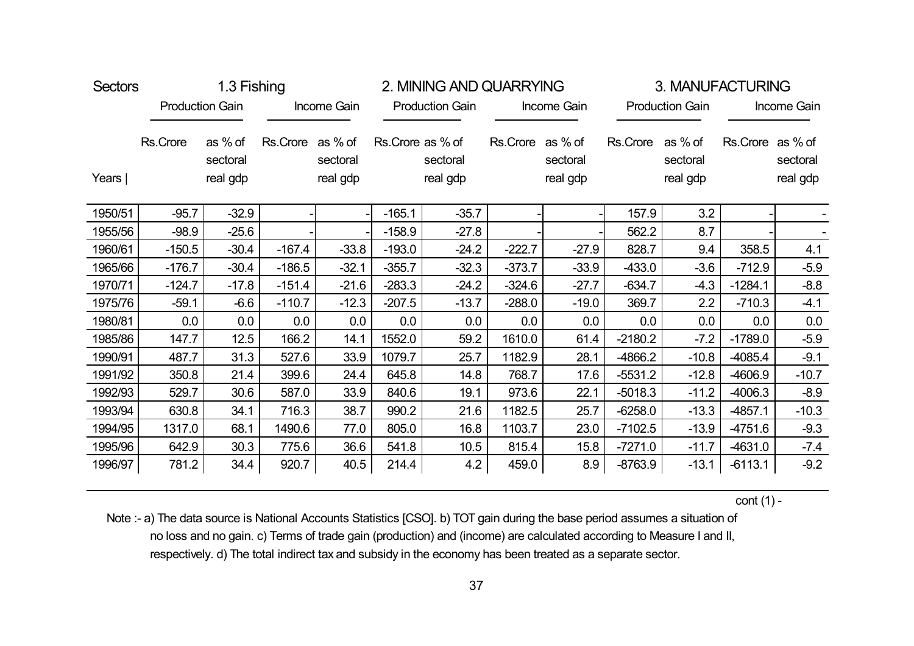| Sectors | 1.3 Fishing | | | | 2. MINING AND QUARRYING | | | | 3. MANUFACTURING | | | |
|---|---|---|---|---|---|---|---|---|---|---|---|---|
| | Production Gain | | Income Gain | | Production Gain | | Income Gain | | Production Gain | | Income Gain | |
| Years | Rs.Crore | as % of sectoral real gdp | Rs.Crore | as % of sectoral real gdp | Rs.Crore | as % of sectoral real gdp | Rs.Crore | as % of sectoral real gdp | Rs.Crore | as % of sectoral real gdp | Rs.Crore | as % of sectoral real gdp |
| 1950/51 | -95.7 | -32.9 | - | - | -165.1 | -35.7 | - | - | 157.9 | 3.2 | - | - |
| 1955/56 | -98.9 | -25.6 | - | - | -158.9 | -27.8 | - | - | 562.2 | 8.7 | - | - |
| 1960/61 | -150.5 | -30.4 | -167.4 | -33.8 | -193.0 | -24.2 | -222.7 | -27.9 | 828.7 | 9.4 | 358.5 | 4.1 |
| 1965/66 | -176.7 | -30.4 | -186.5 | -32.1 | -355.7 | -32.3 | -373.7 | -33.9 | -433.0 | -3.6 | -712.9 | -5.9 |
| 1970/71 | -124.7 | -17.8 | -151.4 | -21.6 | -283.3 | -24.2 | -324.6 | -27.7 | -634.7 | -4.3 | -1284.1 | -8.8 |
| 1975/76 | -59.1 | -6.6 | -110.7 | -12.3 | -207.5 | -13.7 | -288.0 | -19.0 | 369.7 | 2.2 | -710.3 | -4.1 |
| 1980/81 | 0.0 | 0.0 | 0.0 | 0.0 | 0.0 | 0.0 | 0.0 | 0.0 | 0.0 | 0.0 | 0.0 | 0.0 |
| 1985/86 | 147.7 | 12.5 | 166.2 | 14.1 | 1552.0 | 59.2 | 1610.0 | 61.4 | -2180.2 | -7.2 | -1789.0 | -5.9 |
| 1990/91 | 487.7 | 31.3 | 527.6 | 33.9 | 1079.7 | 25.7 | 1182.9 | 28.1 | -4866.2 | -10.8 | -4085.4 | -9.1 |
| 1991/92 | 350.8 | 21.4 | 399.6 | 24.4 | 645.8 | 14.8 | 768.7 | 17.6 | -5531.2 | -12.8 | -4606.9 | -10.7 |
| 1992/93 | 529.7 | 30.6 | 587.0 | 33.9 | 840.6 | 19.1 | 973.6 | 22.1 | -5018.3 | -11.2 | -4006.3 | -8.9 |
| 1993/94 | 630.8 | 34.1 | 716.3 | 38.7 | 990.2 | 21.6 | 1182.5 | 25.7 | -6258.0 | -13.3 | -4857.1 | -10.3 |
| 1994/95 | 1317.0 | 68.1 | 1490.6 | 77.0 | 805.0 | 16.8 | 1103.7 | 23.0 | -7102.5 | -13.9 | -4751.6 | -9.3 |
| 1995/96 | 642.9 | 30.3 | 775.6 | 36.6 | 541.8 | 10.5 | 815.4 | 15.8 | -7271.0 | -11.7 | -4631.0 | -7.4 |
| 1996/97 | 781.2 | 34.4 | 920.7 | 40.5 | 214.4 | 4.2 | 459.0 | 8.9 | -8763.9 | -13.1 | -6113.1 | -9.2 |

cont (1) -

Note :- a) The data source is National Accounts Statistics [CSO]. b) TOT gain during the base period assumes a situation of no loss and no gain. c) Terms of trade gain (production) and (income) are calculated according to Measure I and II, respectively. d) The total indirect tax and subsidy in the economy has been treated as a separate sector.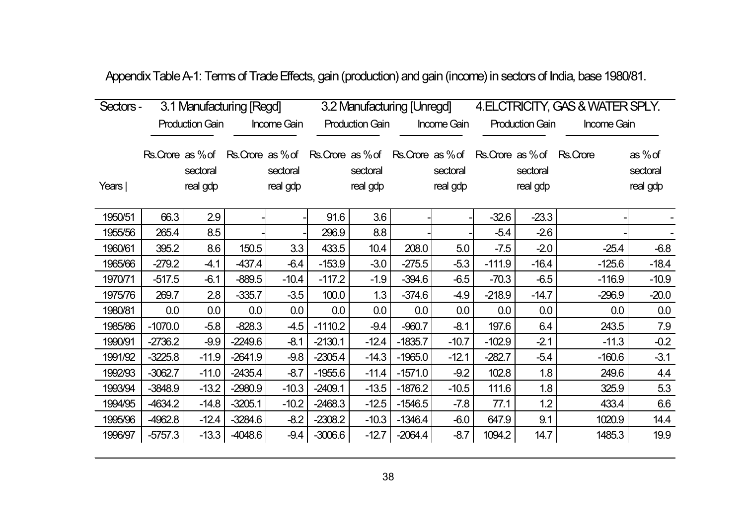Appendix Table A-1: Terms of Trade Effects, gain (production) and gain (income) in sectors of India, base 1980/81.

| Sectors - | 3.1 Manufacturing [Regd] | | | | 3.2 Manufacturing [Unregd] | | | | 4.ELCTRICITY, GAS & WATER SPLY. | | | |
|---|---|---|---|---|---|---|---|---|---|---|---|---|
| | Production Gain | | Income Gain | | Production Gain | | Income Gain | | Production Gain | | Income Gain | |
| Years \| | Rs.Crore | as % of sectoral real gdp | Rs.Crore | as % of sectoral real gdp | Rs.Crore | as % of sectoral real gdp | Rs.Crore | as % of sectoral real gdp | Rs.Crore | as % of sectoral real gdp | Rs.Crore | as % of sectoral real gdp |
| 1950/51 | 66.3 | 2.9 | - | - | 91.6 | 3.6 | - | - | -32.6 | -23.3 | - | - |
| 1955/56 | 265.4 | 8.5 | - | - | 296.9 | 8.8 | - | - | -5.4 | -2.6 | - | - |
| 1960/61 | 395.2 | 8.6 | 150.5 | 3.3 | 433.5 | 10.4 | 208.0 | 5.0 | -7.5 | -2.0 | -25.4 | -6.8 |
| 1965/66 | -279.2 | -4.1 | -437.4 | -6.4 | -153.9 | -3.0 | -275.5 | -5.3 | -111.9 | -16.4 | -125.6 | -18.4 |
| 1970/71 | -517.5 | -6.1 | -889.5 | -10.4 | -117.2 | -1.9 | -394.6 | -6.5 | -70.3 | -6.5 | -116.9 | -10.9 |
| 1975/76 | 269.7 | 2.8 | -335.7 | -3.5 | 100.0 | 1.3 | -374.6 | -4.9 | -218.9 | -14.7 | -296.9 | -20.0 |
| 1980/81 | 0.0 | 0.0 | 0.0 | 0.0 | 0.0 | 0.0 | 0.0 | 0.0 | 0.0 | 0.0 | 0.0 | 0.0 |
| 1985/86 | -1070.0 | -5.8 | -828.3 | -4.5 | -1110.2 | -9.4 | -960.7 | -8.1 | 197.6 | 6.4 | 243.5 | 7.9 |
| 1990/91 | -2736.2 | -9.9 | -2249.6 | -8.1 | -2130.1 | -12.4 | -1835.7 | -10.7 | -102.9 | -2.1 | -11.3 | -0.2 |
| 1991/92 | -3225.8 | -11.9 | -2641.9 | -9.8 | -2305.4 | -14.3 | -1965.0 | -12.1 | -282.7 | -5.4 | -160.6 | -3.1 |
| 1992/93 | -3062.7 | -11.0 | -2435.4 | -8.7 | -1955.6 | -11.4 | -1571.0 | -9.2 | 102.8 | 1.8 | 249.6 | 4.4 |
| 1993/94 | -3848.9 | -13.2 | -2980.9 | -10.3 | -2409.1 | -13.5 | -1876.2 | -10.5 | 111.6 | 1.8 | 325.9 | 5.3 |
| 1994/95 | -4634.2 | -14.8 | -3205.1 | -10.2 | -2468.3 | -12.5 | -1546.5 | -7.8 | 77.1 | 1.2 | 433.4 | 6.6 |
| 1995/96 | -4962.8 | -12.4 | -3284.6 | -8.2 | -2308.2 | -10.3 | -1346.4 | -6.0 | 647.9 | 9.1 | 1020.9 | 14.4 |
| 1996/97 | -5757.3 | -13.3 | -4048.6 | -9.4 | -3006.6 | -12.7 | -2064.4 | -8.7 | 1094.2 | 14.7 | 1485.3 | 19.9 |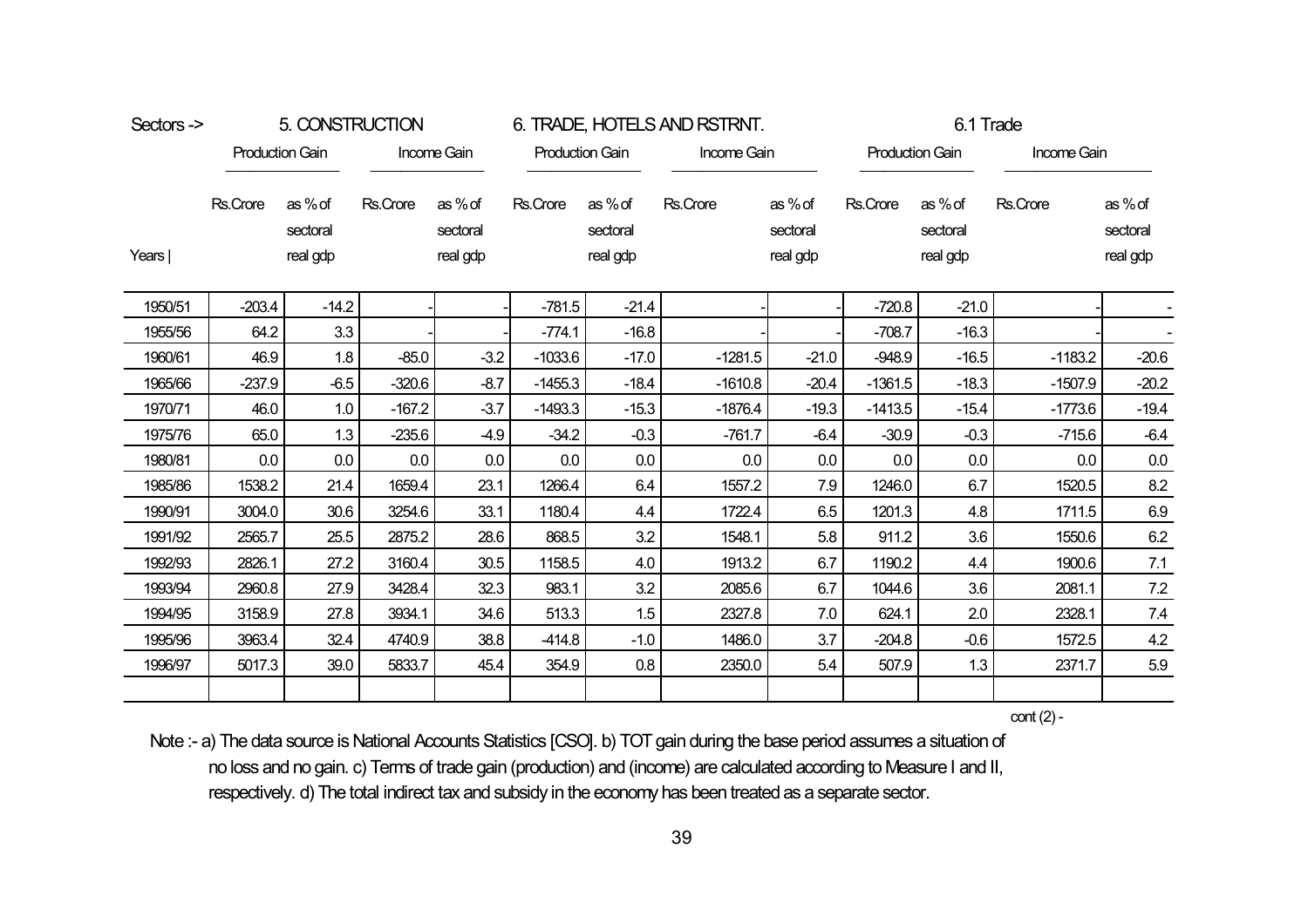| Sectors -> | 5. CONSTRUCTION | | | | 6. TRADE, HOTELS AND RSTRNT. | | | | 6.1 Trade | | | |
|---|---|---|---|---|---|---|---|---|---|---|---|---|
| | Production Gain | | Income Gain | | Production Gain | | Income Gain | | Production Gain | | Income Gain | |
| Years \| | Rs.Crore | as % of sectoral real gdp | Rs.Crore | as % of sectoral real gdp | Rs.Crore | as % of sectoral real gdp | Rs.Crore | as % of sectoral real gdp | Rs.Crore | as % of sectoral real gdp | Rs.Crore | as % of sectoral real gdp |
| 1950/51 | -203.4 | -14.2 | - | - | -781.5 | -21.4 | - | - | -720.8 | -21.0 | - | - |
| 1955/56 | 64.2 | 3.3 | - | - | -774.1 | -16.8 | - | - | -708.7 | -16.3 | - | - |
| 1960/61 | 46.9 | 1.8 | -85.0 | -3.2 | -1033.6 | -17.0 | -1281.5 | -21.0 | -948.9 | -16.5 | -1183.2 | -20.6 |
| 1965/66 | -237.9 | -6.5 | -320.6 | -8.7 | -1455.3 | -18.4 | -1610.8 | -20.4 | -1361.5 | -18.3 | -1507.9 | -20.2 |
| 1970/71 | 46.0 | 1.0 | -167.2 | -3.7 | -1493.3 | -15.3 | -1876.4 | -19.3 | -1413.5 | -15.4 | -1773.6 | -19.4 |
| 1975/76 | 65.0 | 1.3 | -235.6 | -4.9 | -34.2 | -0.3 | -761.7 | -6.4 | -30.9 | -0.3 | -715.6 | -6.4 |
| 1980/81 | 0.0 | 0.0 | 0.0 | 0.0 | 0.0 | 0.0 | 0.0 | 0.0 | 0.0 | 0.0 | 0.0 | 0.0 |
| 1985/86 | 1538.2 | 21.4 | 1659.4 | 23.1 | 1266.4 | 6.4 | 1557.2 | 7.9 | 1246.0 | 6.7 | 1520.5 | 8.2 |
| 1990/91 | 3004.0 | 30.6 | 3254.6 | 33.1 | 1180.4 | 4.4 | 1722.4 | 6.5 | 1201.3 | 4.8 | 1711.5 | 6.9 |
| 1991/92 | 2565.7 | 25.5 | 2875.2 | 28.6 | 868.5 | 3.2 | 1548.1 | 5.8 | 911.2 | 3.6 | 1550.6 | 6.2 |
| 1992/93 | 2826.1 | 27.2 | 3160.4 | 30.5 | 1158.5 | 4.0 | 1913.2 | 6.7 | 1190.2 | 4.4 | 1900.6 | 7.1 |
| 1993/94 | 2960.8 | 27.9 | 3428.4 | 32.3 | 983.1 | 3.2 | 2085.6 | 6.7 | 1044.6 | 3.6 | 2081.1 | 7.2 |
| 1994/95 | 3158.9 | 27.8 | 3934.1 | 34.6 | 513.3 | 1.5 | 2327.8 | 7.0 | 624.1 | 2.0 | 2328.1 | 7.4 |
| 1995/96 | 3963.4 | 32.4 | 4740.9 | 38.8 | -414.8 | -1.0 | 1486.0 | 3.7 | -204.8 | -0.6 | 1572.5 | 4.2 |
| 1996/97 | 5017.3 | 39.0 | 5833.7 | 45.4 | 354.9 | 0.8 | 2350.0 | 5.4 | 507.9 | 1.3 | 2371.7 | 5.9 |

cont (2) -

Note :- a) The data source is National Accounts Statistics [CSO]. b) TOT gain during the base period assumes a situation of no loss and no gain. c) Terms of trade gain (production) and (income) are calculated according to Measure I and II, respectively. d) The total indirect tax and subsidy in the economy has been treated as a separate sector.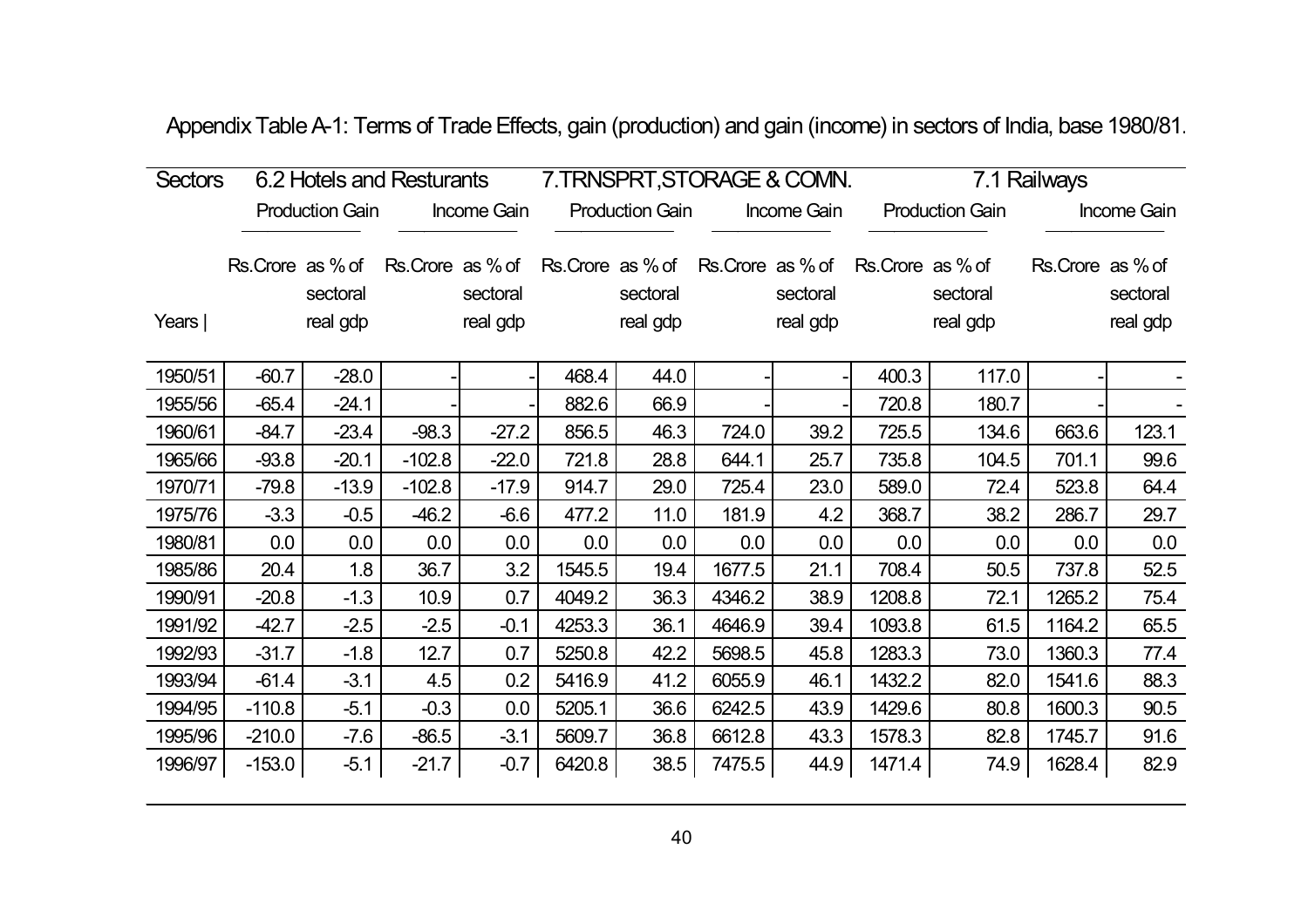Appendix Table A-1: Terms of Trade Effects, gain (production) and gain (income) in sectors of India, base 1980/81.

| Sectors | 6.2 Hotels and Resturants | | | | 7.TRNSPRT,STORAGE & COMN. | | | | 7.1 Railways | | | |
|---|---|---|---|---|---|---|---|---|---|---|---|---|
| | Production Gain | | Income Gain | | Production Gain | | Income Gain | | Production Gain | | Income Gain | |
| Years \| | Rs.Crore | as % of sectoral real gdp | Rs.Crore | as % of sectoral real gdp | Rs.Crore | as % of sectoral real gdp | Rs.Crore | as % of sectoral real gdp | Rs.Crore | as % of sectoral real gdp | Rs.Crore | as % of sectoral real gdp |
| 1950/51 | -60.7 | -28.0 | - | - | 468.4 | 44.0 | - | - | 400.3 | 117.0 | - | - |
| 1955/56 | -65.4 | -24.1 | - | - | 882.6 | 66.9 | - | - | 720.8 | 180.7 | - | - |
| 1960/61 | -84.7 | -23.4 | -98.3 | -27.2 | 856.5 | 46.3 | 724.0 | 39.2 | 725.5 | 134.6 | 663.6 | 123.1 |
| 1965/66 | -93.8 | -20.1 | -102.8 | -22.0 | 721.8 | 28.8 | 644.1 | 25.7 | 735.8 | 104.5 | 701.1 | 99.6 |
| 1970/71 | -79.8 | -13.9 | -102.8 | -17.9 | 914.7 | 29.0 | 725.4 | 23.0 | 589.0 | 72.4 | 523.8 | 64.4 |
| 1975/76 | -3.3 | -0.5 | -46.2 | -6.6 | 477.2 | 11.0 | 181.9 | 4.2 | 368.7 | 38.2 | 286.7 | 29.7 |
| 1980/81 | 0.0 | 0.0 | 0.0 | 0.0 | 0.0 | 0.0 | 0.0 | 0.0 | 0.0 | 0.0 | 0.0 | 0.0 |
| 1985/86 | 20.4 | 1.8 | 36.7 | 3.2 | 1545.5 | 19.4 | 1677.5 | 21.1 | 708.4 | 50.5 | 737.8 | 52.5 |
| 1990/91 | -20.8 | -1.3 | 10.9 | 0.7 | 4049.2 | 36.3 | 4346.2 | 38.9 | 1208.8 | 72.1 | 1265.2 | 75.4 |
| 1991/92 | -42.7 | -2.5 | -2.5 | -0.1 | 4253.3 | 36.1 | 4646.9 | 39.4 | 1093.8 | 61.5 | 1164.2 | 65.5 |
| 1992/93 | -31.7 | -1.8 | 12.7 | 0.7 | 5250.8 | 42.2 | 5698.5 | 45.8 | 1283.3 | 73.0 | 1360.3 | 77.4 |
| 1993/94 | -61.4 | -3.1 | 4.5 | 0.2 | 5416.9 | 41.2 | 6055.9 | 46.1 | 1432.2 | 82.0 | 1541.6 | 88.3 |
| 1994/95 | -110.8 | -5.1 | -0.3 | 0.0 | 5205.1 | 36.6 | 6242.5 | 43.9 | 1429.6 | 80.8 | 1600.3 | 90.5 |
| 1995/96 | -210.0 | -7.6 | -86.5 | -3.1 | 5609.7 | 36.8 | 6612.8 | 43.3 | 1578.3 | 82.8 | 1745.7 | 91.6 |
| 1996/97 | -153.0 | -5.1 | -21.7 | -0.7 | 6420.8 | 38.5 | 7475.5 | 44.9 | 1471.4 | 74.9 | 1628.4 | 82.9 |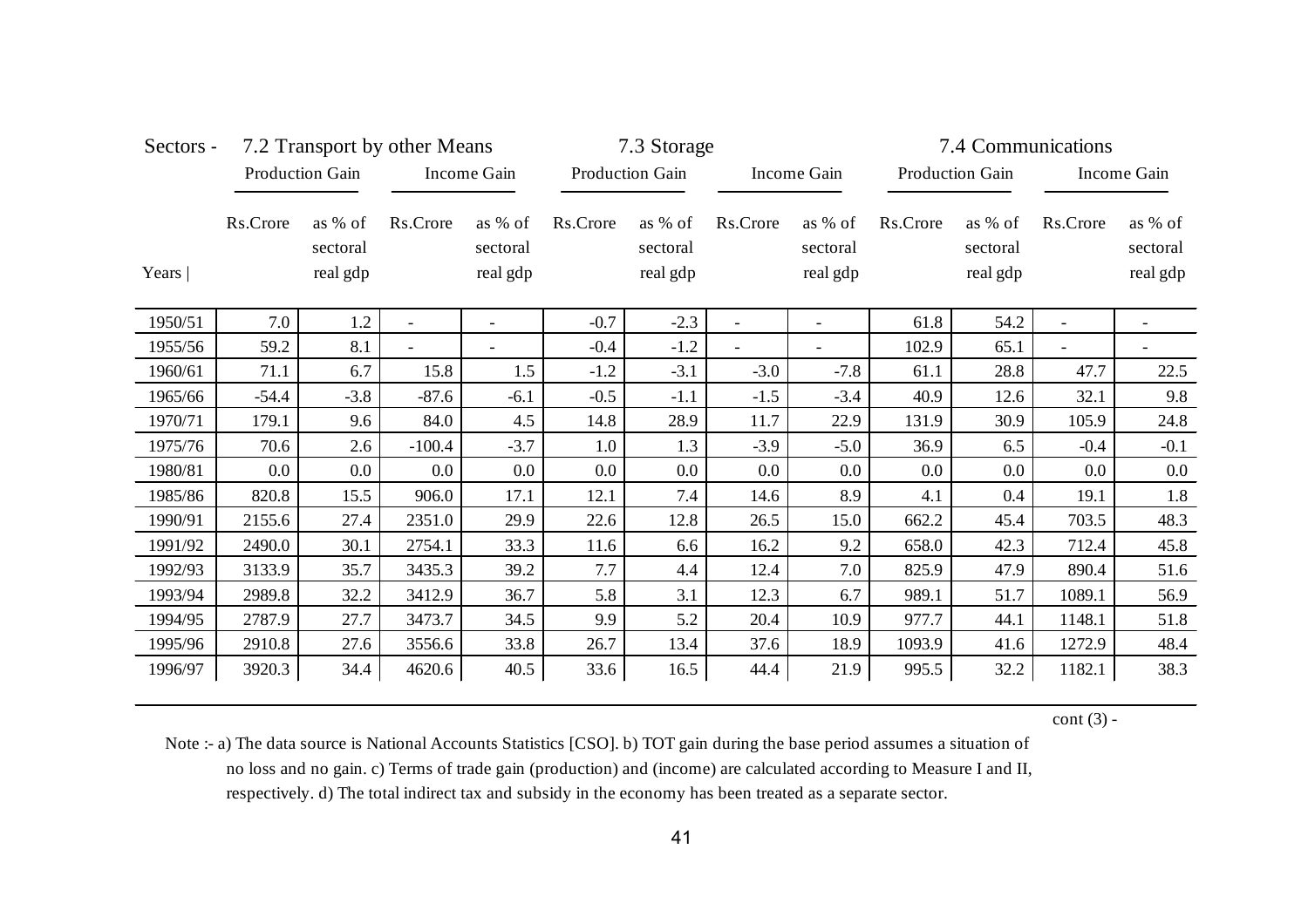| Sectors - | 7.2 Transport by other Means | | | | 7.3 Storage | | | | 7.4 Communications | | | |
|---|---|---|---|---|---|---|---|---|---|---|---|---|
| | Production Gain | | Income Gain | | Production Gain | | Income Gain | | Production Gain | | Income Gain | |
| Years \| | Rs.Crore | as % of sectoral real gdp | Rs.Crore | as % of sectoral real gdp | Rs.Crore | as % of sectoral real gdp | Rs.Crore | as % of sectoral real gdp | Rs.Crore | as % of sectoral real gdp | Rs.Crore | as % of sectoral real gdp |
| 1950/51 | 7.0 | 1.2 | - | - | -0.7 | -2.3 | - | - | 61.8 | 54.2 | - | - |
| 1955/56 | 59.2 | 8.1 | - | - | -0.4 | -1.2 | - | - | 102.9 | 65.1 | - | - |
| 1960/61 | 71.1 | 6.7 | 15.8 | 1.5 | -1.2 | -3.1 | -3.0 | -7.8 | 61.1 | 28.8 | 47.7 | 22.5 |
| 1965/66 | -54.4 | -3.8 | -87.6 | -6.1 | -0.5 | -1.1 | -1.5 | -3.4 | 40.9 | 12.6 | 32.1 | 9.8 |
| 1970/71 | 179.1 | 9.6 | 84.0 | 4.5 | 14.8 | 28.9 | 11.7 | 22.9 | 131.9 | 30.9 | 105.9 | 24.8 |
| 1975/76 | 70.6 | 2.6 | -100.4 | -3.7 | 1.0 | 1.3 | -3.9 | -5.0 | 36.9 | 6.5 | -0.4 | -0.1 |
| 1980/81 | 0.0 | 0.0 | 0.0 | 0.0 | 0.0 | 0.0 | 0.0 | 0.0 | 0.0 | 0.0 | 0.0 | 0.0 |
| 1985/86 | 820.8 | 15.5 | 906.0 | 17.1 | 12.1 | 7.4 | 14.6 | 8.9 | 4.1 | 0.4 | 19.1 | 1.8 |
| 1990/91 | 2155.6 | 27.4 | 2351.0 | 29.9 | 22.6 | 12.8 | 26.5 | 15.0 | 662.2 | 45.4 | 703.5 | 48.3 |
| 1991/92 | 2490.0 | 30.1 | 2754.1 | 33.3 | 11.6 | 6.6 | 16.2 | 9.2 | 658.0 | 42.3 | 712.4 | 45.8 |
| 1992/93 | 3133.9 | 35.7 | 3435.3 | 39.2 | 7.7 | 4.4 | 12.4 | 7.0 | 825.9 | 47.9 | 890.4 | 51.6 |
| 1993/94 | 2989.8 | 32.2 | 3412.9 | 36.7 | 5.8 | 3.1 | 12.3 | 6.7 | 989.1 | 51.7 | 1089.1 | 56.9 |
| 1994/95 | 2787.9 | 27.7 | 3473.7 | 34.5 | 9.9 | 5.2 | 20.4 | 10.9 | 977.7 | 44.1 | 1148.1 | 51.8 |
| 1995/96 | 2910.8 | 27.6 | 3556.6 | 33.8 | 26.7 | 13.4 | 37.6 | 18.9 | 1093.9 | 41.6 | 1272.9 | 48.4 |
| 1996/97 | 3920.3 | 34.4 | 4620.6 | 40.5 | 33.6 | 16.5 | 44.4 | 21.9 | 995.5 | 32.2 | 1182.1 | 38.3 |

cont (3) -

Note :- a) The data source is National Accounts Statistics [CSO]. b) TOT gain during the base period assumes a situation of no loss and no gain. c) Terms of trade gain (production) and (income) are calculated according to Measure I and II, respectively. d) The total indirect tax and subsidy in the economy has been treated as a separate sector.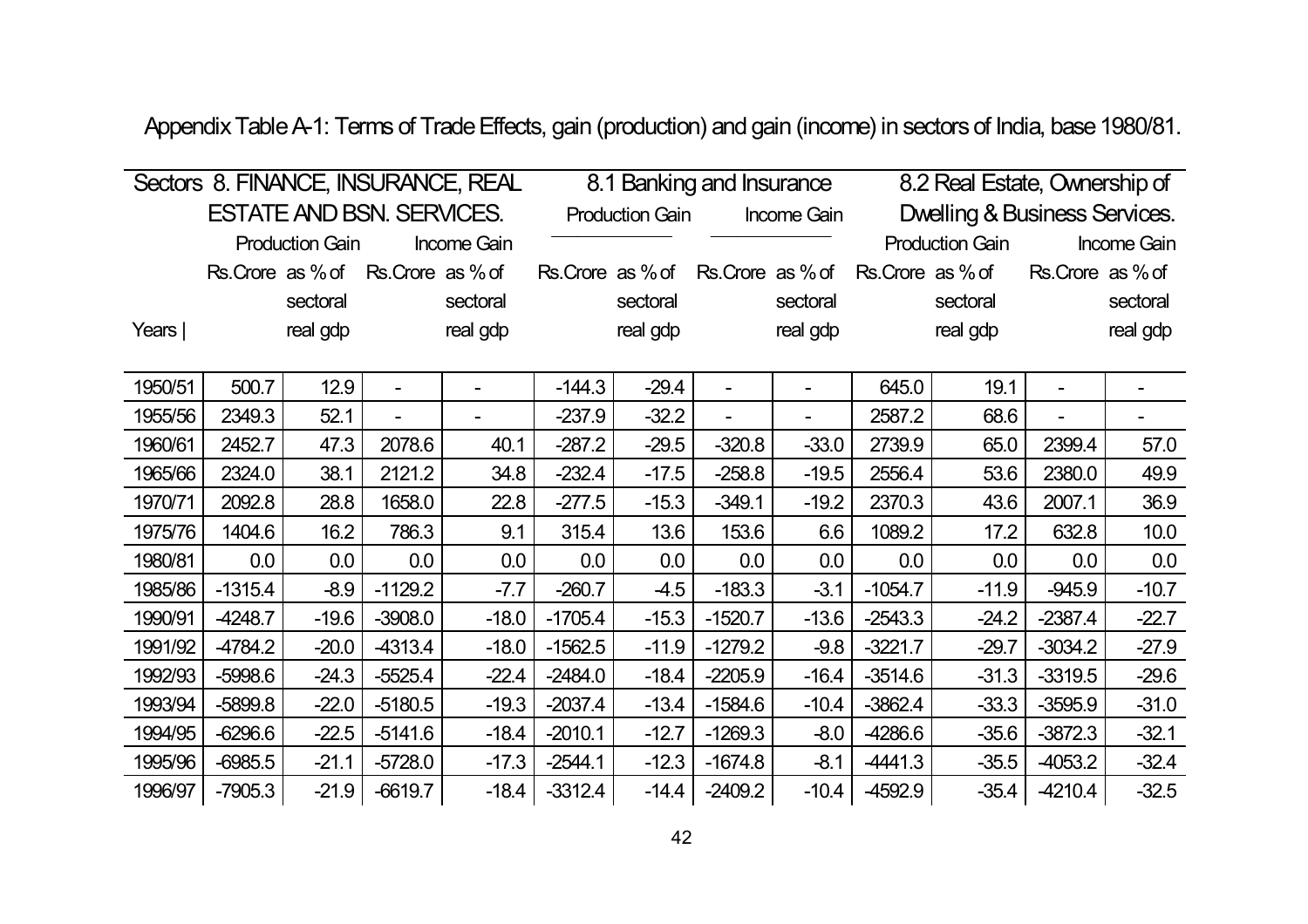Appendix Table A-1: Terms of Trade Effects, gain (production) and gain (income) in sectors of India, base 1980/81.

| Sectors | 8. FINANCE, INSURANCE, REAL ESTATE AND BSN. SERVICES. | | | | 8.1 Banking and Insurance | | | | 8.2 Real Estate, Ownership of Dwelling & Business Services. | | | |
|---|---|---|---|---|---|---|---|---|---|---|---|---|
| | Production Gain | | Income Gain | | Production Gain | | Income Gain | | Production Gain | | Income Gain | |
| Years | Rs.Crore | as % of sectoral real gdp | Rs.Crore | as % of sectoral real gdp | Rs.Crore | as % of sectoral real gdp | Rs.Crore | as % of sectoral real gdp | Rs.Crore | as % of sectoral real gdp | Rs.Crore | as % of sectoral real gdp |
| 1950/51 | 500.7 | 12.9 | - | - | -144.3 | -29.4 | - | - | 645.0 | 19.1 | - | - |
| 1955/56 | 2349.3 | 52.1 | - | - | -237.9 | -32.2 | - | - | 2587.2 | 68.6 | - | - |
| 1960/61 | 2452.7 | 47.3 | 2078.6 | 40.1 | -287.2 | -29.5 | -320.8 | -33.0 | 2739.9 | 65.0 | 2399.4 | 57.0 |
| 1965/66 | 2324.0 | 38.1 | 2121.2 | 34.8 | -232.4 | -17.5 | -258.8 | -19.5 | 2556.4 | 53.6 | 2380.0 | 49.9 |
| 1970/71 | 2092.8 | 28.8 | 1658.0 | 22.8 | -277.5 | -15.3 | -349.1 | -19.2 | 2370.3 | 43.6 | 2007.1 | 36.9 |
| 1975/76 | 1404.6 | 16.2 | 786.3 | 9.1 | 315.4 | 13.6 | 153.6 | 6.6 | 1089.2 | 17.2 | 632.8 | 10.0 |
| 1980/81 | 0.0 | 0.0 | 0.0 | 0.0 | 0.0 | 0.0 | 0.0 | 0.0 | 0.0 | 0.0 | 0.0 | 0.0 |
| 1985/86 | -1315.4 | -8.9 | -1129.2 | -7.7 | -260.7 | -4.5 | -183.3 | -3.1 | -1054.7 | -11.9 | -945.9 | -10.7 |
| 1990/91 | -4248.7 | -19.6 | -3908.0 | -18.0 | -1705.4 | -15.3 | -1520.7 | -13.6 | -2543.3 | -24.2 | -2387.4 | -22.7 |
| 1991/92 | -4784.2 | -20.0 | -4313.4 | -18.0 | -1562.5 | -11.9 | -1279.2 | -9.8 | -3221.7 | -29.7 | -3034.2 | -27.9 |
| 1992/93 | -5998.6 | -24.3 | -5525.4 | -22.4 | -2484.0 | -18.4 | -2205.9 | -16.4 | -3514.6 | -31.3 | -3319.5 | -29.6 |
| 1993/94 | -5899.8 | -22.0 | -5180.5 | -19.3 | -2037.4 | -13.4 | -1584.6 | -10.4 | -3862.4 | -33.3 | -3595.9 | -31.0 |
| 1994/95 | -6296.6 | -22.5 | -5141.6 | -18.4 | -2010.1 | -12.7 | -1269.3 | -8.0 | -4286.6 | -35.6 | -3872.3 | -32.1 |
| 1995/96 | -6985.5 | -21.1 | -5728.0 | -17.3 | -2544.1 | -12.3 | -1674.8 | -8.1 | -4441.3 | -35.5 | -4053.2 | -32.4 |
| 1996/97 | -7905.3 | -21.9 | -6619.7 | -18.4 | -3312.4 | -14.4 | -2409.2 | -10.4 | -4592.9 | -35.4 | -4210.4 | -32.5 |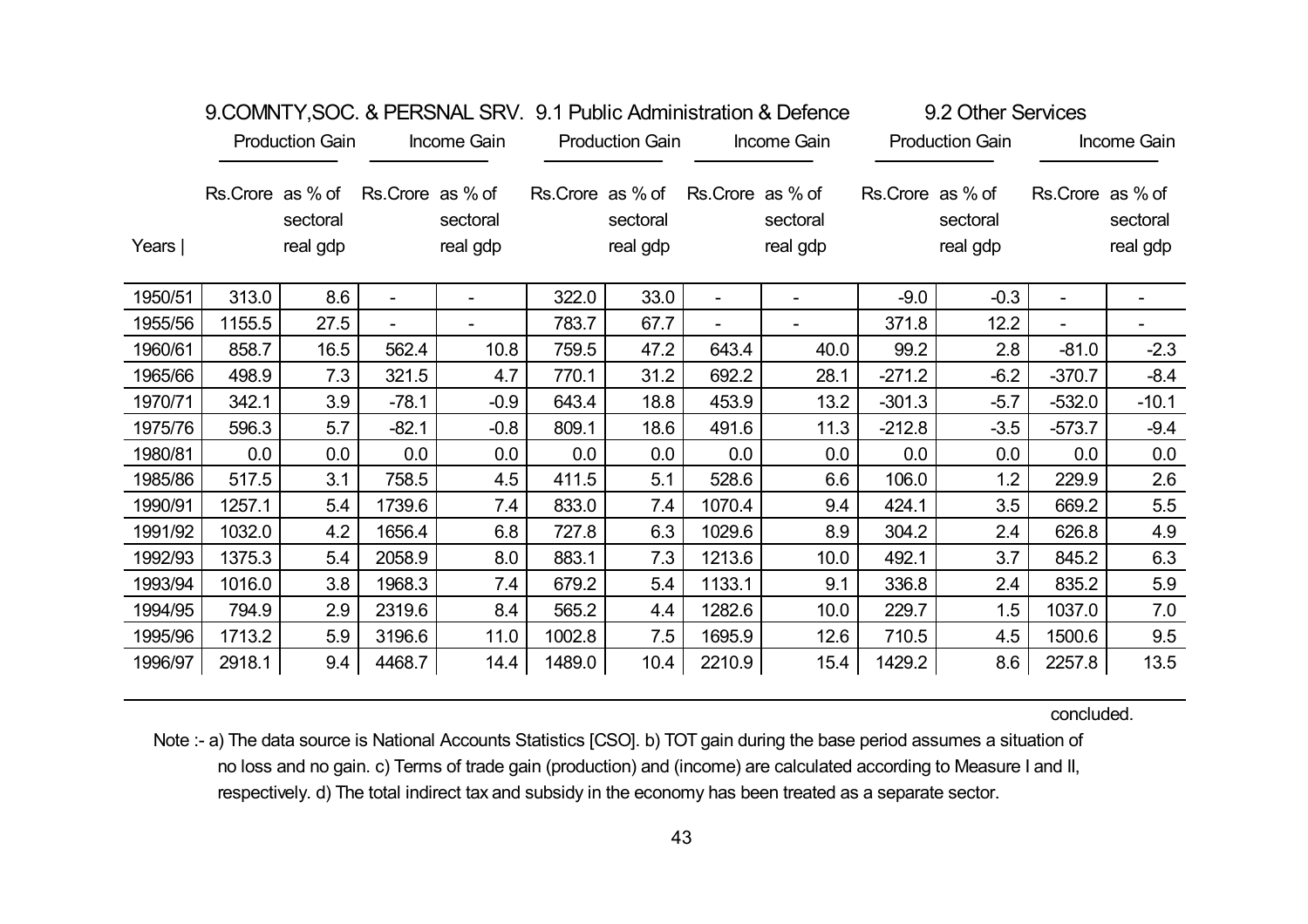| Years | 9.COMNTY,SOC. & PERSNAL SRV. | | | | 9.1 Public Administration & Defence | | | | 9.2 Other Services | | | |
|---|---|---|---|---|---|---|---|---|---|---|---|---|
| | Production Gain | | Income Gain | | Production Gain | | Income Gain | | Production Gain | | Income Gain | |
| | Rs.Crore | as % of sectoral real gdp | Rs.Crore | as % of sectoral real gdp | Rs.Crore | as % of sectoral real gdp | Rs.Crore | as % of sectoral real gdp | Rs.Crore | as % of sectoral real gdp | Rs.Crore | as % of sectoral real gdp |
| 1950/51 | 313.0 | 8.6 | - | - | 322.0 | 33.0 | - | - | -9.0 | -0.3 | - | - |
| 1955/56 | 1155.5 | 27.5 | - | - | 783.7 | 67.7 | - | - | 371.8 | 12.2 | - | - |
| 1960/61 | 858.7 | 16.5 | 562.4 | 10.8 | 759.5 | 47.2 | 643.4 | 40.0 | 99.2 | 2.8 | -81.0 | -2.3 |
| 1965/66 | 498.9 | 7.3 | 321.5 | 4.7 | 770.1 | 31.2 | 692.2 | 28.1 | -271.2 | -6.2 | -370.7 | -8.4 |
| 1970/71 | 342.1 | 3.9 | -78.1 | -0.9 | 643.4 | 18.8 | 453.9 | 13.2 | -301.3 | -5.7 | -532.0 | -10.1 |
| 1975/76 | 596.3 | 5.7 | -82.1 | -0.8 | 809.1 | 18.6 | 491.6 | 11.3 | -212.8 | -3.5 | -573.7 | -9.4 |
| 1980/81 | 0.0 | 0.0 | 0.0 | 0.0 | 0.0 | 0.0 | 0.0 | 0.0 | 0.0 | 0.0 | 0.0 | 0.0 |
| 1985/86 | 517.5 | 3.1 | 758.5 | 4.5 | 411.5 | 5.1 | 528.6 | 6.6 | 106.0 | 1.2 | 229.9 | 2.6 |
| 1990/91 | 1257.1 | 5.4 | 1739.6 | 7.4 | 833.0 | 7.4 | 1070.4 | 9.4 | 424.1 | 3.5 | 669.2 | 5.5 |
| 1991/92 | 1032.0 | 4.2 | 1656.4 | 6.8 | 727.8 | 6.3 | 1029.6 | 8.9 | 304.2 | 2.4 | 626.8 | 4.9 |
| 1992/93 | 1375.3 | 5.4 | 2058.9 | 8.0 | 883.1 | 7.3 | 1213.6 | 10.0 | 492.1 | 3.7 | 845.2 | 6.3 |
| 1993/94 | 1016.0 | 3.8 | 1968.3 | 7.4 | 679.2 | 5.4 | 1133.1 | 9.1 | 336.8 | 2.4 | 835.2 | 5.9 |
| 1994/95 | 794.9 | 2.9 | 2319.6 | 8.4 | 565.2 | 4.4 | 1282.6 | 10.0 | 229.7 | 1.5 | 1037.0 | 7.0 |
| 1995/96 | 1713.2 | 5.9 | 3196.6 | 11.0 | 1002.8 | 7.5 | 1695.9 | 12.6 | 710.5 | 4.5 | 1500.6 | 9.5 |
| 1996/97 | 2918.1 | 9.4 | 4468.7 | 14.4 | 1489.0 | 10.4 | 2210.9 | 15.4 | 1429.2 | 8.6 | 2257.8 | 13.5 |

concluded.

Note :- a) The data source is National Accounts Statistics [CSO]. b) TOT gain during the base period assumes a situation of no loss and no gain. c) Terms of trade gain (production) and (income) are calculated according to Measure I and II, respectively. d) The total indirect tax and subsidy in the economy has been treated as a separate sector.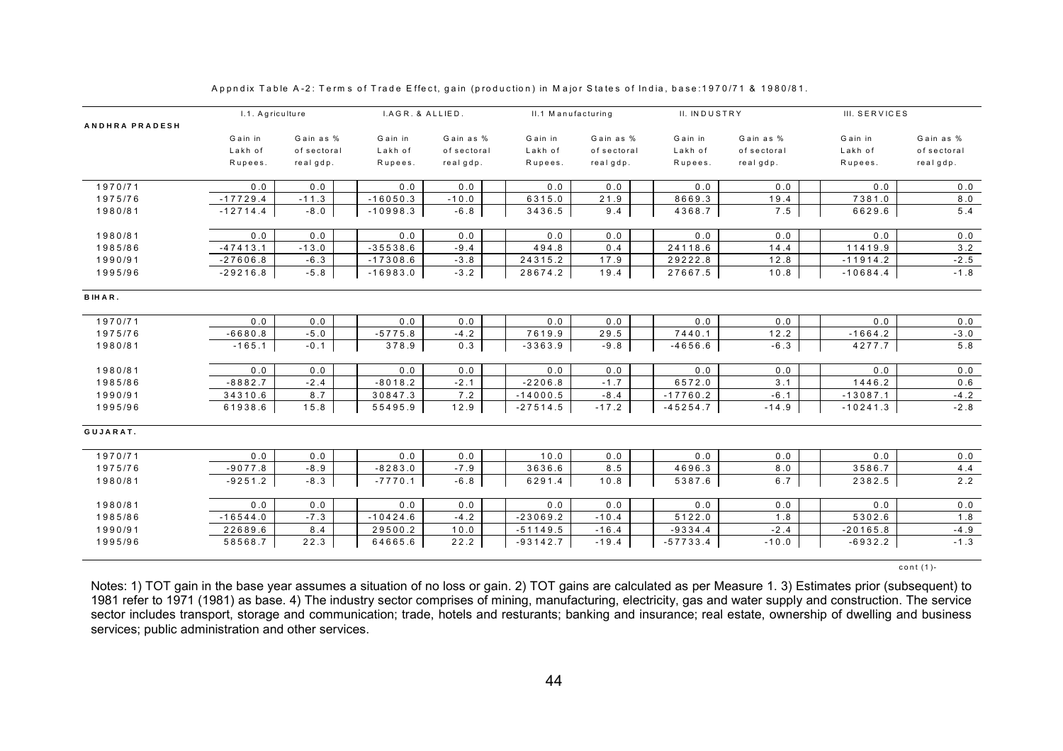Appndix Table A-2: Terms of Trade Effect, gain (production) in Major States of India, base:1970/71 & 1980/81.

| | I.1. Agriculture | | I.AGR. & ALLIED. | | II.1 Manufacturing | | II. INDUSTRY | | III. SERVICES | |
|---|---|---|---|---|---|---|---|---|---|---|
| **ANDHRA PRADESH** | Gain in Lakh of Rupees. | Gain as % of sectoral real gdp. | Gain in Lakh of Rupees. | Gain as % of sectoral real gdp. | Gain in Lakh of Rupees. | Gain as % of sectoral real gdp. | Gain in Lakh of Rupees. | Gain as % of sectoral real gdp. | Gain in Lakh of Rupees. | Gain as % of sectoral real gdp. |
| 1970/71 | 0.0 | 0.0 | 0.0 | 0.0 | 0.0 | 0.0 | 0.0 | 0.0 | 0.0 | 0.0 |
| 1975/76 | -17729.4 | -11.3 | -16050.3 | -10.0 | 6315.0 | 21.9 | 8669.3 | 19.4 | 7381.0 | 8.0 |
| 1980/81 | -12714.4 | -8.0 | -10998.3 | -6.8 | 3436.5 | 9.4 | 4368.7 | 7.5 | 6629.6 | 5.4 |
| 1980/81 | 0.0 | 0.0 | 0.0 | 0.0 | 0.0 | 0.0 | 0.0 | 0.0 | 0.0 | 0.0 |
| 1985/86 | -47413.1 | -13.0 | -35538.6 | -9.4 | 494.8 | 0.4 | 24118.6 | 14.4 | 11419.9 | 3.2 |
| 1990/91 | -27606.8 | -6.3 | -17308.6 | -3.8 | 24315.2 | 17.9 | 29222.8 | 12.8 | -11914.2 | -2.5 |
| 1995/96 | -29216.8 | -5.8 | -16983.0 | -3.2 | 28674.2 | 19.4 | 27667.5 | 10.8 | -10684.4 | -1.8 |
| **BIHAR.** | | | | | | | | | | |
| 1970/71 | 0.0 | 0.0 | 0.0 | 0.0 | 0.0 | 0.0 | 0.0 | 0.0 | 0.0 | 0.0 |
| 1975/76 | -6680.8 | -5.0 | -5775.8 | -4.2 | 7619.9 | 29.5 | 7440.1 | 12.2 | -1664.2 | -3.0 |
| 1980/81 | -165.1 | -0.1 | 378.9 | 0.3 | -3363.9 | -9.8 | -4656.6 | -6.3 | 4277.7 | 5.8 |
| 1980/81 | 0.0 | 0.0 | 0.0 | 0.0 | 0.0 | 0.0 | 0.0 | 0.0 | 0.0 | 0.0 |
| 1985/86 | -8882.7 | -2.4 | -8018.2 | -2.1 | -2206.8 | -1.7 | 6572.0 | 3.1 | 1446.2 | 0.6 |
| 1990/91 | 34310.6 | 8.7 | 30847.3 | 7.2 | -14000.5 | -8.4 | -17760.2 | -6.1 | -13087.1 | -4.2 |
| 1995/96 | 61938.6 | 15.8 | 55495.9 | 12.9 | -27514.5 | -17.2 | -45254.7 | -14.9 | -10241.3 | -2.8 |
| **GUJARAT.** | | | | | | | | | | |
| 1970/71 | 0.0 | 0.0 | 0.0 | 0.0 | 10.0 | 0.0 | 0.0 | 0.0 | 0.0 | 0.0 |
| 1975/76 | -9077.8 | -8.9 | -8283.0 | -7.9 | 3636.6 | 8.5 | 4696.3 | 8.0 | 3586.7 | 4.4 |
| 1980/81 | -9251.2 | -8.3 | -7770.1 | -6.8 | 6291.4 | 10.8 | 5387.6 | 6.7 | 2382.5 | 2.2 |
| 1980/81 | 0.0 | 0.0 | 0.0 | 0.0 | 0.0 | 0.0 | 0.0 | 0.0 | 0.0 | 0.0 |
| 1985/86 | -16544.0 | -7.3 | -10424.6 | -4.2 | -23069.2 | -10.4 | 5122.0 | 1.8 | 5302.6 | 1.8 |
| 1990/91 | 22689.6 | 8.4 | 29500.2 | 10.0 | -51149.5 | -16.4 | -9334.4 | -2.4 | -20165.8 | -4.9 |
| 1995/96 | 58568.7 | 22.3 | 64665.6 | 22.2 | -93142.7 | -19.4 | -57733.4 | -10.0 | -6932.2 | -1.3 |

cont (1)-

Notes: 1) TOT gain in the base year assumes a situation of no loss or gain. 2) TOT gains are calculated as per Measure 1. 3) Estimates prior (subsequent) to 1981 refer to 1971 (1981) as base. 4) The industry sector comprises of mining, manufacturing, electricity, gas and water supply and construction. The service sector includes transport, storage and communication; trade, hotels and resturants; banking and insurance; real estate, ownership of dwelling and business services; public administration and other services.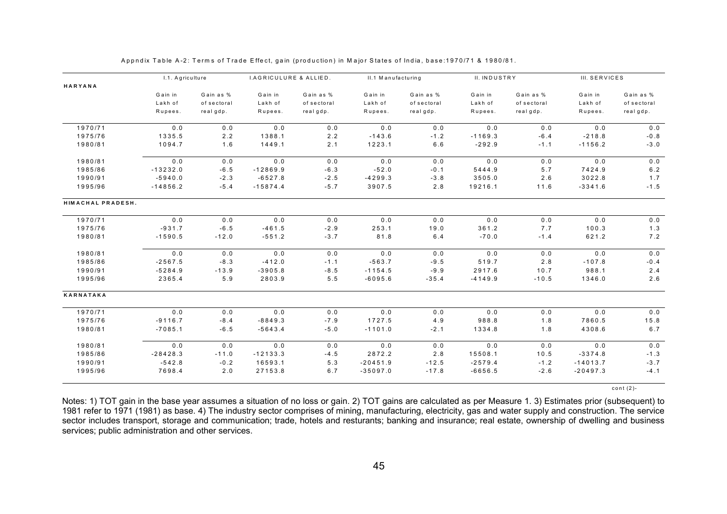Appndix Table A-2: Terms of Trade Effect, gain (production) in Major States of India, base:1970/71 & 1980/81.

| | I.1. Agriculture | | I.AGRICULURE & ALLIED. | | II.1 Manufacturing | | II. INDUSTRY | | III. SERVICES | |
|---|---|---|---|---|---|---|---|---|---|---|
| **HARYANA** | Gain in Lakh of Rupees. | Gain as % of sectoral real gdp. | Gain in Lakh of Rupees. | Gain as % of sectoral real gdp. | Gain in Lakh of Rupees. | Gain as % of sectoral real gdp. | Gain in Lakh of Rupees. | Gain as % of sectoral real gdp. | Gain in Lakh of Rupees. | Gain as % of sectoral real gdp. |
| 1970/71 | 0.0 | 0.0 | 0.0 | 0.0 | 0.0 | 0.0 | 0.0 | 0.0 | 0.0 | 0.0 |
| 1975/76 | 1335.5 | 2.2 | 1388.1 | 2.2 | -143.6 | -1.2 | -1169.3 | -6.4 | -218.8 | -0.8 |
| 1980/81 | 1094.7 | 1.6 | 1449.1 | 2.1 | 1223.1 | 6.6 | -292.9 | -1.1 | -1156.2 | -3.0 |
| 1980/81 | 0.0 | 0.0 | 0.0 | 0.0 | 0.0 | 0.0 | 0.0 | 0.0 | 0.0 | 0.0 |
| 1985/86 | -13232.0 | -6.5 | -12869.9 | -6.3 | -52.0 | -0.1 | 5444.9 | 5.7 | 7424.9 | 6.2 |
| 1990/91 | -5940.0 | -2.3 | -6527.8 | -2.5 | -4299.3 | -3.8 | 3505.0 | 2.6 | 3022.8 | 1.7 |
| 1995/96 | -14856.2 | -5.4 | -15874.4 | -5.7 | 3907.5 | 2.8 | 19216.1 | 11.6 | -3341.6 | -1.5 |
| **HIMACHAL PRADESH.** | | | | | | | | | | |
| 1970/71 | 0.0 | 0.0 | 0.0 | 0.0 | 0.0 | 0.0 | 0.0 | 0.0 | 0.0 | 0.0 |
| 1975/76 | -931.7 | -6.5 | -461.5 | -2.9 | 253.1 | 19.0 | 361.2 | 7.7 | 100.3 | 1.3 |
| 1980/81 | -1590.5 | -12.0 | -551.2 | -3.7 | 81.8 | 6.4 | -70.0 | -1.4 | 621.2 | 7.2 |
| 1980/81 | 0.0 | 0.0 | 0.0 | 0.0 | 0.0 | 0.0 | 0.0 | 0.0 | 0.0 | 0.0 |
| 1985/86 | -2567.5 | -8.3 | -412.0 | -1.1 | -563.7 | -9.5 | 519.7 | 2.8 | -107.8 | -0.4 |
| 1990/91 | -5284.9 | -13.9 | -3905.8 | -8.5 | -1154.5 | -9.9 | 2917.6 | 10.7 | 988.1 | 2.4 |
| 1995/96 | 2365.4 | 5.9 | 2803.9 | 5.5 | -6095.6 | -35.4 | -4149.9 | -10.5 | 1346.0 | 2.6 |
| **KARNATAKA** | | | | | | | | | | |
| 1970/71 | 0.0 | 0.0 | 0.0 | 0.0 | 0.0 | 0.0 | 0.0 | 0.0 | 0.0 | 0.0 |
| 1975/76 | -9116.7 | -8.4 | -8849.3 | -7.9 | 1727.5 | 4.9 | 988.8 | 1.8 | 7860.5 | 15.8 |
| 1980/81 | -7085.1 | -6.5 | -5643.4 | -5.0 | -1101.0 | -2.1 | 1334.8 | 1.8 | 4308.6 | 6.7 |
| 1980/81 | 0.0 | 0.0 | 0.0 | 0.0 | 0.0 | 0.0 | 0.0 | 0.0 | 0.0 | 0.0 |
| 1985/86 | -28428.3 | -11.0 | -12133.3 | -4.5 | 2872.2 | 2.8 | 15508.1 | 10.5 | -3374.8 | -1.3 |
| 1990/91 | -542.8 | -0.2 | 16593.1 | 5.3 | -20451.9 | -12.5 | -2579.4 | -1.2 | -14013.7 | -3.7 |
| 1995/96 | 7698.4 | 2.0 | 27153.8 | 6.7 | -35097.0 | -17.8 | -6656.5 | -2.6 | -20497.3 | -4.1 |

cont (2)-

Notes: 1) TOT gain in the base year assumes a situation of no loss or gain. 2) TOT gains are calculated as per Measure 1. 3) Estimates prior (subsequent) to 1981 refer to 1971 (1981) as base. 4) The industry sector comprises of mining, manufacturing, electricity, gas and water supply and construction. The service sector includes transport, storage and communication; trade, hotels and resturants; banking and insurance; real estate, ownership of dwelling and business services; public administration and other services.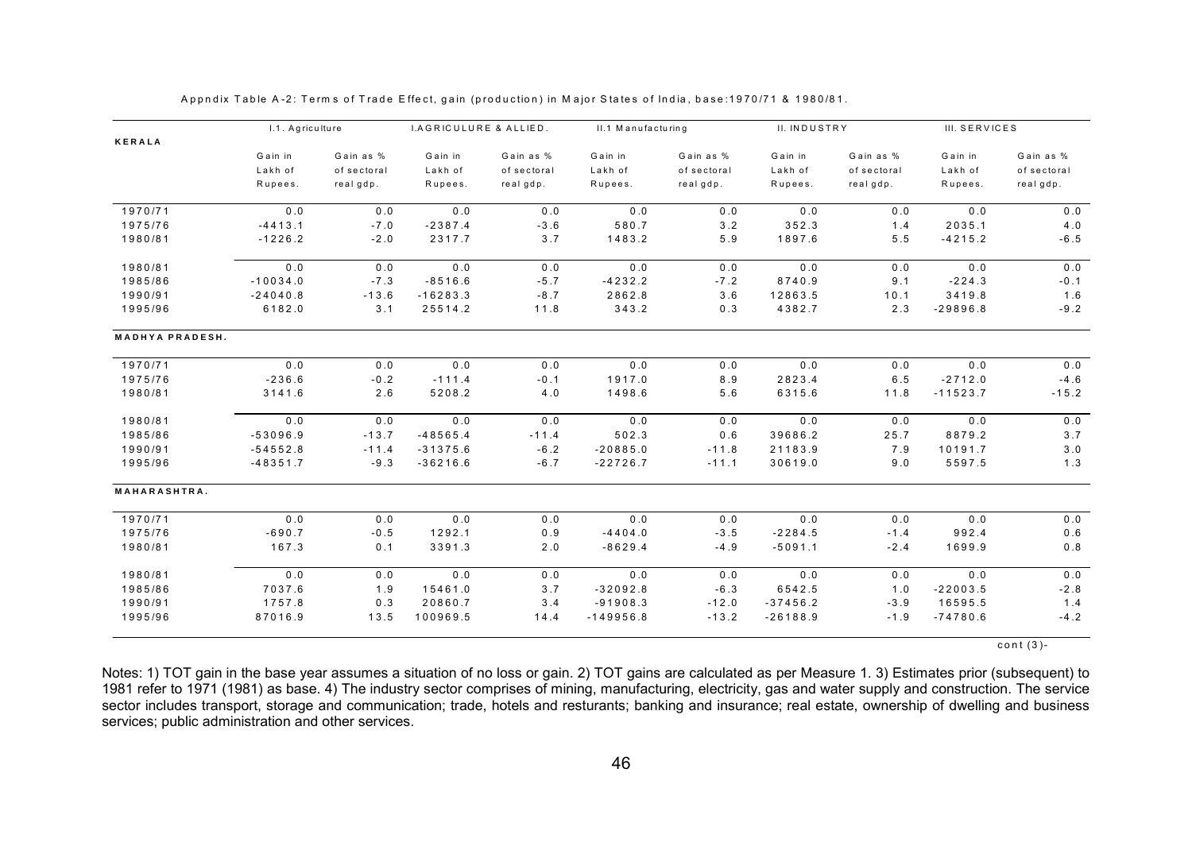Appndix Table A-2: Terms of Trade Effect, gain (production) in Major States of India, base:1970/71 & 1980/81.

| KERALA | I.1. Agriculture | | I.AGRICULURE & ALLIED. | | II.1 Manufacturing | | II. INDUSTRY | | III. SERVICES | |
|---|---|---|---|---|---|---|---|---|---|---|
| | Gain in Lakh of Rupees. | Gain as % of sectoral real gdp. | Gain in Lakh of Rupees. | Gain as % of sectoral real gdp. | Gain in Lakh of Rupees. | Gain as % of sectoral real gdp. | Gain in Lakh of Rupees. | Gain as % of sectoral real gdp. | Gain in Lakh of Rupees. | Gain as % of sectoral real gdp. |
| 1970/71 | 0.0 | 0.0 | 0.0 | 0.0 | 0.0 | 0.0 | 0.0 | 0.0 | 0.0 | 0.0 |
| 1975/76 | -4413.1 | -7.0 | -2387.4 | -3.6 | 580.7 | 3.2 | 352.3 | 1.4 | 2035.1 | 4.0 |
| 1980/81 | -1226.2 | -2.0 | 2317.7 | 3.7 | 1483.2 | 5.9 | 1897.6 | 5.5 | -4215.2 | -6.5 |
| 1980/81 | 0.0 | 0.0 | 0.0 | 0.0 | 0.0 | 0.0 | 0.0 | 0.0 | 0.0 | 0.0 |
| 1985/86 | -10034.0 | -7.3 | -8516.6 | -5.7 | -4232.2 | -7.2 | 8740.9 | 9.1 | -224.3 | -0.1 |
| 1990/91 | -24040.8 | -13.6 | -16283.3 | -8.7 | 2862.8 | 3.6 | 12863.5 | 10.1 | 3419.8 | 1.6 |
| 1995/96 | 6182.0 | 3.1 | 25514.2 | 11.8 | 343.2 | 0.3 | 4382.7 | 2.3 | -29896.8 | -9.2 |
| **MADHYA PRADESH.** | | | | | | | | | | |
| 1970/71 | 0.0 | 0.0 | 0.0 | 0.0 | 0.0 | 0.0 | 0.0 | 0.0 | 0.0 | 0.0 |
| 1975/76 | -236.6 | -0.2 | -111.4 | -0.1 | 1917.0 | 8.9 | 2823.4 | 6.5 | -2712.0 | -4.6 |
| 1980/81 | 3141.6 | 2.6 | 5208.2 | 4.0 | 1498.6 | 5.6 | 6315.6 | 11.8 | -11523.7 | -15.2 |
| 1980/81 | 0.0 | 0.0 | 0.0 | 0.0 | 0.0 | 0.0 | 0.0 | 0.0 | 0.0 | 0.0 |
| 1985/86 | -53096.9 | -13.7 | -48565.4 | -11.4 | 502.3 | 0.6 | 39686.2 | 25.7 | 8879.2 | 3.7 |
| 1990/91 | -54552.8 | -11.4 | -31375.6 | -6.2 | -20885.0 | -11.8 | 21183.9 | 7.9 | 10191.7 | 3.0 |
| 1995/96 | -48351.7 | -9.3 | -36216.6 | -6.7 | -22726.7 | -11.1 | 30619.0 | 9.0 | 5597.5 | 1.3 |
| **MAHARASHTRA.** | | | | | | | | | | |
| 1970/71 | 0.0 | 0.0 | 0.0 | 0.0 | 0.0 | 0.0 | 0.0 | 0.0 | 0.0 | 0.0 |
| 1975/76 | -690.7 | -0.5 | 1292.1 | 0.9 | -4404.0 | -3.5 | -2284.5 | -1.4 | 992.4 | 0.6 |
| 1980/81 | 167.3 | 0.1 | 3391.3 | 2.0 | -8629.4 | -4.9 | -5091.1 | -2.4 | 1699.9 | 0.8 |
| 1980/81 | 0.0 | 0.0 | 0.0 | 0.0 | 0.0 | 0.0 | 0.0 | 0.0 | 0.0 | 0.0 |
| 1985/86 | 7037.6 | 1.9 | 15461.0 | 3.7 | -32092.8 | -6.3 | 6542.5 | 1.0 | -22003.5 | -2.8 |
| 1990/91 | 1757.8 | 0.3 | 20860.7 | 3.4 | -91908.3 | -12.0 | -37456.2 | -3.9 | 16595.5 | 1.4 |
| 1995/96 | 87016.9 | 13.5 | 100969.5 | 14.4 | -149956.8 | -13.2 | -26188.9 | -1.9 | -74780.6 | -4.2 |

cont (3)-

Notes: 1) TOT gain in the base year assumes a situation of no loss or gain. 2) TOT gains are calculated as per Measure 1. 3) Estimates prior (subsequent) to 1981 refer to 1971 (1981) as base. 4) The industry sector comprises of mining, manufacturing, electricity, gas and water supply and construction. The service sector includes transport, storage and communication; trade, hotels and resturants; banking and insurance; real estate, ownership of dwelling and business services; public administration and other services.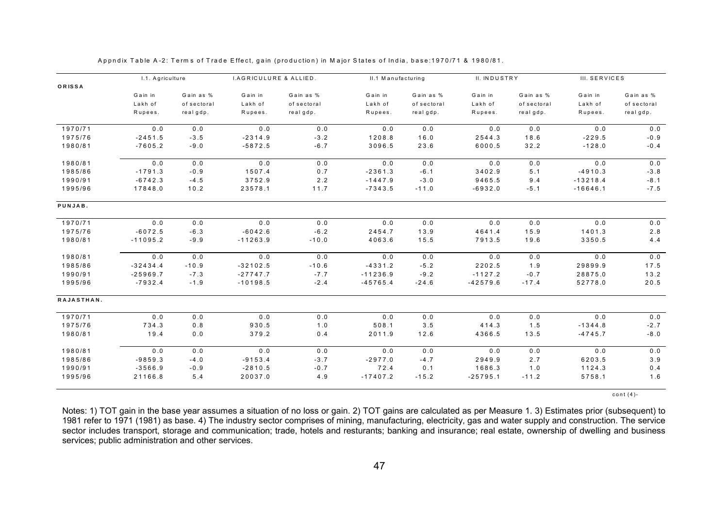Appndix Table A-2: Terms of Trade Effect, gain (production) in Major States of India, base:1970/71 & 1980/81.

| ORISSA | I.1. Agriculture | | I.AGRICULURE & ALLIED. | | II.1 Manufacturing | | II. INDUSTRY | | III. SERVICES | |
|---|---|---|---|---|---|---|---|---|---|---|
| | Gain in Lakh of Rupees. | Gain as % of sectoral real gdp. | Gain in Lakh of Rupees. | Gain as % of sectoral real gdp. | Gain in Lakh of Rupees. | Gain as % of sectoral real gdp. | Gain in Lakh of Rupees. | Gain as % of sectoral real gdp. | Gain in Lakh of Rupees. | Gain as % of sectoral real gdp. |
| 1970/71 | 0.0 | 0.0 | 0.0 | 0.0 | 0.0 | 0.0 | 0.0 | 0.0 | 0.0 | 0.0 |
| 1975/76 | -2451.5 | -3.5 | -2314.9 | -3.2 | 1208.8 | 16.0 | 2544.3 | 18.6 | -229.5 | -0.9 |
| 1980/81 | -7605.2 | -9.0 | -5872.5 | -6.7 | 3096.5 | 23.6 | 6000.5 | 32.2 | -128.0 | -0.4 |
| 1980/81 | 0.0 | 0.0 | 0.0 | 0.0 | 0.0 | 0.0 | 0.0 | 0.0 | 0.0 | 0.0 |
| 1985/86 | -1791.3 | -0.9 | 1507.4 | 0.7 | -2361.3 | -6.1 | 3402.9 | 5.1 | -4910.3 | -3.8 |
| 1990/91 | -6742.3 | -4.5 | 3752.9 | 2.2 | -1447.9 | -3.0 | 9465.5 | 9.4 | -13218.4 | -8.1 |
| 1995/96 | 17848.0 | 10.2 | 23578.1 | 11.7 | -7343.5 | -11.0 | -6932.0 | -5.1 | -16646.1 | -7.5 |
| **PUNJAB.** | | | | | | | | | | |
| 1970/71 | 0.0 | 0.0 | 0.0 | 0.0 | 0.0 | 0.0 | 0.0 | 0.0 | 0.0 | 0.0 |
| 1975/76 | -6072.5 | -6.3 | -6042.6 | -6.2 | 2454.7 | 13.9 | 4641.4 | 15.9 | 1401.3 | 2.8 |
| 1980/81 | -11095.2 | -9.9 | -11263.9 | -10.0 | 4063.6 | 15.5 | 7913.5 | 19.6 | 3350.5 | 4.4 |
| 1980/81 | 0.0 | 0.0 | 0.0 | 0.0 | 0.0 | 0.0 | 0.0 | 0.0 | 0.0 | 0.0 |
| 1985/86 | -32434.4 | -10.9 | -32102.5 | -10.6 | -4331.2 | -5.2 | 2202.5 | 1.9 | 29899.9 | 17.5 |
| 1990/91 | -25969.7 | -7.3 | -27747.7 | -7.7 | -11236.9 | -9.2 | -1127.2 | -0.7 | 28875.0 | 13.2 |
| 1995/96 | -7932.4 | -1.9 | -10198.5 | -2.4 | -45765.4 | -24.6 | -42579.6 | -17.4 | 52778.0 | 20.5 |
| **RAJASTHAN.** | | | | | | | | | | |
| 1970/71 | 0.0 | 0.0 | 0.0 | 0.0 | 0.0 | 0.0 | 0.0 | 0.0 | 0.0 | 0.0 |
| 1975/76 | 734.3 | 0.8 | 930.5 | 1.0 | 508.1 | 3.5 | 414.3 | 1.5 | -1344.8 | -2.7 |
| 1980/81 | 19.4 | 0.0 | 379.2 | 0.4 | 2011.9 | 12.6 | 4366.5 | 13.5 | -4745.7 | -8.0 |
| 1980/81 | 0.0 | 0.0 | 0.0 | 0.0 | 0.0 | 0.0 | 0.0 | 0.0 | 0.0 | 0.0 |
| 1985/86 | -9859.3 | -4.0 | -9153.4 | -3.7 | -2977.0 | -4.7 | 2949.9 | 2.7 | 6203.5 | 3.9 |
| 1990/91 | -3566.9 | -0.9 | -2810.5 | -0.7 | 72.4 | 0.1 | 1686.3 | 1.0 | 1124.3 | 0.4 |
| 1995/96 | 21166.8 | 5.4 | 20037.0 | 4.9 | -17407.2 | -15.2 | -25795.1 | -11.2 | 5758.1 | 1.6 |

cont (4)-

Notes: 1) TOT gain in the base year assumes a situation of no loss or gain. 2) TOT gains are calculated as per Measure 1. 3) Estimates prior (subsequent) to 1981 refer to 1971 (1981) as base. 4) The industry sector comprises of mining, manufacturing, electricity, gas and water supply and construction. The service sector includes transport, storage and communication; trade, hotels and resturants; banking and insurance; real estate, ownership of dwelling and business services; public administration and other services.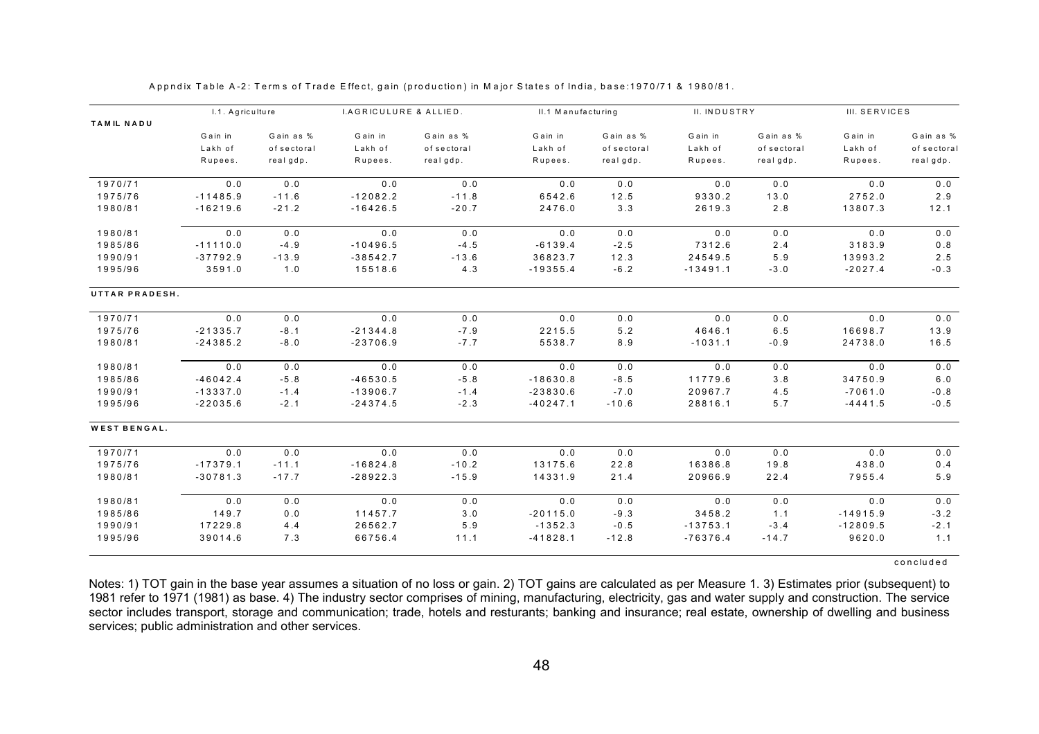Appndix Table A-2: Terms of Trade Effect, gain (production) in Major States of India, base:1970/71 & 1980/81.

| TAMIL NADU | I.1. Agriculture | | I.AGRICULURE & ALLIED. | | II.1 Manufacturing | | II. INDUSTRY | | III. SERVICES | |
|---|---|---|---|---|---|---|---|---|---|---|
| | Gain in Lakh of Rupees. | Gain as % of sectoral real gdp. | Gain in Lakh of Rupees. | Gain as % of sectoral real gdp. | Gain in Lakh of Rupees. | Gain as % of sectoral real gdp. | Gain in Lakh of Rupees. | Gain as % of sectoral real gdp. | Gain in Lakh of Rupees. | Gain as % of sectoral real gdp. |
| 1970/71 | 0.0 | 0.0 | 0.0 | 0.0 | 0.0 | 0.0 | 0.0 | 0.0 | 0.0 | 0.0 |
| 1975/76 | -11485.9 | -11.6 | -12082.2 | -11.8 | 6542.6 | 12.5 | 9330.2 | 13.0 | 2752.0 | 2.9 |
| 1980/81 | -16219.6 | -21.2 | -16426.5 | -20.7 | 2476.0 | 3.3 | 2619.3 | 2.8 | 13807.3 | 12.1 |
| 1980/81 | 0.0 | 0.0 | 0.0 | 0.0 | 0.0 | 0.0 | 0.0 | 0.0 | 0.0 | 0.0 |
| 1985/86 | -11110.0 | -4.9 | -10496.5 | -4.5 | -6139.4 | -2.5 | 7312.6 | 2.4 | 3183.9 | 0.8 |
| 1990/91 | -37792.9 | -13.9 | -38542.7 | -13.6 | 36823.7 | 12.3 | 24549.5 | 5.9 | 13993.2 | 2.5 |
| 1995/96 | 3591.0 | 1.0 | 15518.6 | 4.3 | -19355.4 | -6.2 | -13491.1 | -3.0 | -2027.4 | -0.3 |
| **UTTAR PRADESH.** | | | | | | | | | | |
| 1970/71 | 0.0 | 0.0 | 0.0 | 0.0 | 0.0 | 0.0 | 0.0 | 0.0 | 0.0 | 0.0 |
| 1975/76 | -21335.7 | -8.1 | -21344.8 | -7.9 | 2215.5 | 5.2 | 4646.1 | 6.5 | 16698.7 | 13.9 |
| 1980/81 | -24385.2 | -8.0 | -23706.9 | -7.7 | 5538.7 | 8.9 | -1031.1 | -0.9 | 24738.0 | 16.5 |
| 1980/81 | 0.0 | 0.0 | 0.0 | 0.0 | 0.0 | 0.0 | 0.0 | 0.0 | 0.0 | 0.0 |
| 1985/86 | -46042.4 | -5.8 | -46530.5 | -5.8 | -18630.8 | -8.5 | 11779.6 | 3.8 | 34750.9 | 6.0 |
| 1990/91 | -13337.0 | -1.4 | -13906.7 | -1.4 | -23830.6 | -7.0 | 20967.7 | 4.5 | -7061.0 | -0.8 |
| 1995/96 | -22035.6 | -2.1 | -24374.5 | -2.3 | -40247.1 | -10.6 | 28816.1 | 5.7 | -4441.5 | -0.5 |
| **WEST BENGAL.** | | | | | | | | | | |
| 1970/71 | 0.0 | 0.0 | 0.0 | 0.0 | 0.0 | 0.0 | 0.0 | 0.0 | 0.0 | 0.0 |
| 1975/76 | -17379.1 | -11.1 | -16824.8 | -10.2 | 13175.6 | 22.8 | 16386.8 | 19.8 | 438.0 | 0.4 |
| 1980/81 | -30781.3 | -17.7 | -28922.3 | -15.9 | 14331.9 | 21.4 | 20966.9 | 22.4 | 7955.4 | 5.9 |
| 1980/81 | 0.0 | 0.0 | 0.0 | 0.0 | 0.0 | 0.0 | 0.0 | 0.0 | 0.0 | 0.0 |
| 1985/86 | 149.7 | 0.0 | 11457.7 | 3.0 | -20115.0 | -9.3 | 3458.2 | 1.1 | -14915.9 | -3.2 |
| 1990/91 | 17229.8 | 4.4 | 26562.7 | 5.9 | -1352.3 | -0.5 | -13753.1 | -3.4 | -12809.5 | -2.1 |
| 1995/96 | 39014.6 | 7.3 | 66756.4 | 11.1 | -41828.1 | -12.8 | -76376.4 | -14.7 | 9620.0 | 1.1 |

concluded

Notes: 1) TOT gain in the base year assumes a situation of no loss or gain. 2) TOT gains are calculated as per Measure 1. 3) Estimates prior (subsequent) to 1981 refer to 1971 (1981) as base. 4) The industry sector comprises of mining, manufacturing, electricity, gas and water supply and construction. The service sector includes transport, storage and communication; trade, hotels and resturants; banking and insurance; real estate, ownership of dwelling and business services; public administration and other services.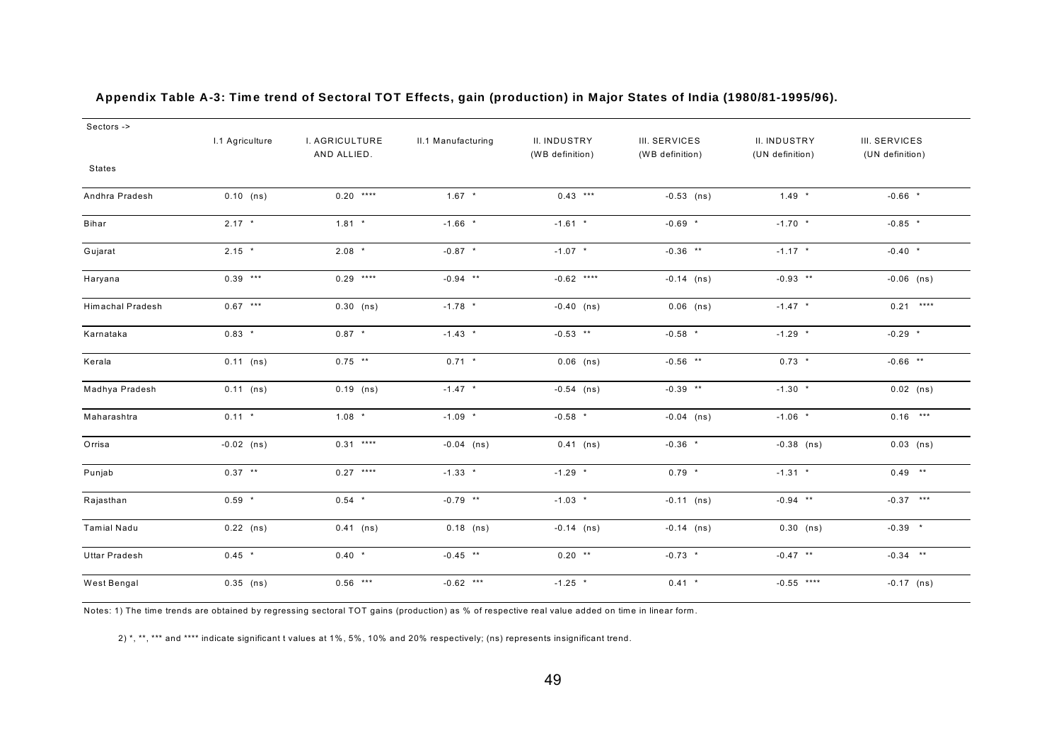**Appendix Table A-3: Time trend of Sectoral TOT Effects, gain (production) in Major States of India (1980/81-1995/96).**

| Sectors -> States | I.1 Agriculture | I. AGRICULTURE AND ALLIED. | II.1 Manufacturing | II. INDUSTRY (WB definition) | III. SERVICES (WB definition) | II. INDUSTRY (UN definition) | III. SERVICES (UN definition) |
|---|---|---|---|---|---|---|---|
| Andhra Pradesh | 0.10 (ns) | 0.20 **** | 1.67 * | 0.43 *** | -0.53 (ns) | 1.49 * | -0.66 * |
| Bihar | 2.17 * | 1.81 * | -1.66 * | -1.61 * | -0.69 * | -1.70 * | -0.85 * |
| Gujarat | 2.15 * | 2.08 * | -0.87 * | -1.07 * | -0.36 ** | -1.17 * | -0.40 * |
| Haryana | 0.39 *** | 0.29 **** | -0.94 ** | -0.62 **** | -0.14 (ns) | -0.93 ** | -0.06 (ns) |
| Himachal Pradesh | 0.67 *** | 0.30 (ns) | -1.78 * | -0.40 (ns) | 0.06 (ns) | -1.47 * | 0.21 **** |
| Karnataka | 0.83 * | 0.87 * | -1.43 * | -0.53 ** | -0.58 * | -1.29 * | -0.29 * |
| Kerala | 0.11 (ns) | 0.75 ** | 0.71 * | 0.06 (ns) | -0.56 ** | 0.73 * | -0.66 ** |
| Madhya Pradesh | 0.11 (ns) | 0.19 (ns) | -1.47 * | -0.54 (ns) | -0.39 ** | -1.30 * | 0.02 (ns) |
| Maharashtra | 0.11 * | 1.08 * | -1.09 * | -0.58 * | -0.04 (ns) | -1.06 * | 0.16 *** |
| Orrisa | -0.02 (ns) | 0.31 **** | -0.04 (ns) | 0.41 (ns) | -0.36 * | -0.38 (ns) | 0.03 (ns) |
| Punjab | 0.37 ** | 0.27 **** | -1.33 * | -1.29 * | 0.79 * | -1.31 * | 0.49 ** |
| Rajasthan | 0.59 * | 0.54 * | -0.79 ** | -1.03 * | -0.11 (ns) | -0.94 ** | -0.37 *** |
| Tamial Nadu | 0.22 (ns) | 0.41 (ns) | 0.18 (ns) | -0.14 (ns) | -0.14 (ns) | 0.30 (ns) | -0.39 * |
| Uttar Pradesh | 0.45 * | 0.40 * | -0.45 ** | 0.20 ** | -0.73 * | -0.47 ** | -0.34 ** |
| West Bengal | 0.35 (ns) | 0.56 *** | -0.62 *** | -1.25 * | 0.41 * | -0.55 **** | -0.17 (ns) |

Notes: 1) The time trends are obtained by regressing sectoral TOT gains (production) as % of respective real value added on time in linear form.

2) *, **, *** and **** indicate significant t values at 1%, 5%, 10% and 20% respectively; (ns) represents insignificant trend.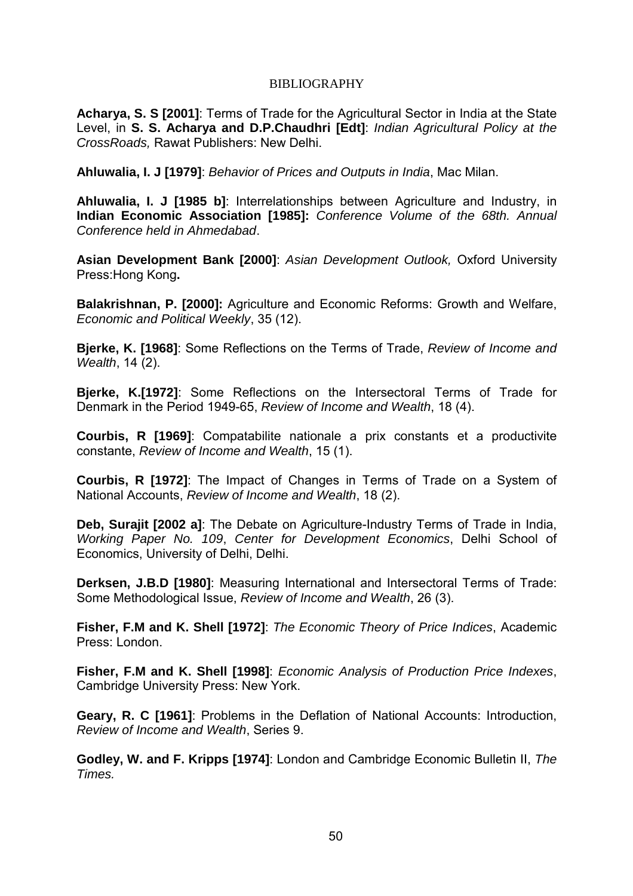# BIBLIOGRAPHY

**Acharya, S. S [2001]**: Terms of Trade for the Agricultural Sector in India at the State Level, in **S. S. Acharya and D.P.Chaudhri [Edt]**: *Indian Agricultural Policy at the CrossRoads,* Rawat Publishers: New Delhi.

**Ahluwalia, I. J [1979]**: *Behavior of Prices and Outputs in India*, Mac Milan.

**Ahluwalia, I. J [1985 b]**: Interrelationships between Agriculture and Industry, in **Indian Economic Association [1985]:** *Conference Volume of the 68th. Annual Conference held in Ahmedabad*.

**Asian Development Bank [2000]**: *Asian Development Outlook,* Oxford University Press:Hong Kong**.**

**Balakrishnan, P. [2000]:** Agriculture and Economic Reforms: Growth and Welfare, *Economic and Political Weekly*, 35 (12).

**Bjerke, K. [1968]**: Some Reflections on the Terms of Trade, *Review of Income and Wealth*, 14 (2).

**Bjerke, K.[1972]**: Some Reflections on the Intersectoral Terms of Trade for Denmark in the Period 1949-65, *Review of Income and Wealth*, 18 (4).

**Courbis, R [1969]**: Compatabilite nationale a prix constants et a productivite constante, *Review of Income and Wealth*, 15 (1).

**Courbis, R [1972]**: The Impact of Changes in Terms of Trade on a System of National Accounts, *Review of Income and Wealth*, 18 (2).

**Deb, Surajit [2002 a]**: The Debate on Agriculture-Industry Terms of Trade in India, *Working Paper No. 109*, *Center for Development Economics*, Delhi School of Economics, University of Delhi, Delhi.

**Derksen, J.B.D [1980]**: Measuring International and Intersectoral Terms of Trade: Some Methodological Issue, *Review of Income and Wealth*, 26 (3).

**Fisher, F.M and K. Shell [1972]**: *The Economic Theory of Price Indices*, Academic Press: London.

**Fisher, F.M and K. Shell [1998]**: *Economic Analysis of Production Price Indexes*, Cambridge University Press: New York.

**Geary, R. C [1961]**: Problems in the Deflation of National Accounts: Introduction, *Review of Income and Wealth*, Series 9.

**Godley, W. and F. Kripps [1974]**: London and Cambridge Economic Bulletin II, *The Times.*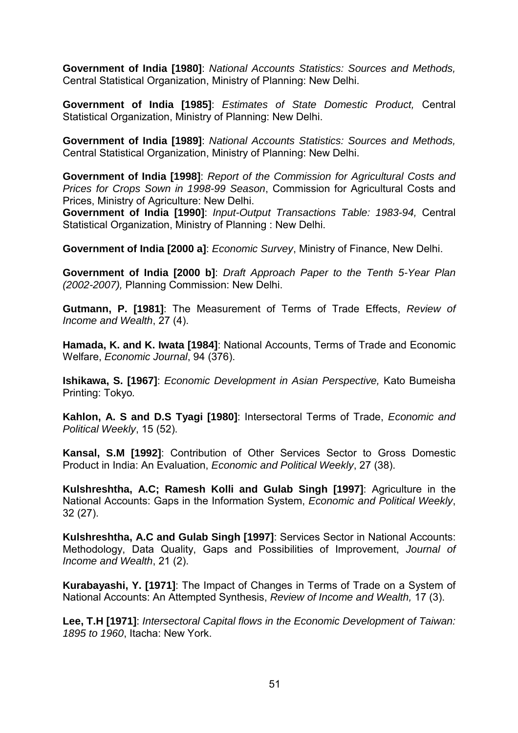**Government of India [1980]**: *National Accounts Statistics: Sources and Methods,* Central Statistical Organization, Ministry of Planning: New Delhi.

**Government of India [1985]**: *Estimates of State Domestic Product,* Central Statistical Organization, Ministry of Planning: New Delhi.

**Government of India [1989]**: *National Accounts Statistics: Sources and Methods,* Central Statistical Organization, Ministry of Planning: New Delhi.

**Government of India [1998]**: *Report of the Commission for Agricultural Costs and Prices for Crops Sown in 1998-99 Season*, Commission for Agricultural Costs and Prices, Ministry of Agriculture: New Delhi.

**Government of India [1990]**: *Input-Output Transactions Table: 1983-94,* Central Statistical Organization, Ministry of Planning : New Delhi.

**Government of India [2000 a]**: *Economic Survey*, Ministry of Finance, New Delhi.

**Government of India [2000 b]**: *Draft Approach Paper to the Tenth 5-Year Plan (2002-2007),* Planning Commission: New Delhi.

**Gutmann, P. [1981]**: The Measurement of Terms of Trade Effects, *Review of Income and Wealth*, 27 (4).

**Hamada, K. and K. Iwata [1984]**: National Accounts, Terms of Trade and Economic Welfare, *Economic Journal*, 94 (376).

**Ishikawa, S. [1967]**: *Economic Development in Asian Perspective,* Kato Bumeisha Printing: Tokyo.

**Kahlon, A. S and D.S Tyagi [1980]**: Intersectoral Terms of Trade, *Economic and Political Weekly*, 15 (52).

**Kansal, S.M [1992]**: Contribution of Other Services Sector to Gross Domestic Product in India: An Evaluation, *Economic and Political Weekly*, 27 (38).

**Kulshreshtha, A.C; Ramesh Kolli and Gulab Singh [1997]**: Agriculture in the National Accounts: Gaps in the Information System, *Economic and Political Weekly*, 32 (27).

**Kulshreshtha, A.C and Gulab Singh [1997]**: Services Sector in National Accounts: Methodology, Data Quality, Gaps and Possibilities of Improvement, *Journal of Income and Wealth*, 21 (2).

**Kurabayashi, Y. [1971]**: The Impact of Changes in Terms of Trade on a System of National Accounts: An Attempted Synthesis, *Review of Income and Wealth,* 17 (3).

**Lee, T.H [1971]**: *Intersectoral Capital flows in the Economic Development of Taiwan: 1895 to 1960*, Itacha: New York.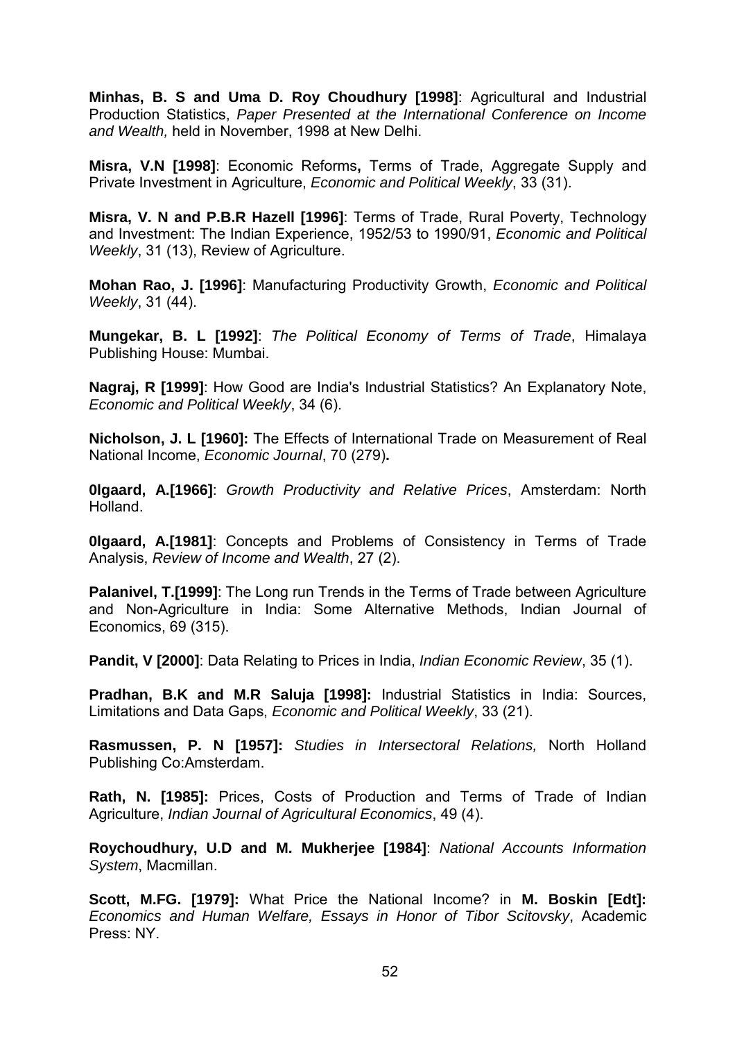**Minhas, B. S and Uma D. Roy Choudhury [1998]**: Agricultural and Industrial Production Statistics, *Paper Presented at the International Conference on Income and Wealth,* held in November, 1998 at New Delhi.

**Misra, V.N [1998]**: Economic Reforms**,** Terms of Trade, Aggregate Supply and Private Investment in Agriculture, *Economic and Political Weekly*, 33 (31).

**Misra, V. N and P.B.R Hazell [1996]**: Terms of Trade, Rural Poverty, Technology and Investment: The Indian Experience, 1952/53 to 1990/91, *Economic and Political Weekly*, 31 (13), Review of Agriculture.

**Mohan Rao, J. [1996]**: Manufacturing Productivity Growth, *Economic and Political Weekly*, 31 (44).

**Mungekar, B. L [1992]**: *The Political Economy of Terms of Trade*, Himalaya Publishing House: Mumbai.

**Nagraj, R [1999]**: How Good are India's Industrial Statistics? An Explanatory Note, *Economic and Political Weekly*, 34 (6).

**Nicholson, J. L [1960]:** The Effects of International Trade on Measurement of Real National Income, *Economic Journal*, 70 (279)**.**

**0lgaard, A.[1966]**: *Growth Productivity and Relative Prices*, Amsterdam: North Holland.

**0lgaard, A.[1981]**: Concepts and Problems of Consistency in Terms of Trade Analysis, *Review of Income and Wealth*, 27 (2).

**Palanivel, T.[1999]**: The Long run Trends in the Terms of Trade between Agriculture and Non-Agriculture in India: Some Alternative Methods, Indian Journal of Economics, 69 (315).

**Pandit, V [2000]**: Data Relating to Prices in India, *Indian Economic Review*, 35 (1).

**Pradhan, B.K and M.R Saluja [1998]:** Industrial Statistics in India: Sources, Limitations and Data Gaps, *Economic and Political Weekly*, 33 (21).

**Rasmussen, P. N [1957]:** *Studies in Intersectoral Relations,* North Holland Publishing Co:Amsterdam.

**Rath, N. [1985]:** Prices, Costs of Production and Terms of Trade of Indian Agriculture, *Indian Journal of Agricultural Economics*, 49 (4).

**Roychoudhury, U.D and M. Mukherjee [1984]**: *National Accounts Information System*, Macmillan.

**Scott, M.FG. [1979]:** What Price the National Income? in **M. Boskin [Edt]:** *Economics and Human Welfare, Essays in Honor of Tibor Scitovsky*, Academic Press: NY.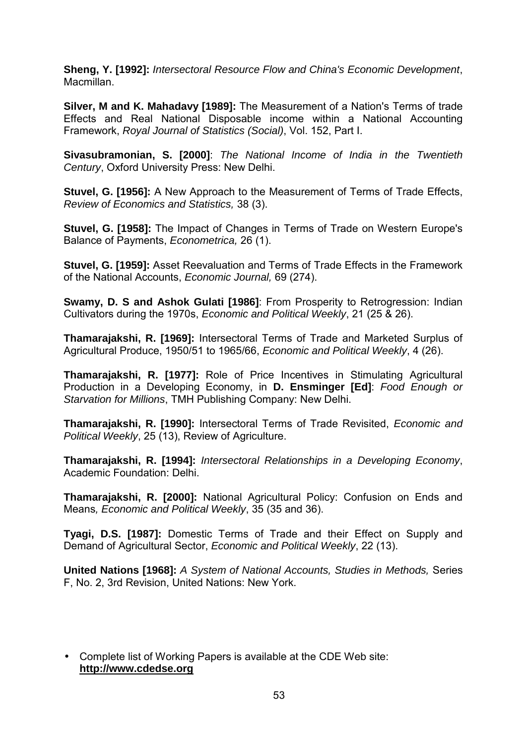**Sheng, Y. [1992]:** *Intersectoral Resource Flow and China's Economic Development*, Macmillan.

**Silver, M and K. Mahadavy [1989]:** The Measurement of a Nation's Terms of trade Effects and Real National Disposable income within a National Accounting Framework, *Royal Journal of Statistics (Social)*, Vol. 152, Part I.

**Sivasubramonian, S. [2000]**: *The National Income of India in the Twentieth Century*, Oxford University Press: New Delhi.

**Stuvel, G. [1956]:** A New Approach to the Measurement of Terms of Trade Effects, *Review of Economics and Statistics,* 38 (3).

**Stuvel, G. [1958]:** The Impact of Changes in Terms of Trade on Western Europe's Balance of Payments, *Econometrica,* 26 (1).

**Stuvel, G. [1959]:** Asset Reevaluation and Terms of Trade Effects in the Framework of the National Accounts, *Economic Journal,* 69 (274).

**Swamy, D. S and Ashok Gulati [1986]**: From Prosperity to Retrogression: Indian Cultivators during the 1970s, *Economic and Political Weekly*, 21 (25 & 26).

**Thamarajakshi, R. [1969]:** Intersectoral Terms of Trade and Marketed Surplus of Agricultural Produce, 1950/51 to 1965/66, *Economic and Political Weekly*, 4 (26).

**Thamarajakshi, R. [1977]:** Role of Price Incentives in Stimulating Agricultural Production in a Developing Economy, in **D. Ensminger [Ed]**: *Food Enough or Starvation for Millions*, TMH Publishing Company: New Delhi.

**Thamarajakshi, R. [1990]:** Intersectoral Terms of Trade Revisited, *Economic and Political Weekly*, 25 (13), Review of Agriculture.

**Thamarajakshi, R. [1994]:** *Intersectoral Relationships in a Developing Economy*, Academic Foundation: Delhi.

**Thamarajakshi, R. [2000]:** National Agricultural Policy: Confusion on Ends and Means*, Economic and Political Weekly*, 35 (35 and 36).

**Tyagi, D.S. [1987]:** Domestic Terms of Trade and their Effect on Supply and Demand of Agricultural Sector, *Economic and Political Weekly*, 22 (13).

**United Nations [1968]:** *A System of National Accounts, Studies in Methods,* Series F, No. 2, 3rd Revision, United Nations: New York.

- Complete list of Working Papers is available at the CDE Web site: **http://www.cdedse.org**